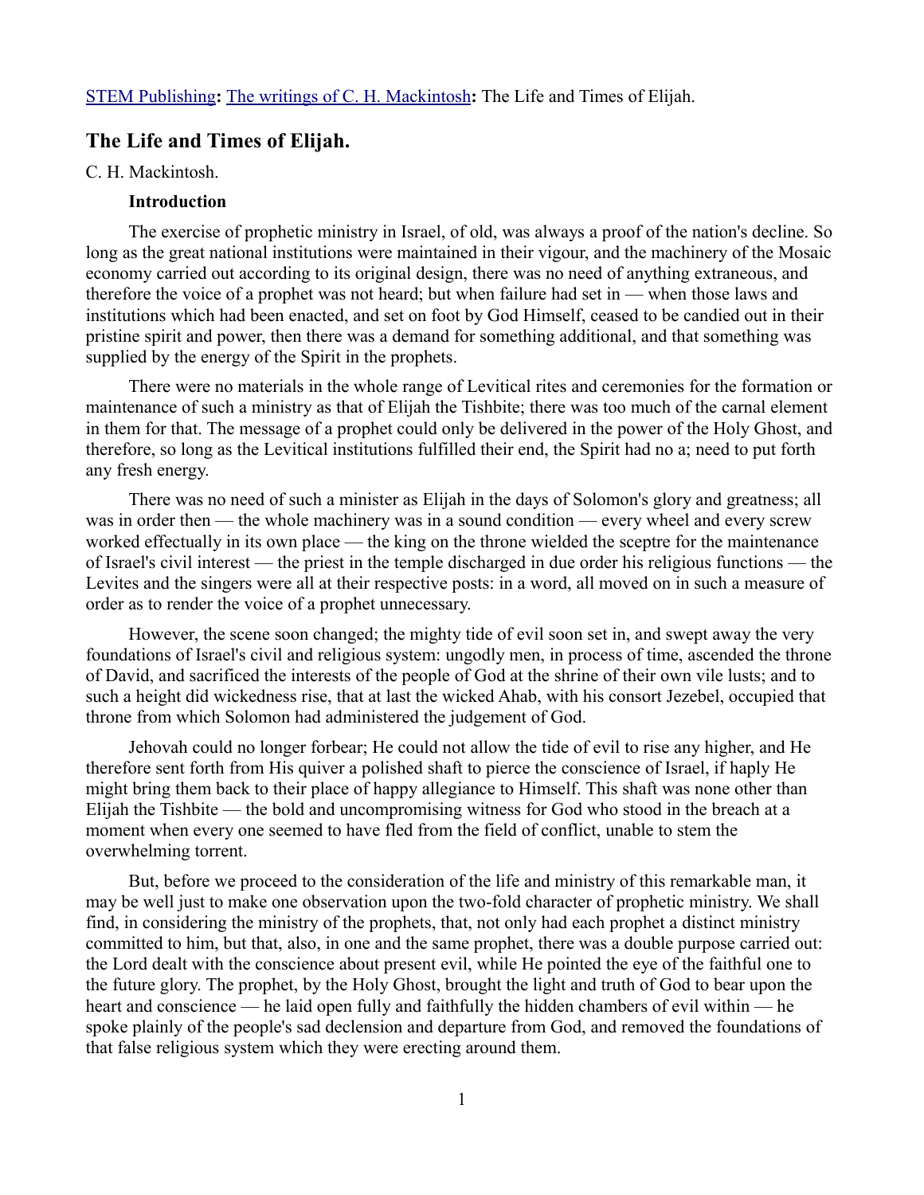STEM Publishing**:** The writings of C. H. Mackintosh**:** The Life and Times of Elijah.

## The Life and Times of Elijah.

C. H. Mackintosh.

### Introduction

The exercise of prophetic ministry in Israel, of old, was always a proof of the nation's decline. So long as the great national institutions were maintained in their vigour, and the machinery of the Mosaic economy carried out according to its original design, there was no need of anything extraneous, and therefore the voice of a prophet was not heard; but when failure had set in — when those laws and institutions which had been enacted, and set on foot by God Himself, ceased to be candied out in their pristine spirit and power, then there was a demand for something additional, and that something was supplied by the energy of the Spirit in the prophets.

There were no materials in the whole range of Levitical rites and ceremonies for the formation or maintenance of such a ministry as that of Elijah the Tishbite; there was too much of the carnal element in them for that. The message of a prophet could only be delivered in the power of the Holy Ghost, and therefore, so long as the Levitical institutions fulfilled their end, the Spirit had no a; need to put forth any fresh energy.

There was no need of such a minister as Elijah in the days of Solomon's glory and greatness; all was in order then — the whole machinery was in a sound condition — every wheel and every screw worked effectually in its own place — the king on the throne wielded the sceptre for the maintenance of Israel's civil interest — the priest in the temple discharged in due order his religious functions — the Levites and the singers were all at their respective posts: in a word, all moved on in such a measure of order as to render the voice of a prophet unnecessary.

However, the scene soon changed; the mighty tide of evil soon set in, and swept away the very foundations of Israel's civil and religious system: ungodly men, in process of time, ascended the throne of David, and sacrificed the interests of the people of God at the shrine of their own vile lusts; and to such a height did wickedness rise, that at last the wicked Ahab, with his consort Jezebel, occupied that throne from which Solomon had administered the judgement of God.

Jehovah could no longer forbear; He could not allow the tide of evil to rise any higher, and He therefore sent forth from His quiver a polished shaft to pierce the conscience of Israel, if haply He might bring them back to their place of happy allegiance to Himself. This shaft was none other than Elijah the Tishbite — the bold and uncompromising witness for God who stood in the breach at a moment when every one seemed to have fled from the field of conflict, unable to stem the overwhelming torrent.

But, before we proceed to the consideration of the life and ministry of this remarkable man, it may be well just to make one observation upon the two-fold character of prophetic ministry. We shall find, in considering the ministry of the prophets, that, not only had each prophet a distinct ministry committed to him, but that, also, in one and the same prophet, there was a double purpose carried out: the Lord dealt with the conscience about present evil, while He pointed the eye of the faithful one to the future glory. The prophet, by the Holy Ghost, brought the light and truth of God to bear upon the heart and conscience — he laid open fully and faithfully the hidden chambers of evil within — he spoke plainly of the people's sad declension and departure from God, and removed the foundations of that false religious system which they were erecting around them.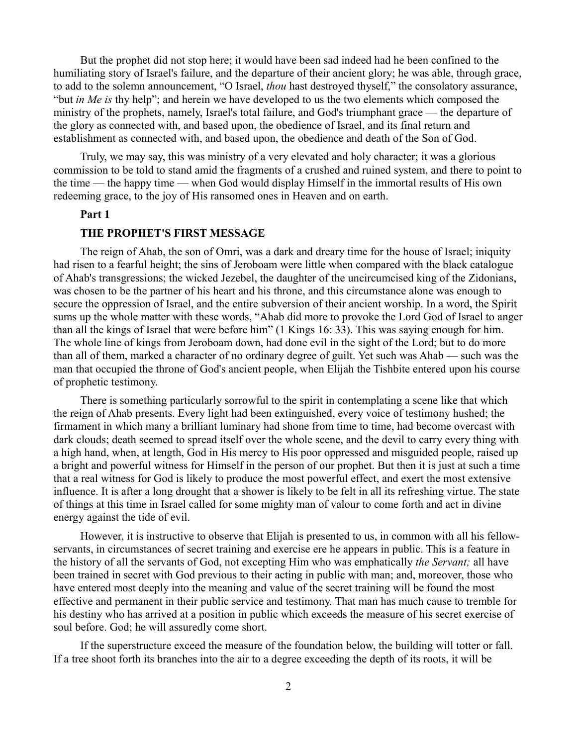But the prophet did not stop here; it would have been sad indeed had he been confined to the humiliating story of Israel's failure, and the departure of their ancient glory; he was able, through grace, to add to the solemn announcement, "O Israel, *thou* hast destroyed thyself," the consolatory assurance, "but *in Me is* thy help"; and herein we have developed to us the two elements which composed the ministry of the prophets, namely, Israel's total failure, and God's triumphant grace — the departure of the glory as connected with, and based upon, the obedience of Israel, and its final return and establishment as connected with, and based upon, the obedience and death of the Son of God.

Truly, we may say, this was ministry of a very elevated and holy character; it was a glorious commission to be told to stand amid the fragments of a crushed and ruined system, and there to point to the time — the happy time — when God would display Himself in the immortal results of His own redeeming grace, to the joy of His ransomed ones in Heaven and on earth.

## Part 1

### THE PROPHET'S FIRST MESSAGE

The reign of Ahab, the son of Omri, was a dark and dreary time for the house of Israel; iniquity had risen to a fearful height; the sins of Jeroboam were little when compared with the black catalogue of Ahab's transgressions; the wicked Jezebel, the daughter of the uncircumcised king of the Zidonians, was chosen to be the partner of his heart and his throne, and this circumstance alone was enough to secure the oppression of Israel, and the entire subversion of their ancient worship. In a word, the Spirit sums up the whole matter with these words, "Ahab did more to provoke the Lord God of Israel to anger than all the kings of Israel that were before him" (1 Kings 16: 33). This was saying enough for him. The whole line of kings from Jeroboam down, had done evil in the sight of the Lord; but to do more than all of them, marked a character of no ordinary degree of guilt. Yet such was Ahab — such was the man that occupied the throne of God's ancient people, when Elijah the Tishbite entered upon his course of prophetic testimony.

There is something particularly sorrowful to the spirit in contemplating a scene like that which the reign of Ahab presents. Every light had been extinguished, every voice of testimony hushed; the firmament in which many a brilliant luminary had shone from time to time, had become overcast with dark clouds; death seemed to spread itself over the whole scene, and the devil to carry every thing with a high hand, when, at length, God in His mercy to His poor oppressed and misguided people, raised up a bright and powerful witness for Himself in the person of our prophet. But then it is just at such a time that a real witness for God is likely to produce the most powerful effect, and exert the most extensive influence. It is after a long drought that a shower is likely to be felt in all its refreshing virtue. The state of things at this time in Israel called for some mighty man of valour to come forth and act in divine energy against the tide of evil.

However, it is instructive to observe that Elijah is presented to us, in common with all his fellow-servants, in circumstances of secret training and exercise ere he appears in public. This is a feature in the history of all the servants of God, not excepting Him who was emphatically *the Servant;* all have been trained in secret with God previous to their acting in public with man; and, moreover, those who have entered most deeply into the meaning and value of the secret training will be found the most effective and permanent in their public service and testimony. That man has much cause to tremble for his destiny who has arrived at a position in public which exceeds the measure of his secret exercise of soul before. God; he will assuredly come short.

If the superstructure exceed the measure of the foundation below, the building will totter or fall. If a tree shoot forth its branches into the air to a degree exceeding the depth of its roots, it will be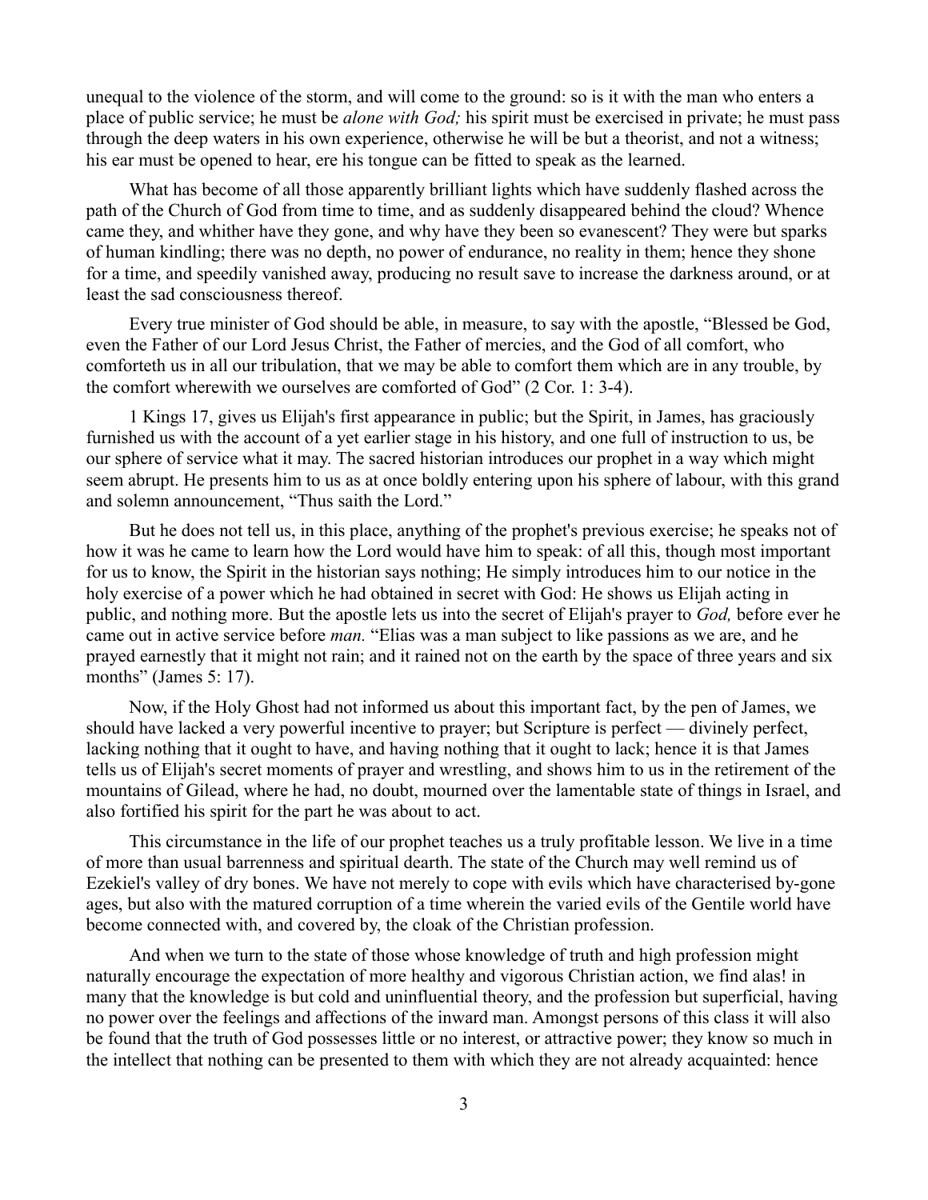unequal to the violence of the storm, and will come to the ground: so is it with the man who enters a place of public service; he must be *alone with God;* his spirit must be exercised in private; he must pass through the deep waters in his own experience, otherwise he will be but a theorist, and not a witness; his ear must be opened to hear, ere his tongue can be fitted to speak as the learned.

What has become of all those apparently brilliant lights which have suddenly flashed across the path of the Church of God from time to time, and as suddenly disappeared behind the cloud? Whence came they, and whither have they gone, and why have they been so evanescent? They were but sparks of human kindling; there was no depth, no power of endurance, no reality in them; hence they shone for a time, and speedily vanished away, producing no result save to increase the darkness around, or at least the sad consciousness thereof.

Every true minister of God should be able, in measure, to say with the apostle, "Blessed be God, even the Father of our Lord Jesus Christ, the Father of mercies, and the God of all comfort, who comforteth us in all our tribulation, that we may be able to comfort them which are in any trouble, by the comfort wherewith we ourselves are comforted of God" (2 Cor. 1: 3-4).

1 Kings 17, gives us Elijah's first appearance in public; but the Spirit, in James, has graciously furnished us with the account of a yet earlier stage in his history, and one full of instruction to us, be our sphere of service what it may. The sacred historian introduces our prophet in a way which might seem abrupt. He presents him to us as at once boldly entering upon his sphere of labour, with this grand and solemn announcement, "Thus saith the Lord."

But he does not tell us, in this place, anything of the prophet's previous exercise; he speaks not of how it was he came to learn how the Lord would have him to speak: of all this, though most important for us to know, the Spirit in the historian says nothing; He simply introduces him to our notice in the holy exercise of a power which he had obtained in secret with God: He shows us Elijah acting in public, and nothing more. But the apostle lets us into the secret of Elijah's prayer to *God,* before ever he came out in active service before *man.* "Elias was a man subject to like passions as we are, and he prayed earnestly that it might not rain; and it rained not on the earth by the space of three years and six months" (James 5: 17).

Now, if the Holy Ghost had not informed us about this important fact, by the pen of James, we should have lacked a very powerful incentive to prayer; but Scripture is perfect — divinely perfect, lacking nothing that it ought to have, and having nothing that it ought to lack; hence it is that James tells us of Elijah's secret moments of prayer and wrestling, and shows him to us in the retirement of the mountains of Gilead, where he had, no doubt, mourned over the lamentable state of things in Israel, and also fortified his spirit for the part he was about to act.

This circumstance in the life of our prophet teaches us a truly profitable lesson. We live in a time of more than usual barrenness and spiritual dearth. The state of the Church may well remind us of Ezekiel's valley of dry bones. We have not merely to cope with evils which have characterised by-gone ages, but also with the matured corruption of a time wherein the varied evils of the Gentile world have become connected with, and covered by, the cloak of the Christian profession.

And when we turn to the state of those whose knowledge of truth and high profession might naturally encourage the expectation of more healthy and vigorous Christian action, we find alas! in many that the knowledge is but cold and uninfluential theory, and the profession but superficial, having no power over the feelings and affections of the inward man. Amongst persons of this class it will also be found that the truth of God possesses little or no interest, or attractive power; they know so much in the intellect that nothing can be presented to them with which they are not already acquainted: hence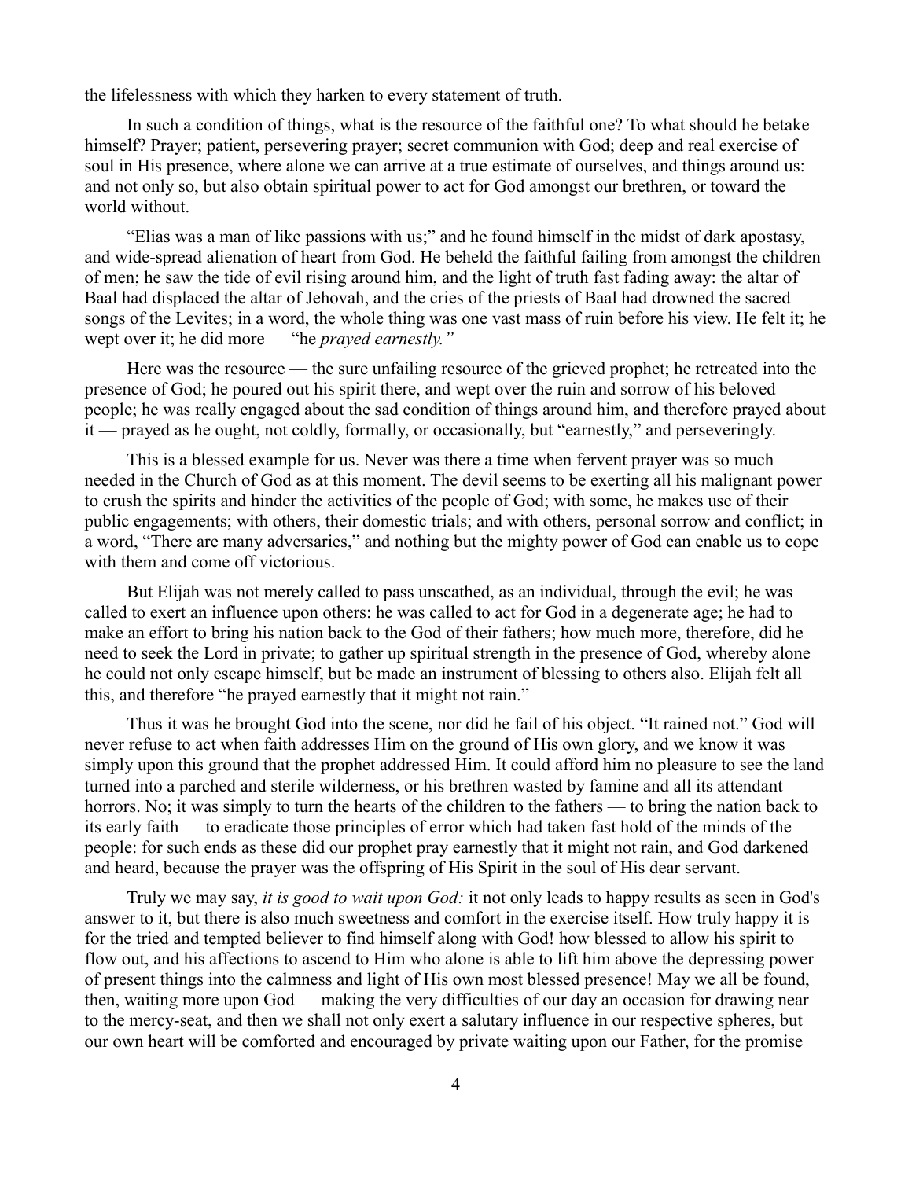the lifelessness with which they harken to every statement of truth.

In such a condition of things, what is the resource of the faithful one? To what should he betake himself? Prayer; patient, persevering prayer; secret communion with God; deep and real exercise of soul in His presence, where alone we can arrive at a true estimate of ourselves, and things around us: and not only so, but also obtain spiritual power to act for God amongst our brethren, or toward the world without.

"Elias was a man of like passions with us;" and he found himself in the midst of dark apostasy, and wide-spread alienation of heart from God. He beheld the faithful failing from amongst the children of men; he saw the tide of evil rising around him, and the light of truth fast fading away: the altar of Baal had displaced the altar of Jehovah, and the cries of the priests of Baal had drowned the sacred songs of the Levites; in a word, the whole thing was one vast mass of ruin before his view. He felt it; he wept over it; he did more — "he *prayed earnestly."*

Here was the resource — the sure unfailing resource of the grieved prophet; he retreated into the presence of God; he poured out his spirit there, and wept over the ruin and sorrow of his beloved people; he was really engaged about the sad condition of things around him, and therefore prayed about it — prayed as he ought, not coldly, formally, or occasionally, but "earnestly," and perseveringly.

This is a blessed example for us. Never was there a time when fervent prayer was so much needed in the Church of God as at this moment. The devil seems to be exerting all his malignant power to crush the spirits and hinder the activities of the people of God; with some, he makes use of their public engagements; with others, their domestic trials; and with others, personal sorrow and conflict; in a word, "There are many adversaries," and nothing but the mighty power of God can enable us to cope with them and come off victorious.

But Elijah was not merely called to pass unscathed, as an individual, through the evil; he was called to exert an influence upon others: he was called to act for God in a degenerate age; he had to make an effort to bring his nation back to the God of their fathers; how much more, therefore, did he need to seek the Lord in private; to gather up spiritual strength in the presence of God, whereby alone he could not only escape himself, but be made an instrument of blessing to others also. Elijah felt all this, and therefore "he prayed earnestly that it might not rain."

Thus it was he brought God into the scene, nor did he fail of his object. "It rained not." God will never refuse to act when faith addresses Him on the ground of His own glory, and we know it was simply upon this ground that the prophet addressed Him. It could afford him no pleasure to see the land turned into a parched and sterile wilderness, or his brethren wasted by famine and all its attendant horrors. No; it was simply to turn the hearts of the children to the fathers — to bring the nation back to its early faith — to eradicate those principles of error which had taken fast hold of the minds of the people: for such ends as these did our prophet pray earnestly that it might not rain, and God darkened and heard, because the prayer was the offspring of His Spirit in the soul of His dear servant.

Truly we may say, *it is good to wait upon God:* it not only leads to happy results as seen in God's answer to it, but there is also much sweetness and comfort in the exercise itself. How truly happy it is for the tried and tempted believer to find himself along with God! how blessed to allow his spirit to flow out, and his affections to ascend to Him who alone is able to lift him above the depressing power of present things into the calmness and light of His own most blessed presence! May we all be found, then, waiting more upon God — making the very difficulties of our day an occasion for drawing near to the mercy-seat, and then we shall not only exert a salutary influence in our respective spheres, but our own heart will be comforted and encouraged by private waiting upon our Father, for the promise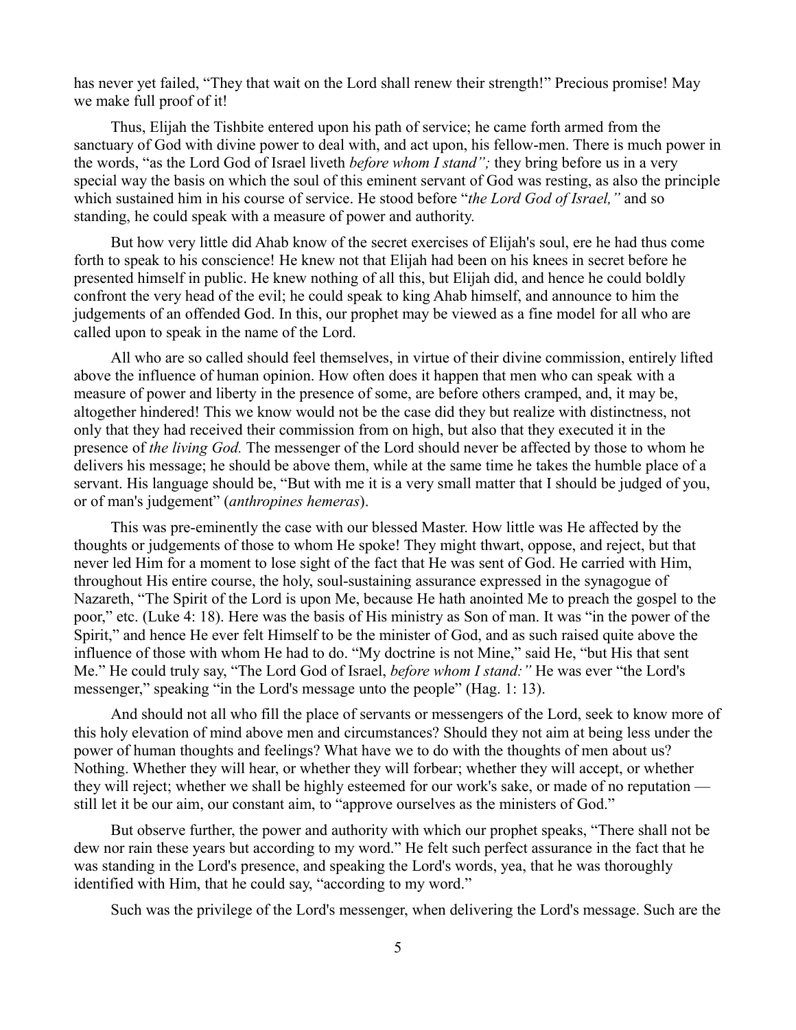has never yet failed, "They that wait on the Lord shall renew their strength!" Precious promise! May we make full proof of it!

Thus, Elijah the Tishbite entered upon his path of service; he came forth armed from the sanctuary of God with divine power to deal with, and act upon, his fellow-men. There is much power in the words, "as the Lord God of Israel liveth *before whom I stand";* they bring before us in a very special way the basis on which the soul of this eminent servant of God was resting, as also the principle which sustained him in his course of service. He stood before "*the Lord God of Israel,"* and so standing, he could speak with a measure of power and authority.

But how very little did Ahab know of the secret exercises of Elijah's soul, ere he had thus come forth to speak to his conscience! He knew not that Elijah had been on his knees in secret before he presented himself in public. He knew nothing of all this, but Elijah did, and hence he could boldly confront the very head of the evil; he could speak to king Ahab himself, and announce to him the judgements of an offended God. In this, our prophet may be viewed as a fine model for all who are called upon to speak in the name of the Lord.

All who are so called should feel themselves, in virtue of their divine commission, entirely lifted above the influence of human opinion. How often does it happen that men who can speak with a measure of power and liberty in the presence of some, are before others cramped, and, it may be, altogether hindered! This we know would not be the case did they but realize with distinctness, not only that they had received their commission from on high, but also that they executed it in the presence of *the living God.* The messenger of the Lord should never be affected by those to whom he delivers his message; he should be above them, while at the same time he takes the humble place of a servant. His language should be, "But with me it is a very small matter that I should be judged of you, or of man's judgement" (*anthropines hemeras*).

This was pre-eminently the case with our blessed Master. How little was He affected by the thoughts or judgements of those to whom He spoke! They might thwart, oppose, and reject, but that never led Him for a moment to lose sight of the fact that He was sent of God. He carried with Him, throughout His entire course, the holy, soul-sustaining assurance expressed in the synagogue of Nazareth, "The Spirit of the Lord is upon Me, because He hath anointed Me to preach the gospel to the poor," etc. (Luke 4: 18). Here was the basis of His ministry as Son of man. It was "in the power of the Spirit," and hence He ever felt Himself to be the minister of God, and as such raised quite above the influence of those with whom He had to do. "My doctrine is not Mine," said He, "but His that sent Me." He could truly say, "The Lord God of Israel, *before whom I stand:"* He was ever "the Lord's messenger," speaking "in the Lord's message unto the people" (Hag. 1: 13).

And should not all who fill the place of servants or messengers of the Lord, seek to know more of this holy elevation of mind above men and circumstances? Should they not aim at being less under the power of human thoughts and feelings? What have we to do with the thoughts of men about us? Nothing. Whether they will hear, or whether they will forbear; whether they will accept, or whether they will reject; whether we shall be highly esteemed for our work's sake, or made of no reputation — still let it be our aim, our constant aim, to "approve ourselves as the ministers of God."

But observe further, the power and authority with which our prophet speaks, "There shall not be dew nor rain these years but according to my word." He felt such perfect assurance in the fact that he was standing in the Lord's presence, and speaking the Lord's words, yea, that he was thoroughly identified with Him, that he could say, "according to my word."

Such was the privilege of the Lord's messenger, when delivering the Lord's message. Such are the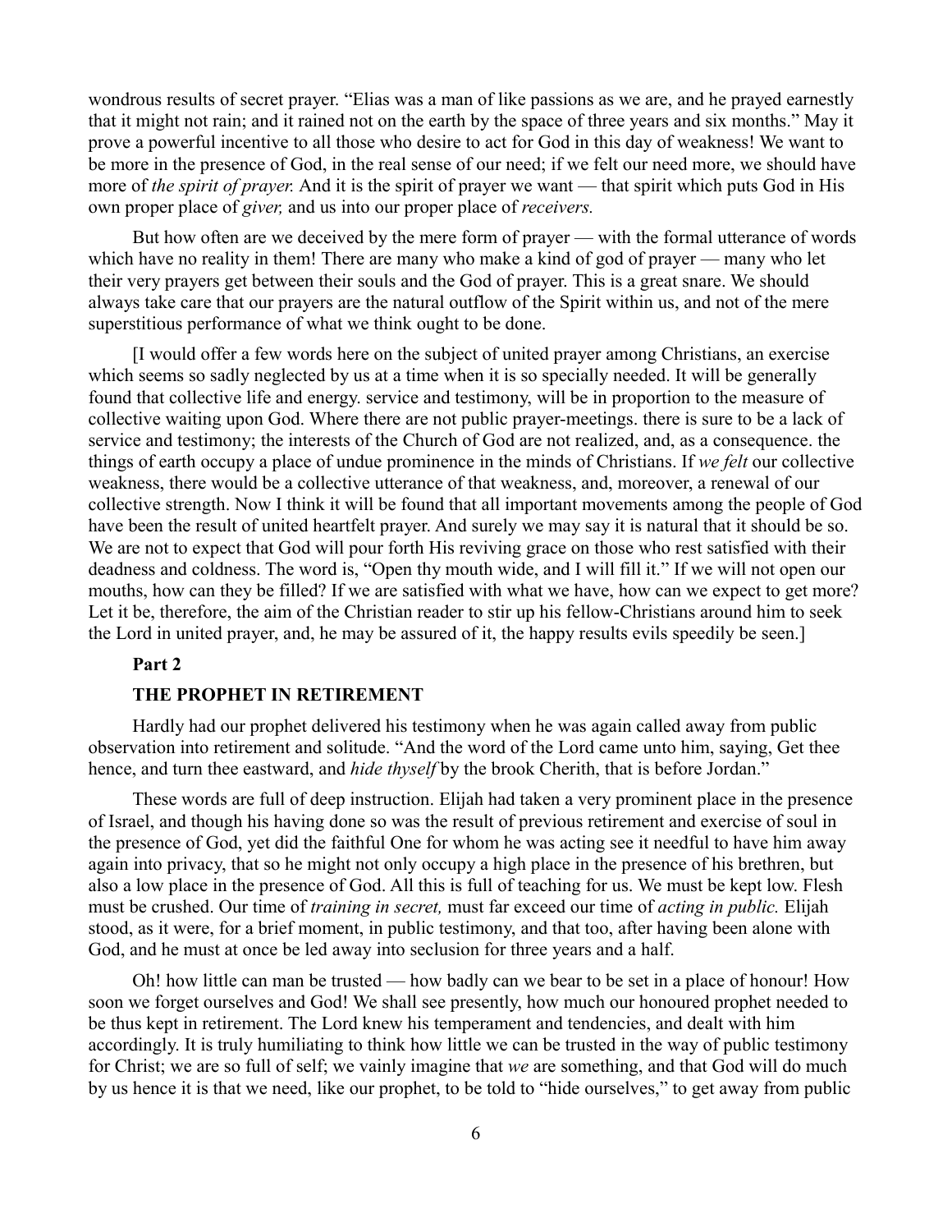wondrous results of secret prayer. “Elias was a man of like passions as we are, and he prayed earnestly that it might not rain; and it rained not on the earth by the space of three years and six months.” May it prove a powerful incentive to all those who desire to act for God in this day of weakness! We want to be more in the presence of God, in the real sense of our need; if we felt our need more, we should have more of *the spirit of prayer.* And it is the spirit of prayer we want — that spirit which puts God in His own proper place of *giver,* and us into our proper place of *receivers.*

But how often are we deceived by the mere form of prayer — with the formal utterance of words which have no reality in them! There are many who make a kind of god of prayer — many who let their very prayers get between their souls and the God of prayer. This is a great snare. We should always take care that our prayers are the natural outflow of the Spirit within us, and not of the mere superstitious performance of what we think ought to be done.

[I would offer a few words here on the subject of united prayer among Christians, an exercise which seems so sadly neglected by us at a time when it is so specially needed. It will be generally found that collective life and energy. service and testimony, will be in proportion to the measure of collective waiting upon God. Where there are not public prayer-meetings. there is sure to be a lack of service and testimony; the interests of the Church of God are not realized, and, as a consequence. the things of earth occupy a place of undue prominence in the minds of Christians. If *we felt* our collective weakness, there would be a collective utterance of that weakness, and, moreover, a renewal of our collective strength. Now I think it will be found that all important movements among the people of God have been the result of united heartfelt prayer. And surely we may say it is natural that it should be so. We are not to expect that God will pour forth His reviving grace on those who rest satisfied with their deadness and coldness. The word is, “Open thy mouth wide, and I will fill it.” If we will not open our mouths, how can they be filled? If we are satisfied with what we have, how can we expect to get more? Let it be, therefore, the aim of the Christian reader to stir up his fellow-Christians around him to seek the Lord in united prayer, and, he may be assured of it, the happy results evils speedily be seen.]

**Part 2**

**THE PROPHET IN RETIREMENT**

Hardly had our prophet delivered his testimony when he was again called away from public observation into retirement and solitude. “And the word of the Lord came unto him, saying, Get thee hence, and turn thee eastward, and *hide thyself* by the brook Cherith, that is before Jordan.”

These words are full of deep instruction. Elijah had taken a very prominent place in the presence of Israel, and though his having done so was the result of previous retirement and exercise of soul in the presence of God, yet did the faithful One for whom he was acting see it needful to have him away again into privacy, that so he might not only occupy a high place in the presence of his brethren, but also a low place in the presence of God. All this is full of teaching for us. We must be kept low. Flesh must be crushed. Our time of *training in secret,* must far exceed our time of *acting in public.* Elijah stood, as it were, for a brief moment, in public testimony, and that too, after having been alone with God, and he must at once be led away into seclusion for three years and a half.

Oh! how little can man be trusted — how badly can we bear to be set in a place of honour! How soon we forget ourselves and God! We shall see presently, how much our honoured prophet needed to be thus kept in retirement. The Lord knew his temperament and tendencies, and dealt with him accordingly. It is truly humiliating to think how little we can be trusted in the way of public testimony for Christ; we are so full of self; we vainly imagine that *we* are something, and that God will do much by us hence it is that we need, like our prophet, to be told to “hide ourselves,” to get away from public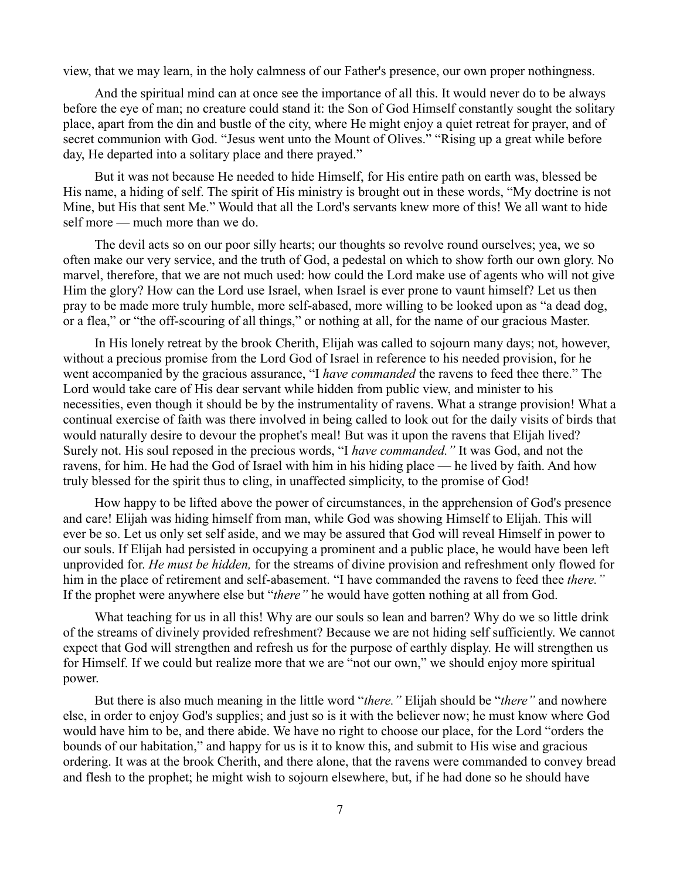view, that we may learn, in the holy calmness of our Father's presence, our own proper nothingness.

And the spiritual mind can at once see the importance of all this. It would never do to be always before the eye of man; no creature could stand it: the Son of God Himself constantly sought the solitary place, apart from the din and bustle of the city, where He might enjoy a quiet retreat for prayer, and of secret communion with God. "Jesus went unto the Mount of Olives." "Rising up a great while before day, He departed into a solitary place and there prayed."

But it was not because He needed to hide Himself, for His entire path on earth was, blessed be His name, a hiding of self. The spirit of His ministry is brought out in these words, "My doctrine is not Mine, but His that sent Me." Would that all the Lord's servants knew more of this! We all want to hide self more — much more than we do.

The devil acts so on our poor silly hearts; our thoughts so revolve round ourselves; yea, we so often make our very service, and the truth of God, a pedestal on which to show forth our own glory. No marvel, therefore, that we are not much used: how could the Lord make use of agents who will not give Him the glory? How can the Lord use Israel, when Israel is ever prone to vaunt himself? Let us then pray to be made more truly humble, more self-abased, more willing to be looked upon as "a dead dog, or a flea," or "the off-scouring of all things," or nothing at all, for the name of our gracious Master.

In His lonely retreat by the brook Cherith, Elijah was called to sojourn many days; not, however, without a precious promise from the Lord God of Israel in reference to his needed provision, for he went accompanied by the gracious assurance, "I *have commanded* the ravens to feed thee there." The Lord would take care of His dear servant while hidden from public view, and minister to his necessities, even though it should be by the instrumentality of ravens. What a strange provision! What a continual exercise of faith was there involved in being called to look out for the daily visits of birds that would naturally desire to devour the prophet's meal! But was it upon the ravens that Elijah lived? Surely not. His soul reposed in the precious words, "I *have commanded."* It was God, and not the ravens, for him. He had the God of Israel with him in his hiding place — he lived by faith. And how truly blessed for the spirit thus to cling, in unaffected simplicity, to the promise of God!

How happy to be lifted above the power of circumstances, in the apprehension of God's presence and care! Elijah was hiding himself from man, while God was showing Himself to Elijah. This will ever be so. Let us only set self aside, and we may be assured that God will reveal Himself in power to our souls. If Elijah had persisted in occupying a prominent and a public place, he would have been left unprovided for. *He must be hidden,* for the streams of divine provision and refreshment only flowed for him in the place of retirement and self-abasement. "I have commanded the ravens to feed thee *there."* If the prophet were anywhere else but "*there"* he would have gotten nothing at all from God.

What teaching for us in all this! Why are our souls so lean and barren? Why do we so little drink of the streams of divinely provided refreshment? Because we are not hiding self sufficiently. We cannot expect that God will strengthen and refresh us for the purpose of earthly display. He will strengthen us for Himself. If we could but realize more that we are "not our own," we should enjoy more spiritual power.

But there is also much meaning in the little word "*there."* Elijah should be "*there"* and nowhere else, in order to enjoy God's supplies; and just so is it with the believer now; he must know where God would have him to be, and there abide. We have no right to choose our place, for the Lord "orders the bounds of our habitation," and happy for us is it to know this, and submit to His wise and gracious ordering. It was at the brook Cherith, and there alone, that the ravens were commanded to convey bread and flesh to the prophet; he might wish to sojourn elsewhere, but, if he had done so he should have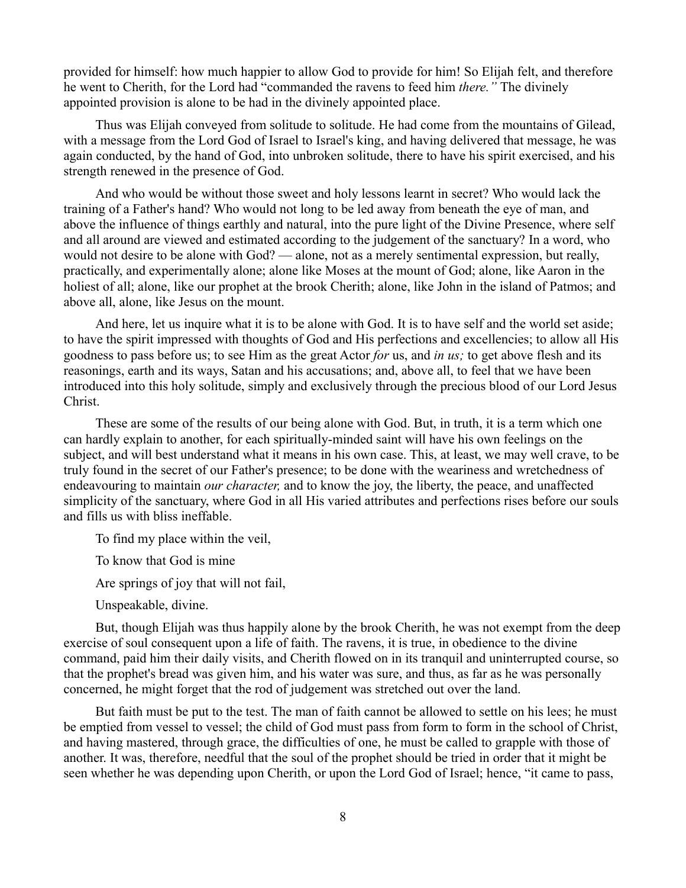provided for himself: how much happier to allow God to provide for him! So Elijah felt, and therefore he went to Cherith, for the Lord had "commanded the ravens to feed him *there."* The divinely appointed provision is alone to be had in the divinely appointed place.

Thus was Elijah conveyed from solitude to solitude. He had come from the mountains of Gilead, with a message from the Lord God of Israel to Israel's king, and having delivered that message, he was again conducted, by the hand of God, into unbroken solitude, there to have his spirit exercised, and his strength renewed in the presence of God.

And who would be without those sweet and holy lessons learnt in secret? Who would lack the training of a Father's hand? Who would not long to be led away from beneath the eye of man, and above the influence of things earthly and natural, into the pure light of the Divine Presence, where self and all around are viewed and estimated according to the judgement of the sanctuary? In a word, who would not desire to be alone with God? — alone, not as a merely sentimental expression, but really, practically, and experimentally alone; alone like Moses at the mount of God; alone, like Aaron in the holiest of all; alone, like our prophet at the brook Cherith; alone, like John in the island of Patmos; and above all, alone, like Jesus on the mount.

And here, let us inquire what it is to be alone with God. It is to have self and the world set aside; to have the spirit impressed with thoughts of God and His perfections and excellencies; to allow all His goodness to pass before us; to see Him as the great Actor *for* us, and *in us;* to get above flesh and its reasonings, earth and its ways, Satan and his accusations; and, above all, to feel that we have been introduced into this holy solitude, simply and exclusively through the precious blood of our Lord Jesus Christ.

These are some of the results of our being alone with God. But, in truth, it is a term which one can hardly explain to another, for each spiritually-minded saint will have his own feelings on the subject, and will best understand what it means in his own case. This, at least, we may well crave, to be truly found in the secret of our Father's presence; to be done with the weariness and wretchedness of endeavouring to maintain *our character,* and to know the joy, the liberty, the peace, and unaffected simplicity of the sanctuary, where God in all His varied attributes and perfections rises before our souls and fills us with bliss ineffable.

To find my place within the veil,

To know that God is mine

Are springs of joy that will not fail,

Unspeakable, divine.

But, though Elijah was thus happily alone by the brook Cherith, he was not exempt from the deep exercise of soul consequent upon a life of faith. The ravens, it is true, in obedience to the divine command, paid him their daily visits, and Cherith flowed on in its tranquil and uninterrupted course, so that the prophet's bread was given him, and his water was sure, and thus, as far as he was personally concerned, he might forget that the rod of judgement was stretched out over the land.

But faith must be put to the test. The man of faith cannot be allowed to settle on his lees; he must be emptied from vessel to vessel; the child of God must pass from form to form in the school of Christ, and having mastered, through grace, the difficulties of one, he must be called to grapple with those of another. It was, therefore, needful that the soul of the prophet should be tried in order that it might be seen whether he was depending upon Cherith, or upon the Lord God of Israel; hence, "it came to pass,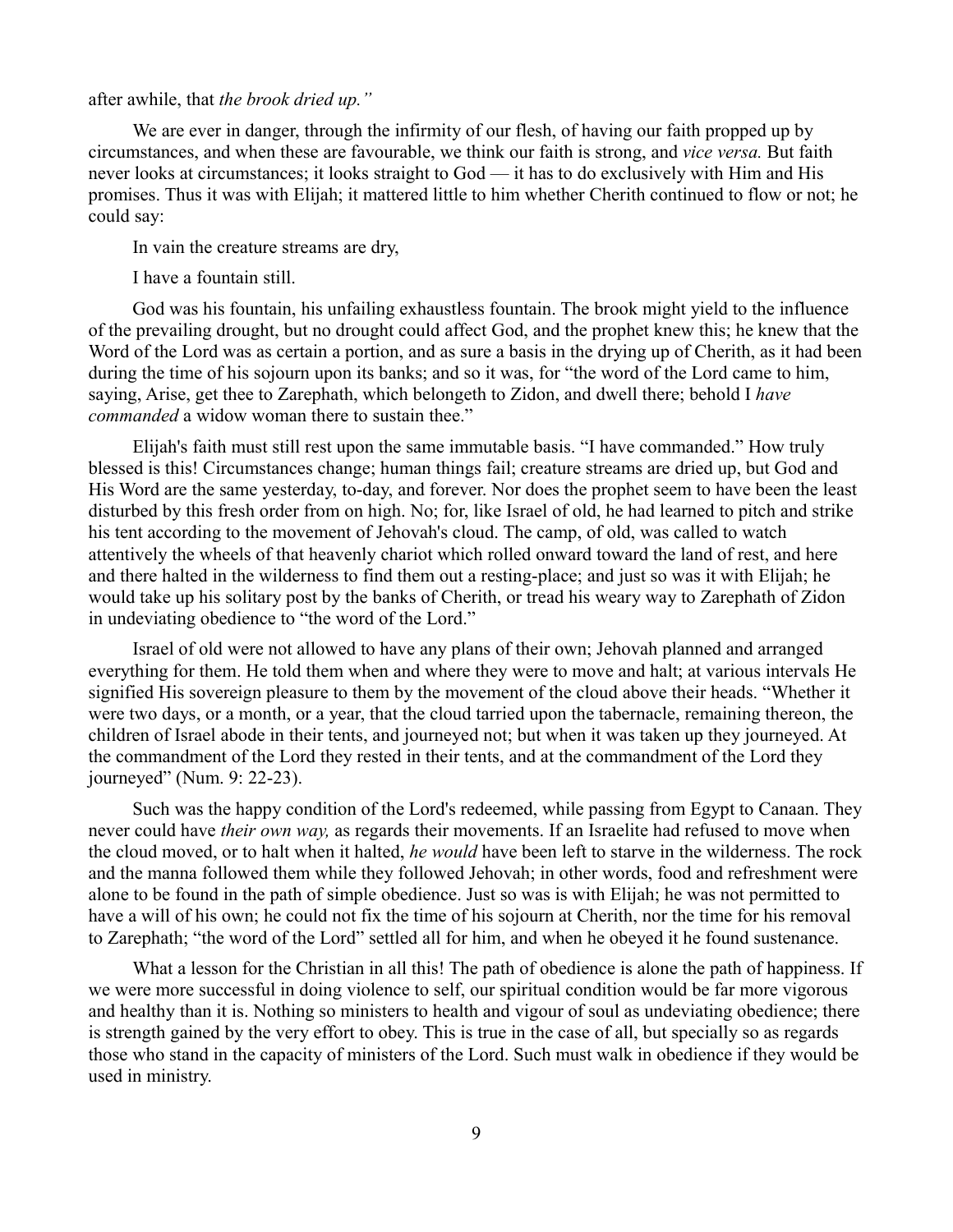after awhile, that *the brook dried up."*

We are ever in danger, through the infirmity of our flesh, of having our faith propped up by circumstances, and when these are favourable, we think our faith is strong, and *vice versa.* But faith never looks at circumstances; it looks straight to God — it has to do exclusively with Him and His promises. Thus it was with Elijah; it mattered little to him whether Cherith continued to flow or not; he could say:

In vain the creature streams are dry,

I have a fountain still.

God was his fountain, his unfailing exhaustless fountain. The brook might yield to the influence of the prevailing drought, but no drought could affect God, and the prophet knew this; he knew that the Word of the Lord was as certain a portion, and as sure a basis in the drying up of Cherith, as it had been during the time of his sojourn upon its banks; and so it was, for "the word of the Lord came to him, saying, Arise, get thee to Zarephath, which belongeth to Zidon, and dwell there; behold I *have commanded* a widow woman there to sustain thee."

Elijah's faith must still rest upon the same immutable basis. "I have commanded." How truly blessed is this! Circumstances change; human things fail; creature streams are dried up, but God and His Word are the same yesterday, to-day, and forever. Nor does the prophet seem to have been the least disturbed by this fresh order from on high. No; for, like Israel of old, he had learned to pitch and strike his tent according to the movement of Jehovah's cloud. The camp, of old, was called to watch attentively the wheels of that heavenly chariot which rolled onward toward the land of rest, and here and there halted in the wilderness to find them out a resting-place; and just so was it with Elijah; he would take up his solitary post by the banks of Cherith, or tread his weary way to Zarephath of Zidon in undeviating obedience to "the word of the Lord."

Israel of old were not allowed to have any plans of their own; Jehovah planned and arranged everything for them. He told them when and where they were to move and halt; at various intervals He signified His sovereign pleasure to them by the movement of the cloud above their heads. "Whether it were two days, or a month, or a year, that the cloud tarried upon the tabernacle, remaining thereon, the children of Israel abode in their tents, and journeyed not; but when it was taken up they journeyed. At the commandment of the Lord they rested in their tents, and at the commandment of the Lord they journeyed" (Num. 9: 22-23).

Such was the happy condition of the Lord's redeemed, while passing from Egypt to Canaan. They never could have *their own way,* as regards their movements. If an Israelite had refused to move when the cloud moved, or to halt when it halted, *he would* have been left to starve in the wilderness. The rock and the manna followed them while they followed Jehovah; in other words, food and refreshment were alone to be found in the path of simple obedience. Just so was is with Elijah; he was not permitted to have a will of his own; he could not fix the time of his sojourn at Cherith, nor the time for his removal to Zarephath; "the word of the Lord" settled all for him, and when he obeyed it he found sustenance.

What a lesson for the Christian in all this! The path of obedience is alone the path of happiness. If we were more successful in doing violence to self, our spiritual condition would be far more vigorous and healthy than it is. Nothing so ministers to health and vigour of soul as undeviating obedience; there is strength gained by the very effort to obey. This is true in the case of all, but specially so as regards those who stand in the capacity of ministers of the Lord. Such must walk in obedience if they would be used in ministry.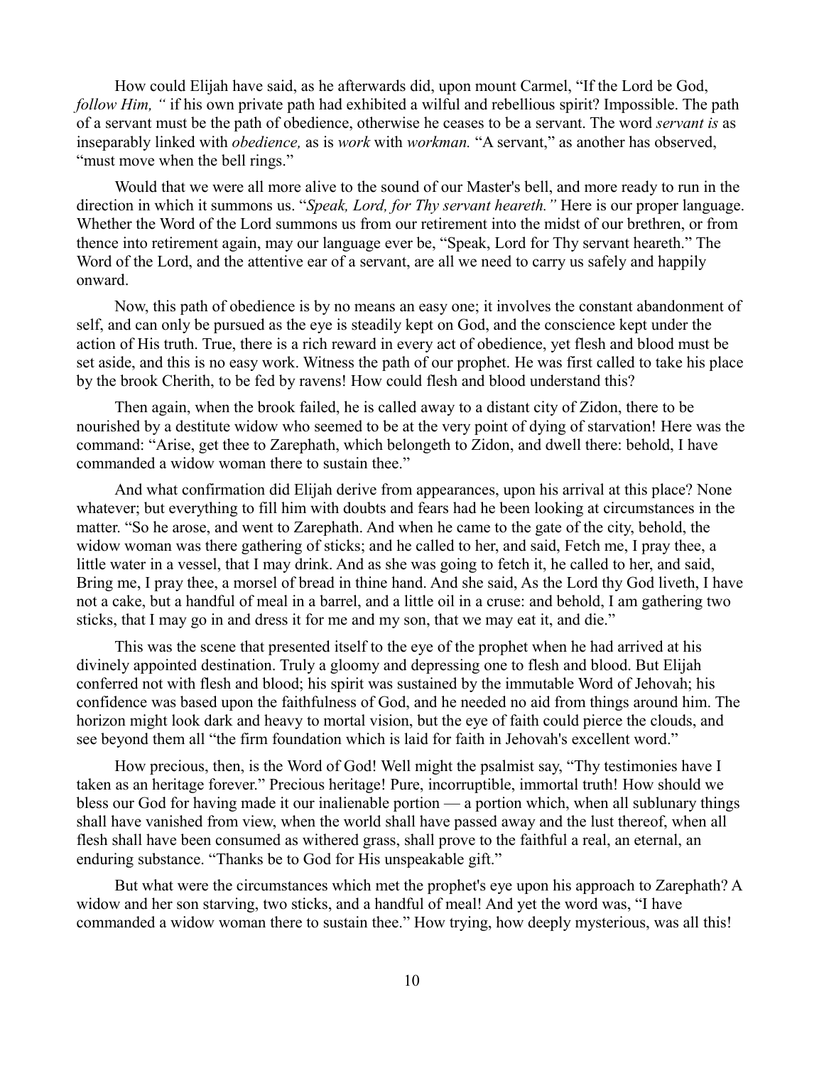How could Elijah have said, as he afterwards did, upon mount Carmel, "If the Lord be God, *follow Him, "* if his own private path had exhibited a wilful and rebellious spirit? Impossible. The path of a servant must be the path of obedience, otherwise he ceases to be a servant. The word *servant is* as inseparably linked with *obedience,* as is *work* with *workman.* "A servant," as another has observed, "must move when the bell rings."

Would that we were all more alive to the sound of our Master's bell, and more ready to run in the direction in which it summons us. "*Speak, Lord, for Thy servant heareth."* Here is our proper language. Whether the Word of the Lord summons us from our retirement into the midst of our brethren, or from thence into retirement again, may our language ever be, "Speak, Lord for Thy servant heareth." The Word of the Lord, and the attentive ear of a servant, are all we need to carry us safely and happily onward.

Now, this path of obedience is by no means an easy one; it involves the constant abandonment of self, and can only be pursued as the eye is steadily kept on God, and the conscience kept under the action of His truth. True, there is a rich reward in every act of obedience, yet flesh and blood must be set aside, and this is no easy work. Witness the path of our prophet. He was first called to take his place by the brook Cherith, to be fed by ravens! How could flesh and blood understand this?

Then again, when the brook failed, he is called away to a distant city of Zidon, there to be nourished by a destitute widow who seemed to be at the very point of dying of starvation! Here was the command: "Arise, get thee to Zarephath, which belongeth to Zidon, and dwell there: behold, I have commanded a widow woman there to sustain thee."

And what confirmation did Elijah derive from appearances, upon his arrival at this place? None whatever; but everything to fill him with doubts and fears had he been looking at circumstances in the matter. "So he arose, and went to Zarephath. And when he came to the gate of the city, behold, the widow woman was there gathering of sticks; and he called to her, and said, Fetch me, I pray thee, a little water in a vessel, that I may drink. And as she was going to fetch it, he called to her, and said, Bring me, I pray thee, a morsel of bread in thine hand. And she said, As the Lord thy God liveth, I have not a cake, but a handful of meal in a barrel, and a little oil in a cruse: and behold, I am gathering two sticks, that I may go in and dress it for me and my son, that we may eat it, and die."

This was the scene that presented itself to the eye of the prophet when he had arrived at his divinely appointed destination. Truly a gloomy and depressing one to flesh and blood. But Elijah conferred not with flesh and blood; his spirit was sustained by the immutable Word of Jehovah; his confidence was based upon the faithfulness of God, and he needed no aid from things around him. The horizon might look dark and heavy to mortal vision, but the eye of faith could pierce the clouds, and see beyond them all "the firm foundation which is laid for faith in Jehovah's excellent word."

How precious, then, is the Word of God! Well might the psalmist say, "Thy testimonies have I taken as an heritage forever." Precious heritage! Pure, incorruptible, immortal truth! How should we bless our God for having made it our inalienable portion — a portion which, when all sublunary things shall have vanished from view, when the world shall have passed away and the lust thereof, when all flesh shall have been consumed as withered grass, shall prove to the faithful a real, an eternal, an enduring substance. "Thanks be to God for His unspeakable gift."

But what were the circumstances which met the prophet's eye upon his approach to Zarephath? A widow and her son starving, two sticks, and a handful of meal! And yet the word was, "I have commanded a widow woman there to sustain thee." How trying, how deeply mysterious, was all this!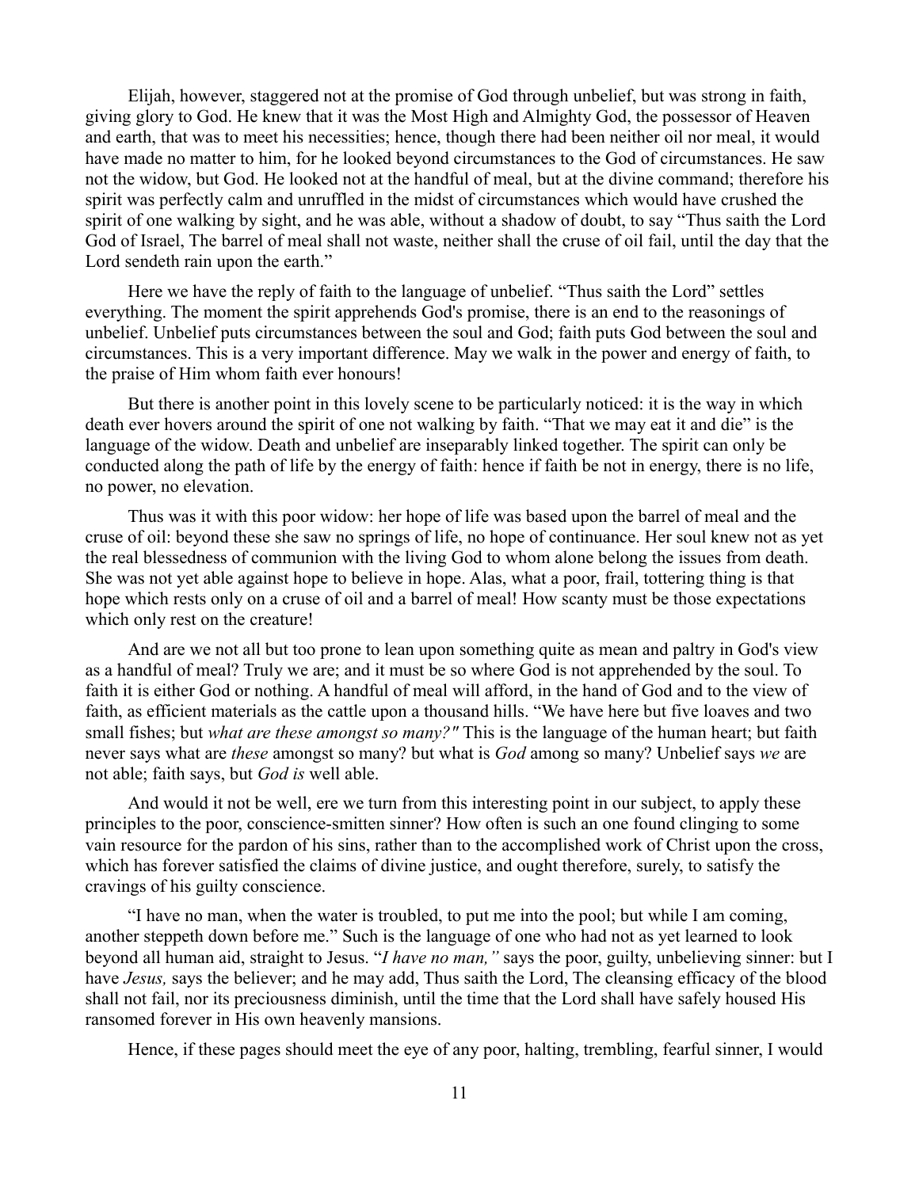Elijah, however, staggered not at the promise of God through unbelief, but was strong in faith, giving glory to God. He knew that it was the Most High and Almighty God, the possessor of Heaven and earth, that was to meet his necessities; hence, though there had been neither oil nor meal, it would have made no matter to him, for he looked beyond circumstances to the God of circumstances. He saw not the widow, but God. He looked not at the handful of meal, but at the divine command; therefore his spirit was perfectly calm and unruffled in the midst of circumstances which would have crushed the spirit of one walking by sight, and he was able, without a shadow of doubt, to say "Thus saith the Lord God of Israel, The barrel of meal shall not waste, neither shall the cruse of oil fail, until the day that the Lord sendeth rain upon the earth."

Here we have the reply of faith to the language of unbelief. "Thus saith the Lord" settles everything. The moment the spirit apprehends God's promise, there is an end to the reasonings of unbelief. Unbelief puts circumstances between the soul and God; faith puts God between the soul and circumstances. This is a very important difference. May we walk in the power and energy of faith, to the praise of Him whom faith ever honours!

But there is another point in this lovely scene to be particularly noticed: it is the way in which death ever hovers around the spirit of one not walking by faith. "That we may eat it and die" is the language of the widow. Death and unbelief are inseparably linked together. The spirit can only be conducted along the path of life by the energy of faith: hence if faith be not in energy, there is no life, no power, no elevation.

Thus was it with this poor widow: her hope of life was based upon the barrel of meal and the cruse of oil: beyond these she saw no springs of life, no hope of continuance. Her soul knew not as yet the real blessedness of communion with the living God to whom alone belong the issues from death. She was not yet able against hope to believe in hope. Alas, what a poor, frail, tottering thing is that hope which rests only on a cruse of oil and a barrel of meal! How scanty must be those expectations which only rest on the creature!

And are we not all but too prone to lean upon something quite as mean and paltry in God's view as a handful of meal? Truly we are; and it must be so where God is not apprehended by the soul. To faith it is either God or nothing. A handful of meal will afford, in the hand of God and to the view of faith, as efficient materials as the cattle upon a thousand hills. "We have here but five loaves and two small fishes; but *what are these amongst so many?"* This is the language of the human heart; but faith never says what are *these* amongst so many? but what is *God* among so many? Unbelief says *we* are not able; faith says, but *God is* well able.

And would it not be well, ere we turn from this interesting point in our subject, to apply these principles to the poor, conscience-smitten sinner? How often is such an one found clinging to some vain resource for the pardon of his sins, rather than to the accomplished work of Christ upon the cross, which has forever satisfied the claims of divine justice, and ought therefore, surely, to satisfy the cravings of his guilty conscience.

"I have no man, when the water is troubled, to put me into the pool; but while I am coming, another steppeth down before me." Such is the language of one who had not as yet learned to look beyond all human aid, straight to Jesus. "*I have no man,"* says the poor, guilty, unbelieving sinner: but I have *Jesus,* says the believer; and he may add, Thus saith the Lord, The cleansing efficacy of the blood shall not fail, nor its preciousness diminish, until the time that the Lord shall have safely housed His ransomed forever in His own heavenly mansions.

Hence, if these pages should meet the eye of any poor, halting, trembling, fearful sinner, I would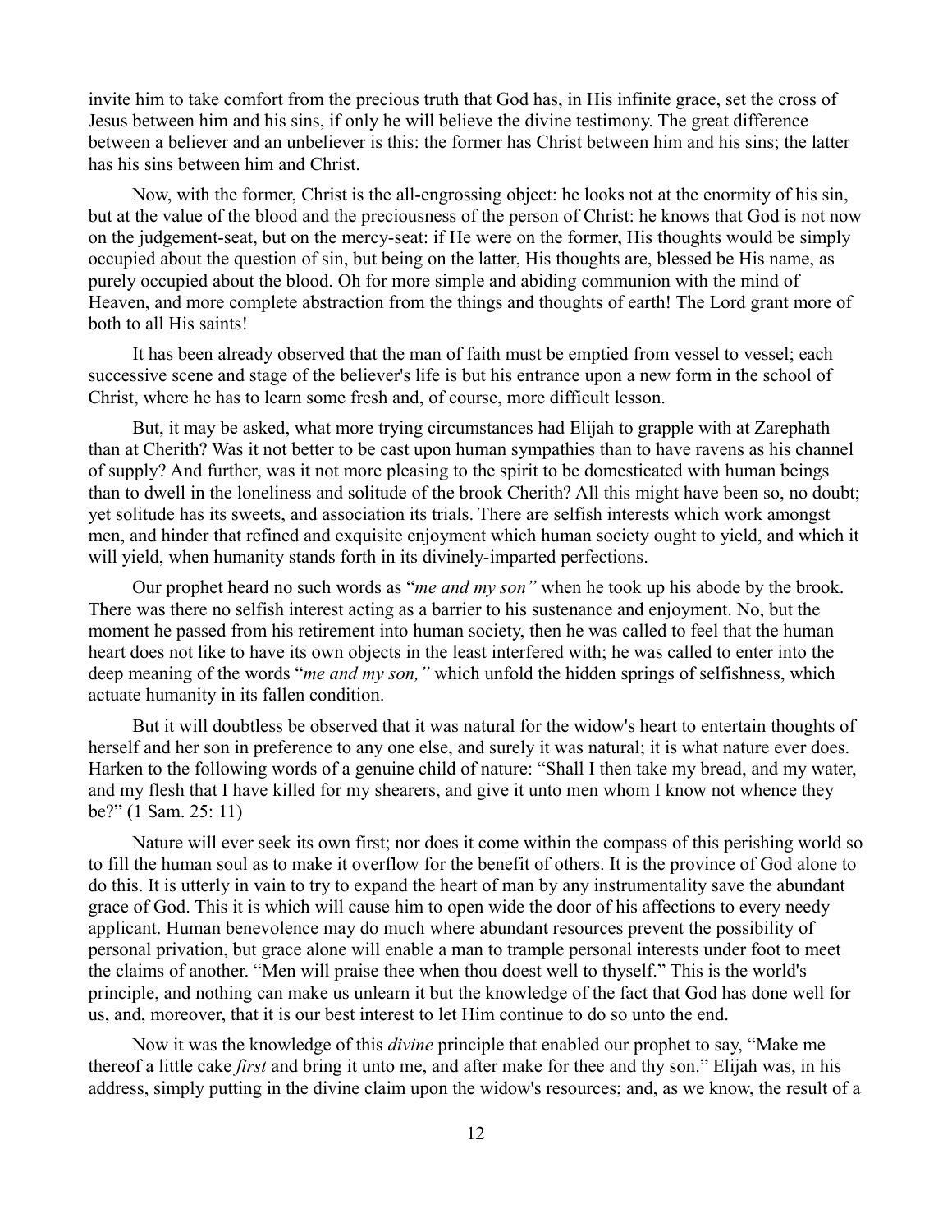invite him to take comfort from the precious truth that God has, in His infinite grace, set the cross of Jesus between him and his sins, if only he will believe the divine testimony. The great difference between a believer and an unbeliever is this: the former has Christ between him and his sins; the latter has his sins between him and Christ.

Now, with the former, Christ is the all-engrossing object: he looks not at the enormity of his sin, but at the value of the blood and the preciousness of the person of Christ: he knows that God is not now on the judgement-seat, but on the mercy-seat: if He were on the former, His thoughts would be simply occupied about the question of sin, but being on the latter, His thoughts are, blessed be His name, as purely occupied about the blood. Oh for more simple and abiding communion with the mind of Heaven, and more complete abstraction from the things and thoughts of earth! The Lord grant more of both to all His saints!

It has been already observed that the man of faith must be emptied from vessel to vessel; each successive scene and stage of the believer's life is but his entrance upon a new form in the school of Christ, where he has to learn some fresh and, of course, more difficult lesson.

But, it may be asked, what more trying circumstances had Elijah to grapple with at Zarephath than at Cherith? Was it not better to be cast upon human sympathies than to have ravens as his channel of supply? And further, was it not more pleasing to the spirit to be domesticated with human beings than to dwell in the loneliness and solitude of the brook Cherith? All this might have been so, no doubt; yet solitude has its sweets, and association its trials. There are selfish interests which work amongst men, and hinder that refined and exquisite enjoyment which human society ought to yield, and which it will yield, when humanity stands forth in its divinely-imparted perfections.

Our prophet heard no such words as "*me and my son"* when he took up his abode by the brook. There was there no selfish interest acting as a barrier to his sustenance and enjoyment. No, but the moment he passed from his retirement into human society, then he was called to feel that the human heart does not like to have its own objects in the least interfered with; he was called to enter into the deep meaning of the words "*me and my son,"* which unfold the hidden springs of selfishness, which actuate humanity in its fallen condition.

But it will doubtless be observed that it was natural for the widow's heart to entertain thoughts of herself and her son in preference to any one else, and surely it was natural; it is what nature ever does. Harken to the following words of a genuine child of nature: "Shall I then take my bread, and my water, and my flesh that I have killed for my shearers, and give it unto men whom I know not whence they be?" (1 Sam. 25: 11)

Nature will ever seek its own first; nor does it come within the compass of this perishing world so to fill the human soul as to make it overflow for the benefit of others. It is the province of God alone to do this. It is utterly in vain to try to expand the heart of man by any instrumentality save the abundant grace of God. This it is which will cause him to open wide the door of his affections to every needy applicant. Human benevolence may do much where abundant resources prevent the possibility of personal privation, but grace alone will enable a man to trample personal interests under foot to meet the claims of another. "Men will praise thee when thou doest well to thyself." This is the world's principle, and nothing can make us unlearn it but the knowledge of the fact that God has done well for us, and, moreover, that it is our best interest to let Him continue to do so unto the end.

Now it was the knowledge of this *divine* principle that enabled our prophet to say, "Make me thereof a little cake *first* and bring it unto me, and after make for thee and thy son." Elijah was, in his address, simply putting in the divine claim upon the widow's resources; and, as we know, the result of a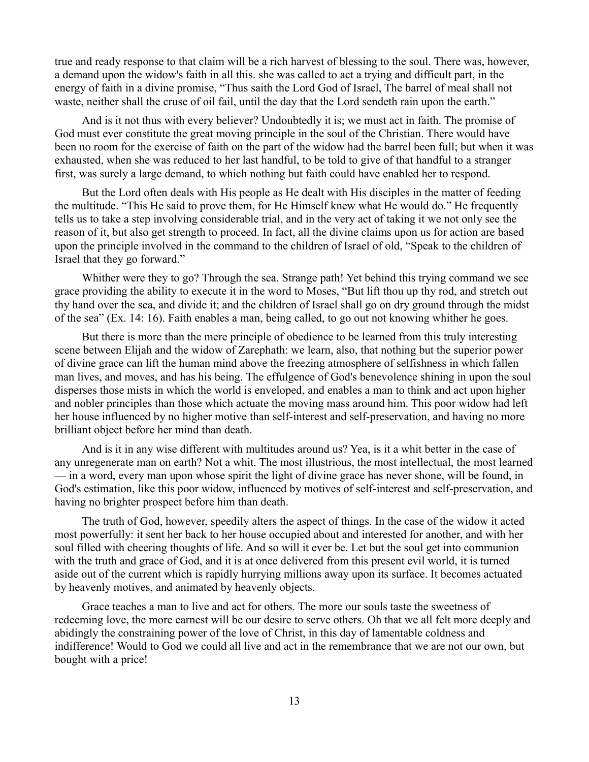true and ready response to that claim will be a rich harvest of blessing to the soul. There was, however, a demand upon the widow's faith in all this. she was called to act a trying and difficult part, in the energy of faith in a divine promise, "Thus saith the Lord God of Israel, The barrel of meal shall not waste, neither shall the cruse of oil fail, until the day that the Lord sendeth rain upon the earth."

And is it not thus with every believer? Undoubtedly it is; we must act in faith. The promise of God must ever constitute the great moving principle in the soul of the Christian. There would have been no room for the exercise of faith on the part of the widow had the barrel been full; but when it was exhausted, when she was reduced to her last handful, to be told to give of that handful to a stranger first, was surely a large demand, to which nothing but faith could have enabled her to respond.

But the Lord often deals with His people as He dealt with His disciples in the matter of feeding the multitude. "This He said to prove them, for He Himself knew what He would do." He frequently tells us to take a step involving considerable trial, and in the very act of taking it we not only see the reason of it, but also get strength to proceed. In fact, all the divine claims upon us for action are based upon the principle involved in the command to the children of Israel of old, "Speak to the children of Israel that they go forward."

Whither were they to go? Through the sea. Strange path! Yet behind this trying command we see grace providing the ability to execute it in the word to Moses, "But lift thou up thy rod, and stretch out thy hand over the sea, and divide it; and the children of Israel shall go on dry ground through the midst of the sea" (Ex. 14: 16). Faith enables a man, being called, to go out not knowing whither he goes.

But there is more than the mere principle of obedience to be learned from this truly interesting scene between Elijah and the widow of Zarephath: we learn, also, that nothing but the superior power of divine grace can lift the human mind above the freezing atmosphere of selfishness in which fallen man lives, and moves, and has his being. The effulgence of God's benevolence shining in upon the soul disperses those mists in which the world is enveloped, and enables a man to think and act upon higher and nobler principles than those which actuate the moving mass around him. This poor widow had left her house influenced by no higher motive than self-interest and self-preservation, and having no more brilliant object before her mind than death.

And is it in any wise different with multitudes around us? Yea, is it a whit better in the case of any unregenerate man on earth? Not a whit. The most illustrious, the most intellectual, the most learned — in a word, every man upon whose spirit the light of divine grace has never shone, will be found, in God's estimation, like this poor widow, influenced by motives of self-interest and self-preservation, and having no brighter prospect before him than death.

The truth of God, however, speedily alters the aspect of things. In the case of the widow it acted most powerfully: it sent her back to her house occupied about and interested for another, and with her soul filled with cheering thoughts of life. And so will it ever be. Let but the soul get into communion with the truth and grace of God, and it is at once delivered from this present evil world, it is turned aside out of the current which is rapidly hurrying millions away upon its surface. It becomes actuated by heavenly motives, and animated by heavenly objects.

Grace teaches a man to live and act for others. The more our souls taste the sweetness of redeeming love, the more earnest will be our desire to serve others. Oh that we all felt more deeply and abidingly the constraining power of the love of Christ, in this day of lamentable coldness and indifference! Would to God we could all live and act in the remembrance that we are not our own, but bought with a price!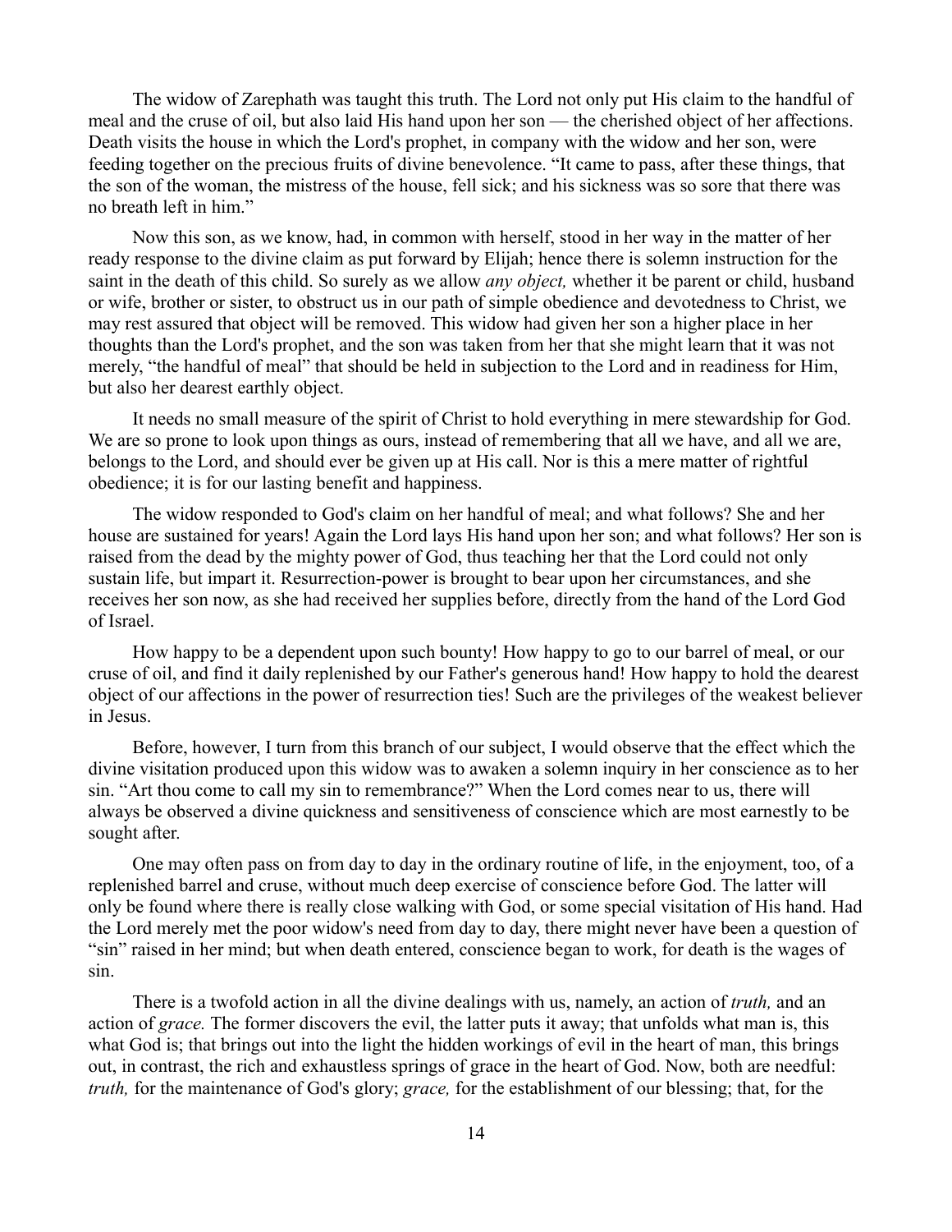The widow of Zarephath was taught this truth. The Lord not only put His claim to the handful of meal and the cruse of oil, but also laid His hand upon her son — the cherished object of her affections. Death visits the house in which the Lord's prophet, in company with the widow and her son, were feeding together on the precious fruits of divine benevolence. “It came to pass, after these things, that the son of the woman, the mistress of the house, fell sick; and his sickness was so sore that there was no breath left in him.”

Now this son, as we know, had, in common with herself, stood in her way in the matter of her ready response to the divine claim as put forward by Elijah; hence there is solemn instruction for the saint in the death of this child. So surely as we allow *any object,* whether it be parent or child, husband or wife, brother or sister, to obstruct us in our path of simple obedience and devotedness to Christ, we may rest assured that object will be removed. This widow had given her son a higher place in her thoughts than the Lord's prophet, and the son was taken from her that she might learn that it was not merely, “the handful of meal” that should be held in subjection to the Lord and in readiness for Him, but also her dearest earthly object.

It needs no small measure of the spirit of Christ to hold everything in mere stewardship for God. We are so prone to look upon things as ours, instead of remembering that all we have, and all we are, belongs to the Lord, and should ever be given up at His call. Nor is this a mere matter of rightful obedience; it is for our lasting benefit and happiness.

The widow responded to God's claim on her handful of meal; and what follows? She and her house are sustained for years! Again the Lord lays His hand upon her son; and what follows? Her son is raised from the dead by the mighty power of God, thus teaching her that the Lord could not only sustain life, but impart it. Resurrection-power is brought to bear upon her circumstances, and she receives her son now, as she had received her supplies before, directly from the hand of the Lord God of Israel.

How happy to be a dependent upon such bounty! How happy to go to our barrel of meal, or our cruse of oil, and find it daily replenished by our Father's generous hand! How happy to hold the dearest object of our affections in the power of resurrection ties! Such are the privileges of the weakest believer in Jesus.

Before, however, I turn from this branch of our subject, I would observe that the effect which the divine visitation produced upon this widow was to awaken a solemn inquiry in her conscience as to her sin. “Art thou come to call my sin to remembrance?” When the Lord comes near to us, there will always be observed a divine quickness and sensitiveness of conscience which are most earnestly to be sought after.

One may often pass on from day to day in the ordinary routine of life, in the enjoyment, too, of a replenished barrel and cruse, without much deep exercise of conscience before God. The latter will only be found where there is really close walking with God, or some special visitation of His hand. Had the Lord merely met the poor widow's need from day to day, there might never have been a question of “sin” raised in her mind; but when death entered, conscience began to work, for death is the wages of sin.

There is a twofold action in all the divine dealings with us, namely, an action of *truth,* and an action of *grace.* The former discovers the evil, the latter puts it away; that unfolds what man is, this what God is; that brings out into the light the hidden workings of evil in the heart of man, this brings out, in contrast, the rich and exhaustless springs of grace in the heart of God. Now, both are needful: *truth,* for the maintenance of God's glory; *grace,* for the establishment of our blessing; that, for the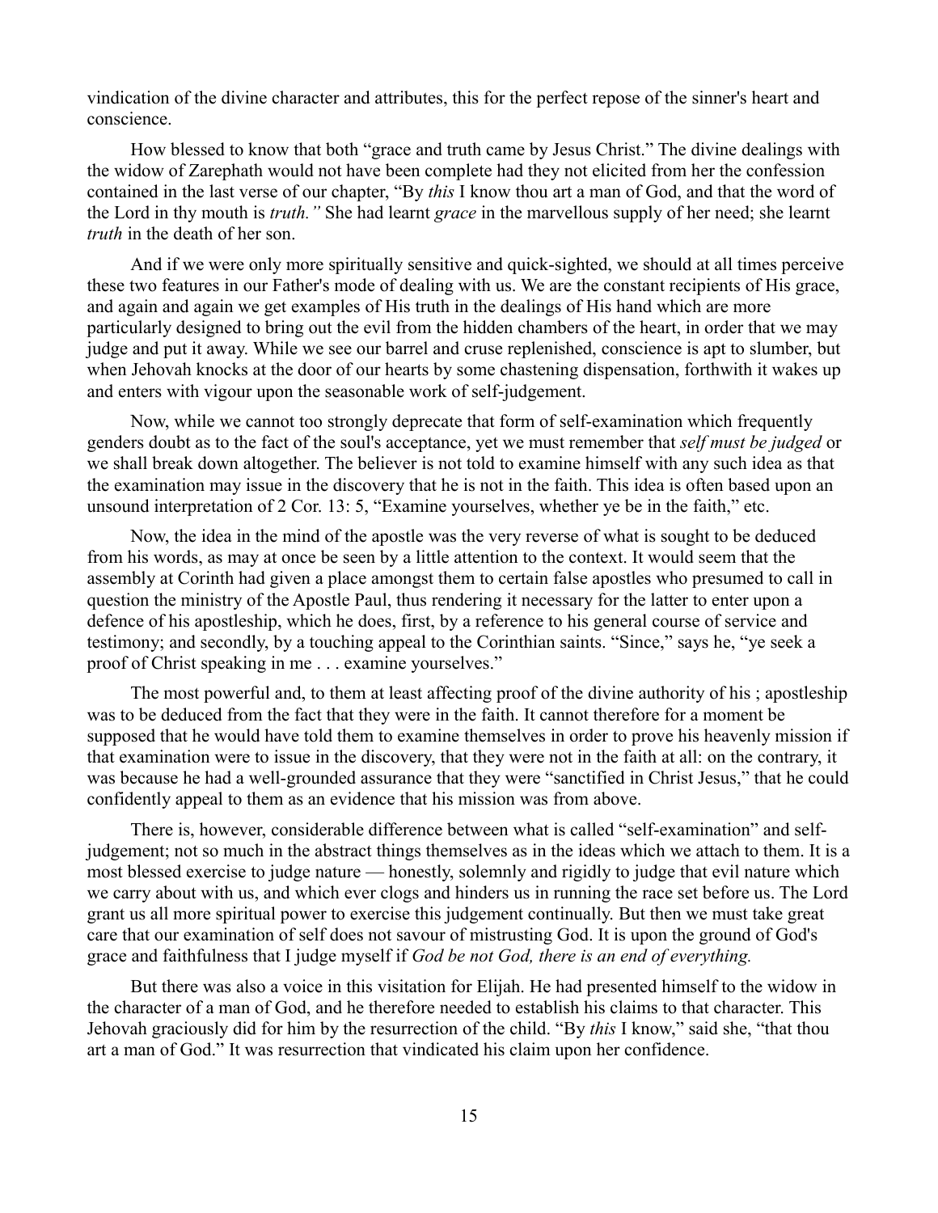vindication of the divine character and attributes, this for the perfect repose of the sinner's heart and conscience.

How blessed to know that both "grace and truth came by Jesus Christ." The divine dealings with the widow of Zarephath would not have been complete had they not elicited from her the confession contained in the last verse of our chapter, "By *this* I know thou art a man of God, and that the word of the Lord in thy mouth is *truth."* She had learnt *grace* in the marvellous supply of her need; she learnt *truth* in the death of her son.

And if we were only more spiritually sensitive and quick-sighted, we should at all times perceive these two features in our Father's mode of dealing with us. We are the constant recipients of His grace, and again and again we get examples of His truth in the dealings of His hand which are more particularly designed to bring out the evil from the hidden chambers of the heart, in order that we may judge and put it away. While we see our barrel and cruse replenished, conscience is apt to slumber, but when Jehovah knocks at the door of our hearts by some chastening dispensation, forthwith it wakes up and enters with vigour upon the seasonable work of self-judgement.

Now, while we cannot too strongly deprecate that form of self-examination which frequently genders doubt as to the fact of the soul's acceptance, yet we must remember that *self must be judged* or we shall break down altogether. The believer is not told to examine himself with any such idea as that the examination may issue in the discovery that he is not in the faith. This idea is often based upon an unsound interpretation of 2 Cor. 13: 5, "Examine yourselves, whether ye be in the faith," etc.

Now, the idea in the mind of the apostle was the very reverse of what is sought to be deduced from his words, as may at once be seen by a little attention to the context. It would seem that the assembly at Corinth had given a place amongst them to certain false apostles who presumed to call in question the ministry of the Apostle Paul, thus rendering it necessary for the latter to enter upon a defence of his apostleship, which he does, first, by a reference to his general course of service and testimony; and secondly, by a touching appeal to the Corinthian saints. "Since," says he, "ye seek a proof of Christ speaking in me . . . examine yourselves."

The most powerful and, to them at least affecting proof of the divine authority of his ; apostleship was to be deduced from the fact that they were in the faith. It cannot therefore for a moment be supposed that he would have told them to examine themselves in order to prove his heavenly mission if that examination were to issue in the discovery, that they were not in the faith at all: on the contrary, it was because he had a well-grounded assurance that they were "sanctified in Christ Jesus," that he could confidently appeal to them as an evidence that his mission was from above.

There is, however, considerable difference between what is called "self-examination" and self-judgement; not so much in the abstract things themselves as in the ideas which we attach to them. It is a most blessed exercise to judge nature — honestly, solemnly and rigidly to judge that evil nature which we carry about with us, and which ever clogs and hinders us in running the race set before us. The Lord grant us all more spiritual power to exercise this judgement continually. But then we must take great care that our examination of self does not savour of mistrusting God. It is upon the ground of God's grace and faithfulness that I judge myself if *God be not God, there is an end of everything.*

But there was also a voice in this visitation for Elijah. He had presented himself to the widow in the character of a man of God, and he therefore needed to establish his claims to that character. This Jehovah graciously did for him by the resurrection of the child. "By *this* I know," said she, "that thou art a man of God." It was resurrection that vindicated his claim upon her confidence.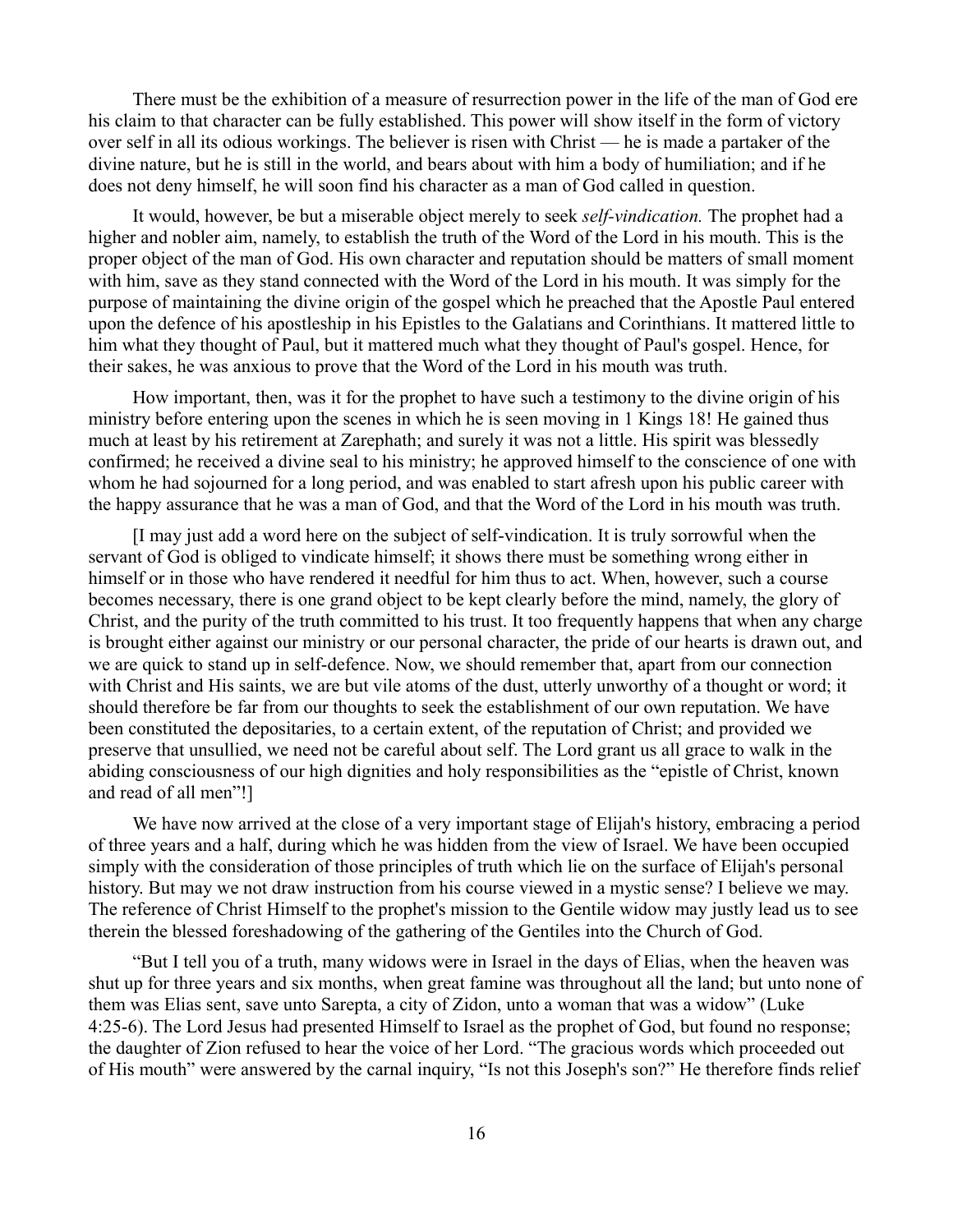There must be the exhibition of a measure of resurrection power in the life of the man of God ere his claim to that character can be fully established. This power will show itself in the form of victory over self in all its odious workings. The believer is risen with Christ — he is made a partaker of the divine nature, but he is still in the world, and bears about with him a body of humiliation; and if he does not deny himself, he will soon find his character as a man of God called in question.

It would, however, be but a miserable object merely to seek *self-vindication.* The prophet had a higher and nobler aim, namely, to establish the truth of the Word of the Lord in his mouth. This is the proper object of the man of God. His own character and reputation should be matters of small moment with him, save as they stand connected with the Word of the Lord in his mouth. It was simply for the purpose of maintaining the divine origin of the gospel which he preached that the Apostle Paul entered upon the defence of his apostleship in his Epistles to the Galatians and Corinthians. It mattered little to him what they thought of Paul, but it mattered much what they thought of Paul's gospel. Hence, for their sakes, he was anxious to prove that the Word of the Lord in his mouth was truth.

How important, then, was it for the prophet to have such a testimony to the divine origin of his ministry before entering upon the scenes in which he is seen moving in 1 Kings 18! He gained thus much at least by his retirement at Zarephath; and surely it was not a little. His spirit was blessedly confirmed; he received a divine seal to his ministry; he approved himself to the conscience of one with whom he had sojourned for a long period, and was enabled to start afresh upon his public career with the happy assurance that he was a man of God, and that the Word of the Lord in his mouth was truth.

[I may just add a word here on the subject of self-vindication. It is truly sorrowful when the servant of God is obliged to vindicate himself; it shows there must be something wrong either in himself or in those who have rendered it needful for him thus to act. When, however, such a course becomes necessary, there is one grand object to be kept clearly before the mind, namely, the glory of Christ, and the purity of the truth committed to his trust. It too frequently happens that when any charge is brought either against our ministry or our personal character, the pride of our hearts is drawn out, and we are quick to stand up in self-defence. Now, we should remember that, apart from our connection with Christ and His saints, we are but vile atoms of the dust, utterly unworthy of a thought or word; it should therefore be far from our thoughts to seek the establishment of our own reputation. We have been constituted the depositaries, to a certain extent, of the reputation of Christ; and provided we preserve that unsullied, we need not be careful about self. The Lord grant us all grace to walk in the abiding consciousness of our high dignities and holy responsibilities as the "epistle of Christ, known and read of all men"!]

We have now arrived at the close of a very important stage of Elijah's history, embracing a period of three years and a half, during which he was hidden from the view of Israel. We have been occupied simply with the consideration of those principles of truth which lie on the surface of Elijah's personal history. But may we not draw instruction from his course viewed in a mystic sense? I believe we may. The reference of Christ Himself to the prophet's mission to the Gentile widow may justly lead us to see therein the blessed foreshadowing of the gathering of the Gentiles into the Church of God.

"But I tell you of a truth, many widows were in Israel in the days of Elias, when the heaven was shut up for three years and six months, when great famine was throughout all the land; but unto none of them was Elias sent, save unto Sarepta, a city of Zidon, unto a woman that was a widow" (Luke 4:25-6). The Lord Jesus had presented Himself to Israel as the prophet of God, but found no response; the daughter of Zion refused to hear the voice of her Lord. "The gracious words which proceeded out of His mouth" were answered by the carnal inquiry, "Is not this Joseph's son?" He therefore finds relief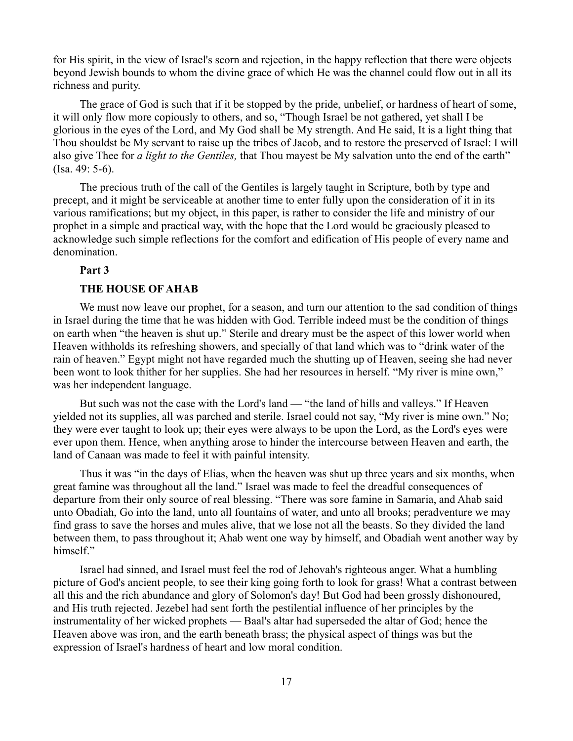for His spirit, in the view of Israel's scorn and rejection, in the happy reflection that there were objects beyond Jewish bounds to whom the divine grace of which He was the channel could flow out in all its richness and purity.

The grace of God is such that if it be stopped by the pride, unbelief, or hardness of heart of some, it will only flow more copiously to others, and so, "Though Israel be not gathered, yet shall I be glorious in the eyes of the Lord, and My God shall be My strength. And He said, It is a light thing that Thou shouldst be My servant to raise up the tribes of Jacob, and to restore the preserved of Israel: I will also give Thee for *a light to the Gentiles,* that Thou mayest be My salvation unto the end of the earth" (Isa. 49: 5-6).

The precious truth of the call of the Gentiles is largely taught in Scripture, both by type and precept, and it might be serviceable at another time to enter fully upon the consideration of it in its various ramifications; but my object, in this paper, is rather to consider the life and ministry of our prophet in a simple and practical way, with the hope that the Lord would be graciously pleased to acknowledge such simple reflections for the comfort and edification of His people of every name and denomination.

## Part 3

### THE HOUSE OF AHAB

We must now leave our prophet, for a season, and turn our attention to the sad condition of things in Israel during the time that he was hidden with God. Terrible indeed must be the condition of things on earth when "the heaven is shut up." Sterile and dreary must be the aspect of this lower world when Heaven withholds its refreshing showers, and specially of that land which was to "drink water of the rain of heaven." Egypt might not have regarded much the shutting up of Heaven, seeing she had never been wont to look thither for her supplies. She had her resources in herself. "My river is mine own," was her independent language.

But such was not the case with the Lord's land — "the land of hills and valleys." If Heaven yielded not its supplies, all was parched and sterile. Israel could not say, "My river is mine own." No; they were ever taught to look up; their eyes were always to be upon the Lord, as the Lord's eyes were ever upon them. Hence, when anything arose to hinder the intercourse between Heaven and earth, the land of Canaan was made to feel it with painful intensity.

Thus it was "in the days of Elias, when the heaven was shut up three years and six months, when great famine was throughout all the land." Israel was made to feel the dreadful consequences of departure from their only source of real blessing. "There was sore famine in Samaria, and Ahab said unto Obadiah, Go into the land, unto all fountains of water, and unto all brooks; peradventure we may find grass to save the horses and mules alive, that we lose not all the beasts. So they divided the land between them, to pass throughout it; Ahab went one way by himself, and Obadiah went another way by himself."

Israel had sinned, and Israel must feel the rod of Jehovah's righteous anger. What a humbling picture of God's ancient people, to see their king going forth to look for grass! What a contrast between all this and the rich abundance and glory of Solomon's day! But God had been grossly dishonoured, and His truth rejected. Jezebel had sent forth the pestilential influence of her principles by the instrumentality of her wicked prophets — Baal's altar had superseded the altar of God; hence the Heaven above was iron, and the earth beneath brass; the physical aspect of things was but the expression of Israel's hardness of heart and low moral condition.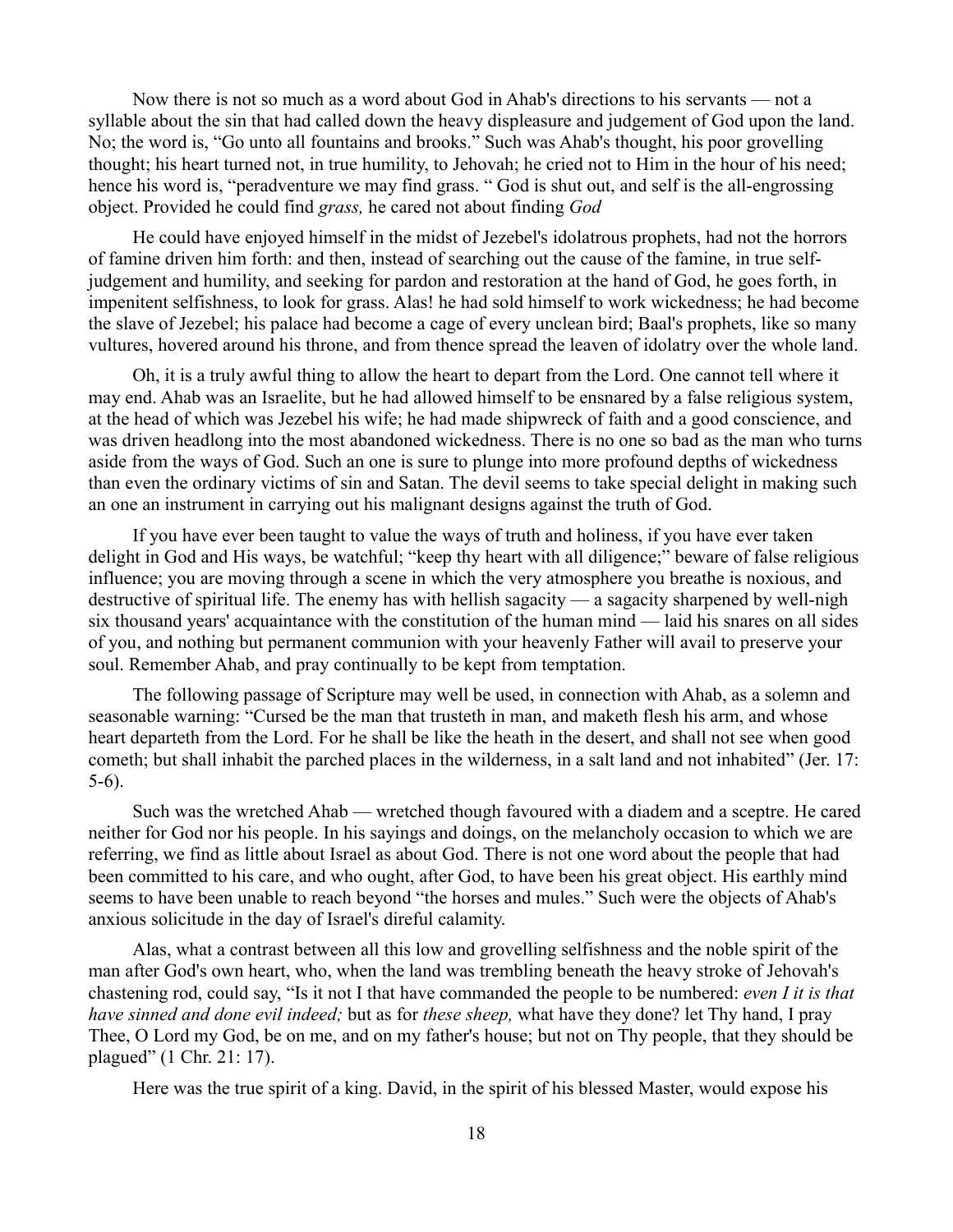Now there is not so much as a word about God in Ahab's directions to his servants — not a syllable about the sin that had called down the heavy displeasure and judgement of God upon the land. No; the word is, "Go unto all fountains and brooks." Such was Ahab's thought, his poor grovelling thought; his heart turned not, in true humility, to Jehovah; he cried not to Him in the hour of his need; hence his word is, "peradventure we may find grass. " God is shut out, and self is the all-engrossing object. Provided he could find *grass,* he cared not about finding *God*

He could have enjoyed himself in the midst of Jezebel's idolatrous prophets, had not the horrors of famine driven him forth: and then, instead of searching out the cause of the famine, in true self-judgement and humility, and seeking for pardon and restoration at the hand of God, he goes forth, in impenitent selfishness, to look for grass. Alas! he had sold himself to work wickedness; he had become the slave of Jezebel; his palace had become a cage of every unclean bird; Baal's prophets, like so many vultures, hovered around his throne, and from thence spread the leaven of idolatry over the whole land.

Oh, it is a truly awful thing to allow the heart to depart from the Lord. One cannot tell where it may end. Ahab was an Israelite, but he had allowed himself to be ensnared by a false religious system, at the head of which was Jezebel his wife; he had made shipwreck of faith and a good conscience, and was driven headlong into the most abandoned wickedness. There is no one so bad as the man who turns aside from the ways of God. Such an one is sure to plunge into more profound depths of wickedness than even the ordinary victims of sin and Satan. The devil seems to take special delight in making such an one an instrument in carrying out his malignant designs against the truth of God.

If you have ever been taught to value the ways of truth and holiness, if you have ever taken delight in God and His ways, be watchful; "keep thy heart with all diligence;" beware of false religious influence; you are moving through a scene in which the very atmosphere you breathe is noxious, and destructive of spiritual life. The enemy has with hellish sagacity — a sagacity sharpened by well-nigh six thousand years' acquaintance with the constitution of the human mind — laid his snares on all sides of you, and nothing but permanent communion with your heavenly Father will avail to preserve your soul. Remember Ahab, and pray continually to be kept from temptation.

The following passage of Scripture may well be used, in connection with Ahab, as a solemn and seasonable warning: "Cursed be the man that trusteth in man, and maketh flesh his arm, and whose heart departeth from the Lord. For he shall be like the heath in the desert, and shall not see when good cometh; but shall inhabit the parched places in the wilderness, in a salt land and not inhabited" (Jer. 17: 5-6).

Such was the wretched Ahab — wretched though favoured with a diadem and a sceptre. He cared neither for God nor his people. In his sayings and doings, on the melancholy occasion to which we are referring, we find as little about Israel as about God. There is not one word about the people that had been committed to his care, and who ought, after God, to have been his great object. His earthly mind seems to have been unable to reach beyond "the horses and mules." Such were the objects of Ahab's anxious solicitude in the day of Israel's direful calamity.

Alas, what a contrast between all this low and grovelling selfishness and the noble spirit of the man after God's own heart, who, when the land was trembling beneath the heavy stroke of Jehovah's chastening rod, could say, "Is it not I that have commanded the people to be numbered: *even I it is that have sinned and done evil indeed;* but as for *these sheep,* what have they done? let Thy hand, I pray Thee, O Lord my God, be on me, and on my father's house; but not on Thy people, that they should be plagued" (1 Chr. 21: 17).

Here was the true spirit of a king. David, in the spirit of his blessed Master, would expose his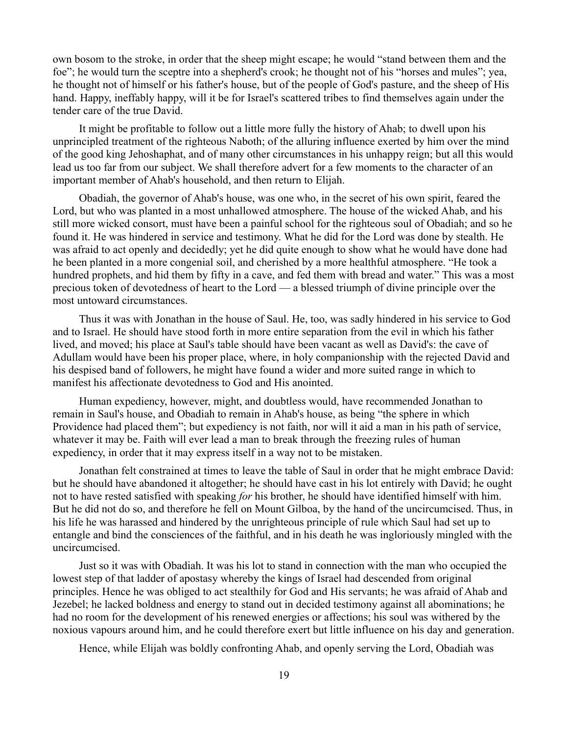own bosom to the stroke, in order that the sheep might escape; he would "stand between them and the foe"; he would turn the sceptre into a shepherd's crook; he thought not of his "horses and mules"; yea, he thought not of himself or his father's house, but of the people of God's pasture, and the sheep of His hand. Happy, ineffably happy, will it be for Israel's scattered tribes to find themselves again under the tender care of the true David.

It might be profitable to follow out a little more fully the history of Ahab; to dwell upon his unprincipled treatment of the righteous Naboth; of the alluring influence exerted by him over the mind of the good king Jehoshaphat, and of many other circumstances in his unhappy reign; but all this would lead us too far from our subject. We shall therefore advert for a few moments to the character of an important member of Ahab's household, and then return to Elijah.

Obadiah, the governor of Ahab's house, was one who, in the secret of his own spirit, feared the Lord, but who was planted in a most unhallowed atmosphere. The house of the wicked Ahab, and his still more wicked consort, must have been a painful school for the righteous soul of Obadiah; and so he found it. He was hindered in service and testimony. What he did for the Lord was done by stealth. He was afraid to act openly and decidedly; yet he did quite enough to show what he would have done had he been planted in a more congenial soil, and cherished by a more healthful atmosphere. "He took a hundred prophets, and hid them by fifty in a cave, and fed them with bread and water." This was a most precious token of devotedness of heart to the Lord — a blessed triumph of divine principle over the most untoward circumstances.

Thus it was with Jonathan in the house of Saul. He, too, was sadly hindered in his service to God and to Israel. He should have stood forth in more entire separation from the evil in which his father lived, and moved; his place at Saul's table should have been vacant as well as David's: the cave of Adullam would have been his proper place, where, in holy companionship with the rejected David and his despised band of followers, he might have found a wider and more suited range in which to manifest his affectionate devotedness to God and His anointed.

Human expediency, however, might, and doubtless would, have recommended Jonathan to remain in Saul's house, and Obadiah to remain in Ahab's house, as being "the sphere in which Providence had placed them"; but expediency is not faith, nor will it aid a man in his path of service, whatever it may be. Faith will ever lead a man to break through the freezing rules of human expediency, in order that it may express itself in a way not to be mistaken.

Jonathan felt constrained at times to leave the table of Saul in order that he might embrace David: but he should have abandoned it altogether; he should have cast in his lot entirely with David; he ought not to have rested satisfied with speaking *for* his brother, he should have identified himself with him. But he did not do so, and therefore he fell on Mount Gilboa, by the hand of the uncircumcised. Thus, in his life he was harassed and hindered by the unrighteous principle of rule which Saul had set up to entangle and bind the consciences of the faithful, and in his death he was ingloriously mingled with the uncircumcised.

Just so it was with Obadiah. It was his lot to stand in connection with the man who occupied the lowest step of that ladder of apostasy whereby the kings of Israel had descended from original principles. Hence he was obliged to act stealthily for God and His servants; he was afraid of Ahab and Jezebel; he lacked boldness and energy to stand out in decided testimony against all abominations; he had no room for the development of his renewed energies or affections; his soul was withered by the noxious vapours around him, and he could therefore exert but little influence on his day and generation.

Hence, while Elijah was boldly confronting Ahab, and openly serving the Lord, Obadiah was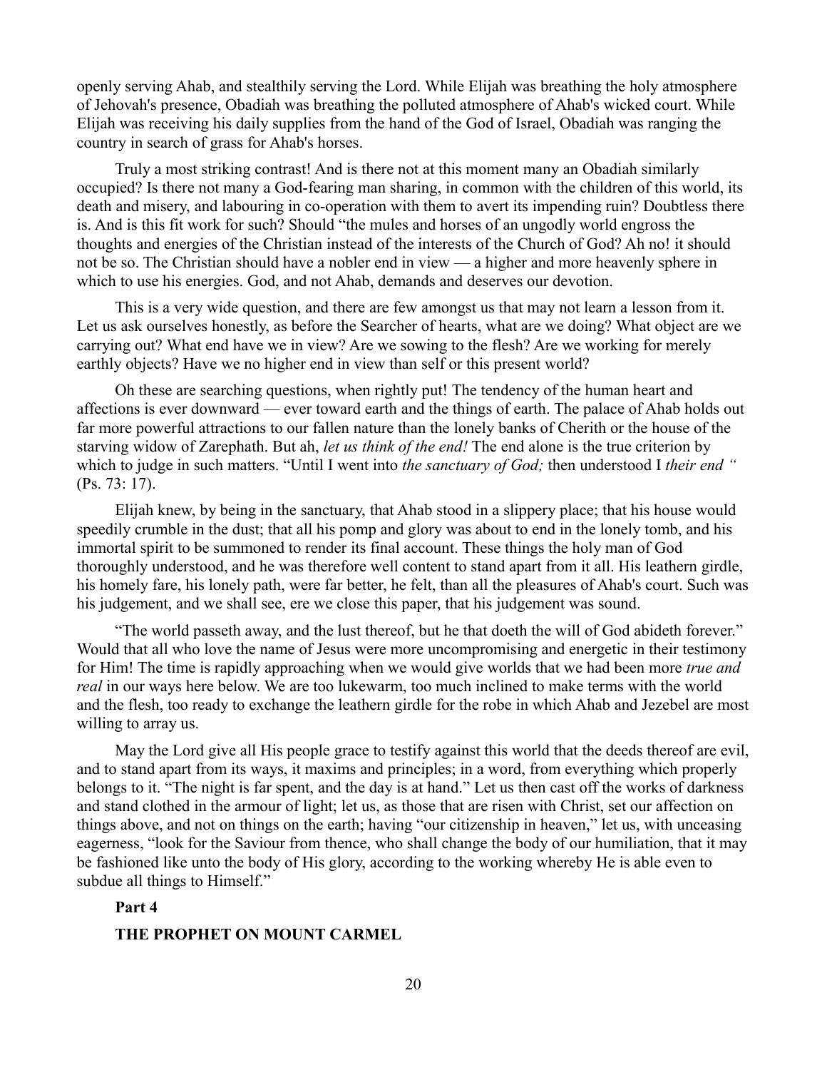openly serving Ahab, and stealthily serving the Lord. While Elijah was breathing the holy atmosphere of Jehovah's presence, Obadiah was breathing the polluted atmosphere of Ahab's wicked court. While Elijah was receiving his daily supplies from the hand of the God of Israel, Obadiah was ranging the country in search of grass for Ahab's horses.

Truly a most striking contrast! And is there not at this moment many an Obadiah similarly occupied? Is there not many a God-fearing man sharing, in common with the children of this world, its death and misery, and labouring in co-operation with them to avert its impending ruin? Doubtless there is. And is this fit work for such? Should "the mules and horses of an ungodly world engross the thoughts and energies of the Christian instead of the interests of the Church of God? Ah no! it should not be so. The Christian should have a nobler end in view — a higher and more heavenly sphere in which to use his energies. God, and not Ahab, demands and deserves our devotion.

This is a very wide question, and there are few amongst us that may not learn a lesson from it. Let us ask ourselves honestly, as before the Searcher of hearts, what are we doing? What object are we carrying out? What end have we in view? Are we sowing to the flesh? Are we working for merely earthly objects? Have we no higher end in view than self or this present world?

Oh these are searching questions, when rightly put! The tendency of the human heart and affections is ever downward — ever toward earth and the things of earth. The palace of Ahab holds out far more powerful attractions to our fallen nature than the lonely banks of Cherith or the house of the starving widow of Zarephath. But ah, *let us think of the end!* The end alone is the true criterion by which to judge in such matters. "Until I went into *the sanctuary of God;* then understood I *their end "* (Ps. 73: 17).

Elijah knew, by being in the sanctuary, that Ahab stood in a slippery place; that his house would speedily crumble in the dust; that all his pomp and glory was about to end in the lonely tomb, and his immortal spirit to be summoned to render its final account. These things the holy man of God thoroughly understood, and he was therefore well content to stand apart from it all. His leathern girdle, his homely fare, his lonely path, were far better, he felt, than all the pleasures of Ahab's court. Such was his judgement, and we shall see, ere we close this paper, that his judgement was sound.

"The world passeth away, and the lust thereof, but he that doeth the will of God abideth forever." Would that all who love the name of Jesus were more uncompromising and energetic in their testimony for Him! The time is rapidly approaching when we would give worlds that we had been more *true and real* in our ways here below. We are too lukewarm, too much inclined to make terms with the world and the flesh, too ready to exchange the leathern girdle for the robe in which Ahab and Jezebel are most willing to array us.

May the Lord give all His people grace to testify against this world that the deeds thereof are evil, and to stand apart from its ways, it maxims and principles; in a word, from everything which properly belongs to it. "The night is far spent, and the day is at hand." Let us then cast off the works of darkness and stand clothed in the armour of light; let us, as those that are risen with Christ, set our affection on things above, and not on things on the earth; having "our citizenship in heaven," let us, with unceasing eagerness, "look for the Saviour from thence, who shall change the body of our humiliation, that it may be fashioned like unto the body of His glory, according to the working whereby He is able even to subdue all things to Himself."

## Part 4

## THE PROPHET ON MOUNT CARMEL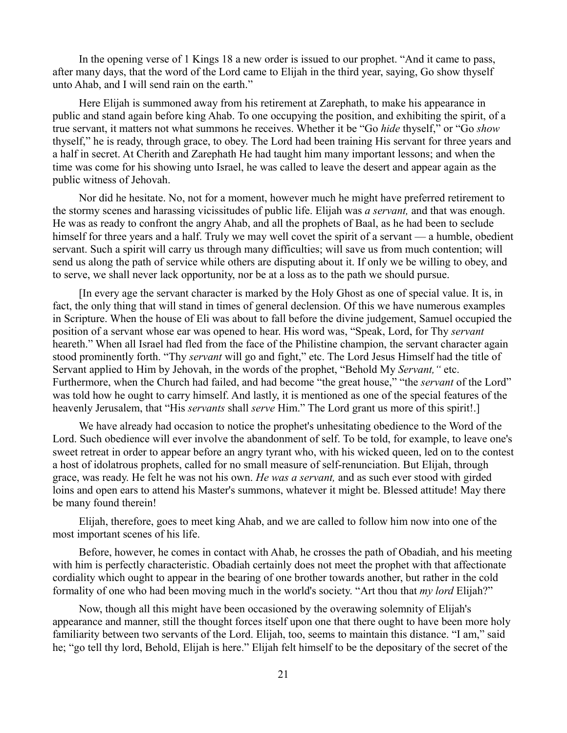In the opening verse of 1 Kings 18 a new order is issued to our prophet. "And it came to pass, after many days, that the word of the Lord came to Elijah in the third year, saying, Go show thyself unto Ahab, and I will send rain on the earth."

Here Elijah is summoned away from his retirement at Zarephath, to make his appearance in public and stand again before king Ahab. To one occupying the position, and exhibiting the spirit, of a true servant, it matters not what summons he receives. Whether it be "Go *hide* thyself," or "Go *show* thyself," he is ready, through grace, to obey. The Lord had been training His servant for three years and a half in secret. At Cherith and Zarephath He had taught him many important lessons; and when the time was come for his showing unto Israel, he was called to leave the desert and appear again as the public witness of Jehovah.

Nor did he hesitate. No, not for a moment, however much he might have preferred retirement to the stormy scenes and harassing vicissitudes of public life. Elijah was *a servant,* and that was enough. He was as ready to confront the angry Ahab, and all the prophets of Baal, as he had been to seclude himself for three years and a half. Truly we may well covet the spirit of a servant — a humble, obedient servant. Such a spirit will carry us through many difficulties; will save us from much contention; will send us along the path of service while others are disputing about it. If only we be willing to obey, and to serve, we shall never lack opportunity, nor be at a loss as to the path we should pursue.

[In every age the servant character is marked by the Holy Ghost as one of special value. It is, in fact, the only thing that will stand in times of general declension. Of this we have numerous examples in Scripture. When the house of Eli was about to fall before the divine judgement, Samuel occupied the position of a servant whose ear was opened to hear. His word was, "Speak, Lord, for Thy *servant* heareth." When all Israel had fled from the face of the Philistine champion, the servant character again stood prominently forth. "Thy *servant* will go and fight," etc. The Lord Jesus Himself had the title of Servant applied to Him by Jehovah, in the words of the prophet, "Behold My *Servant,"* etc. Furthermore, when the Church had failed, and had become "the great house," "the *servant* of the Lord" was told how he ought to carry himself. And lastly, it is mentioned as one of the special features of the heavenly Jerusalem, that "His *servants* shall *serve* Him." The Lord grant us more of this spirit!.]

We have already had occasion to notice the prophet's unhesitating obedience to the Word of the Lord. Such obedience will ever involve the abandonment of self. To be told, for example, to leave one's sweet retreat in order to appear before an angry tyrant who, with his wicked queen, led on to the contest a host of idolatrous prophets, called for no small measure of self-renunciation. But Elijah, through grace, was ready. He felt he was not his own. *He was a servant,* and as such ever stood with girded loins and open ears to attend his Master's summons, whatever it might be. Blessed attitude! May there be many found therein!

Elijah, therefore, goes to meet king Ahab, and we are called to follow him now into one of the most important scenes of his life.

Before, however, he comes in contact with Ahab, he crosses the path of Obadiah, and his meeting with him is perfectly characteristic. Obadiah certainly does not meet the prophet with that affectionate cordiality which ought to appear in the bearing of one brother towards another, but rather in the cold formality of one who had been moving much in the world's society. "Art thou that *my lord* Elijah?"

Now, though all this might have been occasioned by the overawing solemnity of Elijah's appearance and manner, still the thought forces itself upon one that there ought to have been more holy familiarity between two servants of the Lord. Elijah, too, seems to maintain this distance. "I am," said he; "go tell thy lord, Behold, Elijah is here." Elijah felt himself to be the depositary of the secret of the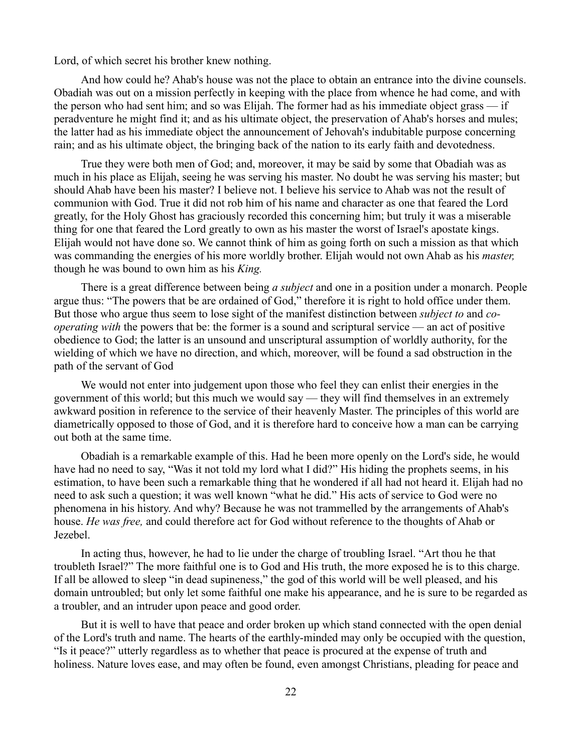Lord, of which secret his brother knew nothing.

And how could he? Ahab's house was not the place to obtain an entrance into the divine counsels. Obadiah was out on a mission perfectly in keeping with the place from whence he had come, and with the person who had sent him; and so was Elijah. The former had as his immediate object grass — if peradventure he might find it; and as his ultimate object, the preservation of Ahab's horses and mules; the latter had as his immediate object the announcement of Jehovah's indubitable purpose concerning rain; and as his ultimate object, the bringing back of the nation to its early faith and devotedness.

True they were both men of God; and, moreover, it may be said by some that Obadiah was as much in his place as Elijah, seeing he was serving his master. No doubt he was serving his master; but should Ahab have been his master? I believe not. I believe his service to Ahab was not the result of communion with God. True it did not rob him of his name and character as one that feared the Lord greatly, for the Holy Ghost has graciously recorded this concerning him; but truly it was a miserable thing for one that feared the Lord greatly to own as his master the worst of Israel's apostate kings. Elijah would not have done so. We cannot think of him as going forth on such a mission as that which was commanding the energies of his more worldly brother. Elijah would not own Ahab as his *master,* though he was bound to own him as his *King.*

There is a great difference between being *a subject* and one in a position under a monarch. People argue thus: "The powers that be are ordained of God," therefore it is right to hold office under them. But those who argue thus seem to lose sight of the manifest distinction between *subject to* and *co-operating with* the powers that be: the former is a sound and scriptural service — an act of positive obedience to God; the latter is an unsound and unscriptural assumption of worldly authority, for the wielding of which we have no direction, and which, moreover, will be found a sad obstruction in the path of the servant of God

We would not enter into judgement upon those who feel they can enlist their energies in the government of this world; but this much we would say — they will find themselves in an extremely awkward position in reference to the service of their heavenly Master. The principles of this world are diametrically opposed to those of God, and it is therefore hard to conceive how a man can be carrying out both at the same time.

Obadiah is a remarkable example of this. Had he been more openly on the Lord's side, he would have had no need to say, "Was it not told my lord what I did?" His hiding the prophets seems, in his estimation, to have been such a remarkable thing that he wondered if all had not heard it. Elijah had no need to ask such a question; it was well known "what he did." His acts of service to God were no phenomena in his history. And why? Because he was not trammelled by the arrangements of Ahab's house. *He was free,* and could therefore act for God without reference to the thoughts of Ahab or Jezebel.

In acting thus, however, he had to lie under the charge of troubling Israel. "Art thou he that troubleth Israel?" The more faithful one is to God and His truth, the more exposed he is to this charge. If all be allowed to sleep "in dead supineness," the god of this world will be well pleased, and his domain untroubled; but only let some faithful one make his appearance, and he is sure to be regarded as a troubler, and an intruder upon peace and good order.

But it is well to have that peace and order broken up which stand connected with the open denial of the Lord's truth and name. The hearts of the earthly-minded may only be occupied with the question, "Is it peace?" utterly regardless as to whether that peace is procured at the expense of truth and holiness. Nature loves ease, and may often be found, even amongst Christians, pleading for peace and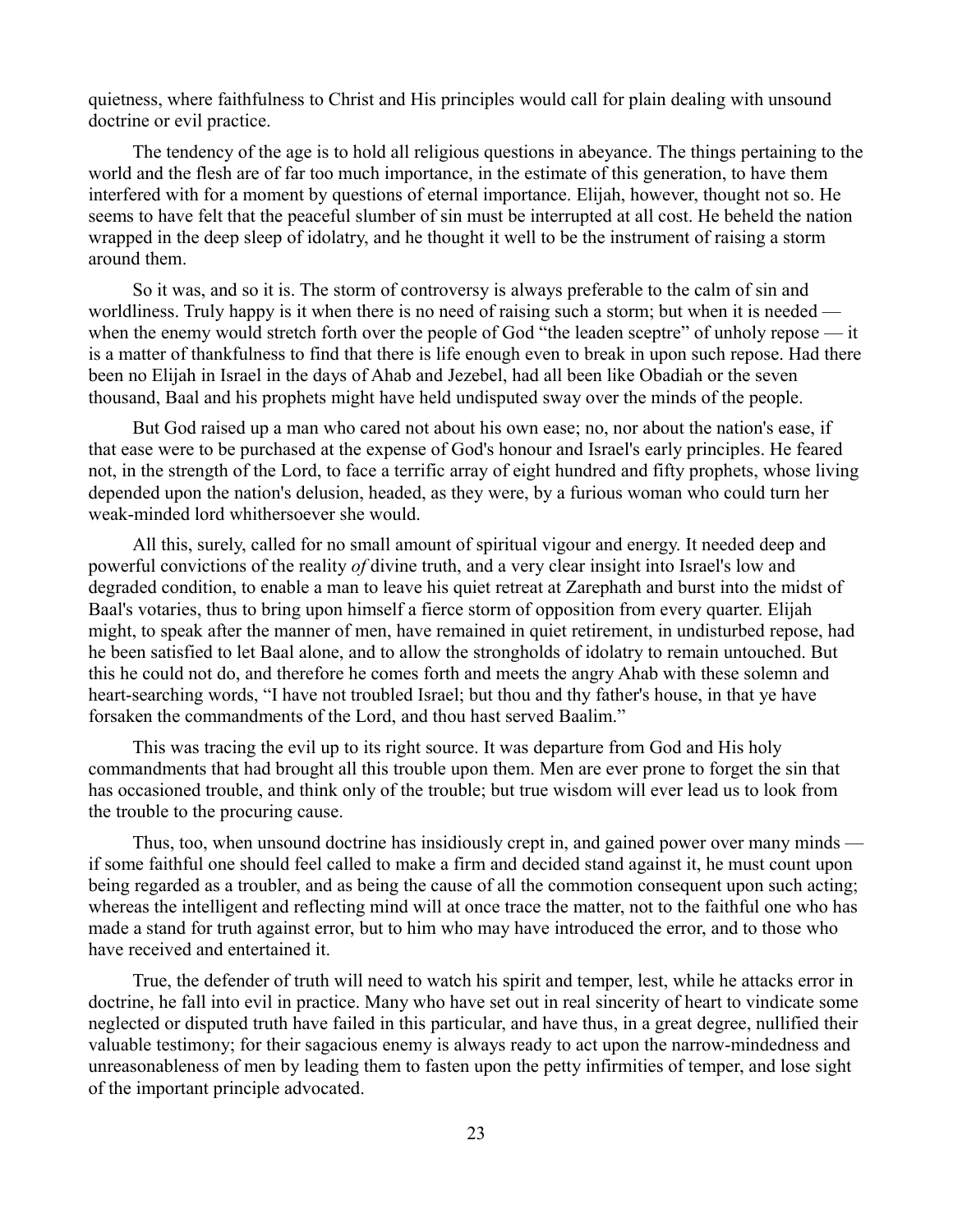quietness, where faithfulness to Christ and His principles would call for plain dealing with unsound doctrine or evil practice.

The tendency of the age is to hold all religious questions in abeyance. The things pertaining to the world and the flesh are of far too much importance, in the estimate of this generation, to have them interfered with for a moment by questions of eternal importance. Elijah, however, thought not so. He seems to have felt that the peaceful slumber of sin must be interrupted at all cost. He beheld the nation wrapped in the deep sleep of idolatry, and he thought it well to be the instrument of raising a storm around them.

So it was, and so it is. The storm of controversy is always preferable to the calm of sin and worldliness. Truly happy is it when there is no need of raising such a storm; but when it is needed — when the enemy would stretch forth over the people of God "the leaden sceptre" of unholy repose — it is a matter of thankfulness to find that there is life enough even to break in upon such repose. Had there been no Elijah in Israel in the days of Ahab and Jezebel, had all been like Obadiah or the seven thousand, Baal and his prophets might have held undisputed sway over the minds of the people.

But God raised up a man who cared not about his own ease; no, nor about the nation's ease, if that ease were to be purchased at the expense of God's honour and Israel's early principles. He feared not, in the strength of the Lord, to face a terrific array of eight hundred and fifty prophets, whose living depended upon the nation's delusion, headed, as they were, by a furious woman who could turn her weak-minded lord whithersoever she would.

All this, surely, called for no small amount of spiritual vigour and energy. It needed deep and powerful convictions of the reality *of* divine truth, and a very clear insight into Israel's low and degraded condition, to enable a man to leave his quiet retreat at Zarephath and burst into the midst of Baal's votaries, thus to bring upon himself a fierce storm of opposition from every quarter. Elijah might, to speak after the manner of men, have remained in quiet retirement, in undisturbed repose, had he been satisfied to let Baal alone, and to allow the strongholds of idolatry to remain untouched. But this he could not do, and therefore he comes forth and meets the angry Ahab with these solemn and heart-searching words, "I have not troubled Israel; but thou and thy father's house, in that ye have forsaken the commandments of the Lord, and thou hast served Baalim."

This was tracing the evil up to its right source. It was departure from God and His holy commandments that had brought all this trouble upon them. Men are ever prone to forget the sin that has occasioned trouble, and think only of the trouble; but true wisdom will ever lead us to look from the trouble to the procuring cause.

Thus, too, when unsound doctrine has insidiously crept in, and gained power over many minds — if some faithful one should feel called to make a firm and decided stand against it, he must count upon being regarded as a troubler, and as being the cause of all the commotion consequent upon such acting; whereas the intelligent and reflecting mind will at once trace the matter, not to the faithful one who has made a stand for truth against error, but to him who may have introduced the error, and to those who have received and entertained it.

True, the defender of truth will need to watch his spirit and temper, lest, while he attacks error in doctrine, he fall into evil in practice. Many who have set out in real sincerity of heart to vindicate some neglected or disputed truth have failed in this particular, and have thus, in a great degree, nullified their valuable testimony; for their sagacious enemy is always ready to act upon the narrow-mindedness and unreasonableness of men by leading them to fasten upon the petty infirmities of temper, and lose sight of the important principle advocated.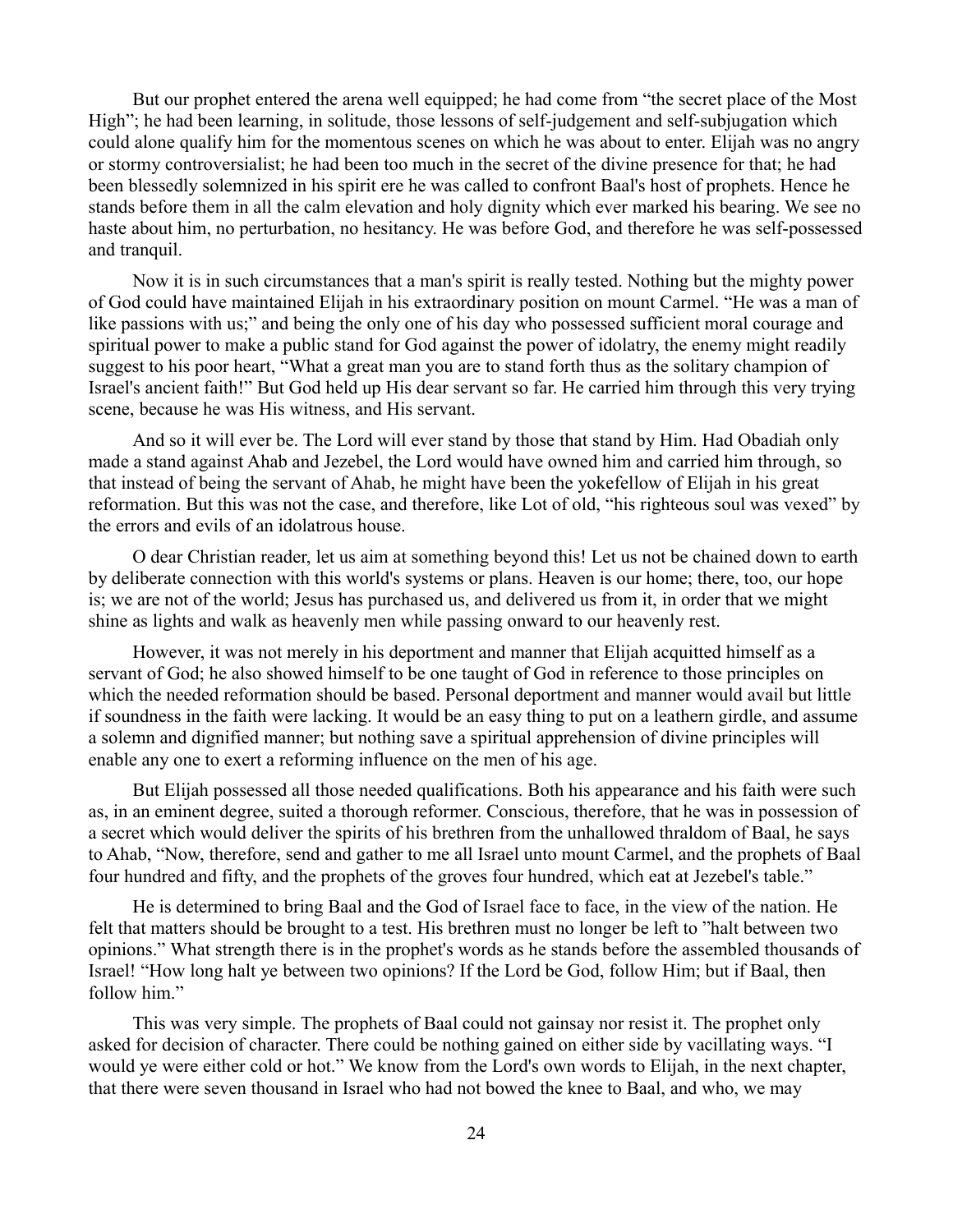But our prophet entered the arena well equipped; he had come from "the secret place of the Most High"; he had been learning, in solitude, those lessons of self-judgement and self-subjugation which could alone qualify him for the momentous scenes on which he was about to enter. Elijah was no angry or stormy controversialist; he had been too much in the secret of the divine presence for that; he had been blessedly solemnized in his spirit ere he was called to confront Baal's host of prophets. Hence he stands before them in all the calm elevation and holy dignity which ever marked his bearing. We see no haste about him, no perturbation, no hesitancy. He was before God, and therefore he was self-possessed and tranquil.

Now it is in such circumstances that a man's spirit is really tested. Nothing but the mighty power of God could have maintained Elijah in his extraordinary position on mount Carmel. "He was a man of like passions with us;" and being the only one of his day who possessed sufficient moral courage and spiritual power to make a public stand for God against the power of idolatry, the enemy might readily suggest to his poor heart, "What a great man you are to stand forth thus as the solitary champion of Israel's ancient faith!" But God held up His dear servant so far. He carried him through this very trying scene, because he was His witness, and His servant.

And so it will ever be. The Lord will ever stand by those that stand by Him. Had Obadiah only made a stand against Ahab and Jezebel, the Lord would have owned him and carried him through, so that instead of being the servant of Ahab, he might have been the yokefellow of Elijah in his great reformation. But this was not the case, and therefore, like Lot of old, "his righteous soul was vexed" by the errors and evils of an idolatrous house.

O dear Christian reader, let us aim at something beyond this! Let us not be chained down to earth by deliberate connection with this world's systems or plans. Heaven is our home; there, too, our hope is; we are not of the world; Jesus has purchased us, and delivered us from it, in order that we might shine as lights and walk as heavenly men while passing onward to our heavenly rest.

However, it was not merely in his deportment and manner that Elijah acquitted himself as a servant of God; he also showed himself to be one taught of God in reference to those principles on which the needed reformation should be based. Personal deportment and manner would avail but little if soundness in the faith were lacking. It would be an easy thing to put on a leathern girdle, and assume a solemn and dignified manner; but nothing save a spiritual apprehension of divine principles will enable any one to exert a reforming influence on the men of his age.

But Elijah possessed all those needed qualifications. Both his appearance and his faith were such as, in an eminent degree, suited a thorough reformer. Conscious, therefore, that he was in possession of a secret which would deliver the spirits of his brethren from the unhallowed thraldom of Baal, he says to Ahab, "Now, therefore, send and gather to me all Israel unto mount Carmel, and the prophets of Baal four hundred and fifty, and the prophets of the groves four hundred, which eat at Jezebel's table."

He is determined to bring Baal and the God of Israel face to face, in the view of the nation. He felt that matters should be brought to a test. His brethren must no longer be left to "halt between two opinions." What strength there is in the prophet's words as he stands before the assembled thousands of Israel! "How long halt ye between two opinions? If the Lord be God, follow Him; but if Baal, then follow him."

This was very simple. The prophets of Baal could not gainsay nor resist it. The prophet only asked for decision of character. There could be nothing gained on either side by vacillating ways. "I would ye were either cold or hot." We know from the Lord's own words to Elijah, in the next chapter, that there were seven thousand in Israel who had not bowed the knee to Baal, and who, we may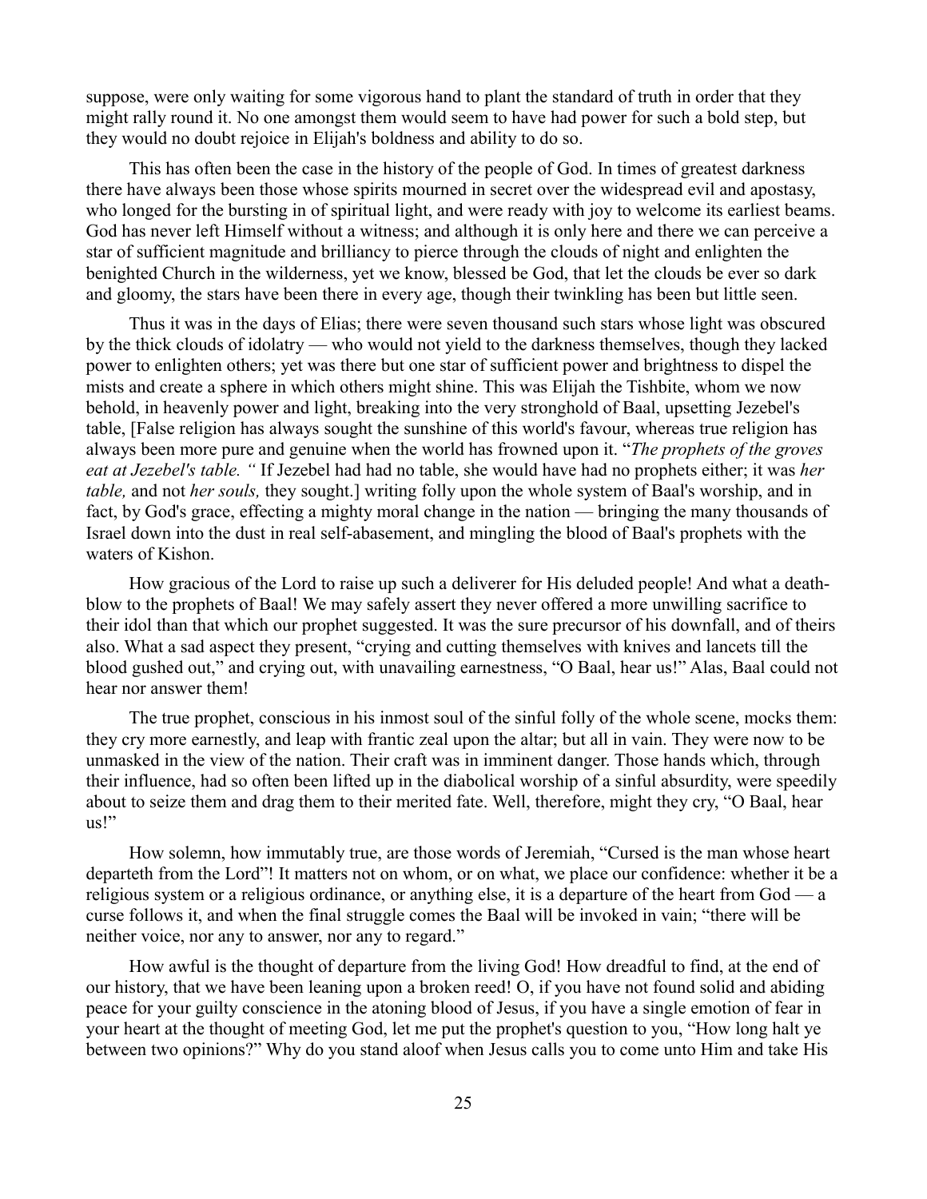suppose, were only waiting for some vigorous hand to plant the standard of truth in order that they might rally round it. No one amongst them would seem to have had power for such a bold step, but they would no doubt rejoice in Elijah's boldness and ability to do so.

This has often been the case in the history of the people of God. In times of greatest darkness there have always been those whose spirits mourned in secret over the widespread evil and apostasy, who longed for the bursting in of spiritual light, and were ready with joy to welcome its earliest beams. God has never left Himself without a witness; and although it is only here and there we can perceive a star of sufficient magnitude and brilliancy to pierce through the clouds of night and enlighten the benighted Church in the wilderness, yet we know, blessed be God, that let the clouds be ever so dark and gloomy, the stars have been there in every age, though their twinkling has been but little seen.

Thus it was in the days of Elias; there were seven thousand such stars whose light was obscured by the thick clouds of idolatry — who would not yield to the darkness themselves, though they lacked power to enlighten others; yet was there but one star of sufficient power and brightness to dispel the mists and create a sphere in which others might shine. This was Elijah the Tishbite, whom we now behold, in heavenly power and light, breaking into the very stronghold of Baal, upsetting Jezebel's table, [False religion has always sought the sunshine of this world's favour, whereas true religion has always been more pure and genuine when the world has frowned upon it. "*The prophets of the groves eat at Jezebel's table. "* If Jezebel had had no table, she would have had no prophets either; it was *her table,* and not *her souls,* they sought.] writing folly upon the whole system of Baal's worship, and in fact, by God's grace, effecting a mighty moral change in the nation — bringing the many thousands of Israel down into the dust in real self-abasement, and mingling the blood of Baal's prophets with the waters of Kishon.

How gracious of the Lord to raise up such a deliverer for His deluded people! And what a death-blow to the prophets of Baal! We may safely assert they never offered a more unwilling sacrifice to their idol than that which our prophet suggested. It was the sure precursor of his downfall, and of theirs also. What a sad aspect they present, "crying and cutting themselves with knives and lancets till the blood gushed out," and crying out, with unavailing earnestness, "O Baal, hear us!" Alas, Baal could not hear nor answer them!

The true prophet, conscious in his inmost soul of the sinful folly of the whole scene, mocks them: they cry more earnestly, and leap with frantic zeal upon the altar; but all in vain. They were now to be unmasked in the view of the nation. Their craft was in imminent danger. Those hands which, through their influence, had so often been lifted up in the diabolical worship of a sinful absurdity, were speedily about to seize them and drag them to their merited fate. Well, therefore, might they cry, "O Baal, hear us!"

How solemn, how immutably true, are those words of Jeremiah, "Cursed is the man whose heart departeth from the Lord"! It matters not on whom, or on what, we place our confidence: whether it be a religious system or a religious ordinance, or anything else, it is a departure of the heart from God — a curse follows it, and when the final struggle comes the Baal will be invoked in vain; "there will be neither voice, nor any to answer, nor any to regard."

How awful is the thought of departure from the living God! How dreadful to find, at the end of our history, that we have been leaning upon a broken reed! O, if you have not found solid and abiding peace for your guilty conscience in the atoning blood of Jesus, if you have a single emotion of fear in your heart at the thought of meeting God, let me put the prophet's question to you, "How long halt ye between two opinions?" Why do you stand aloof when Jesus calls you to come unto Him and take His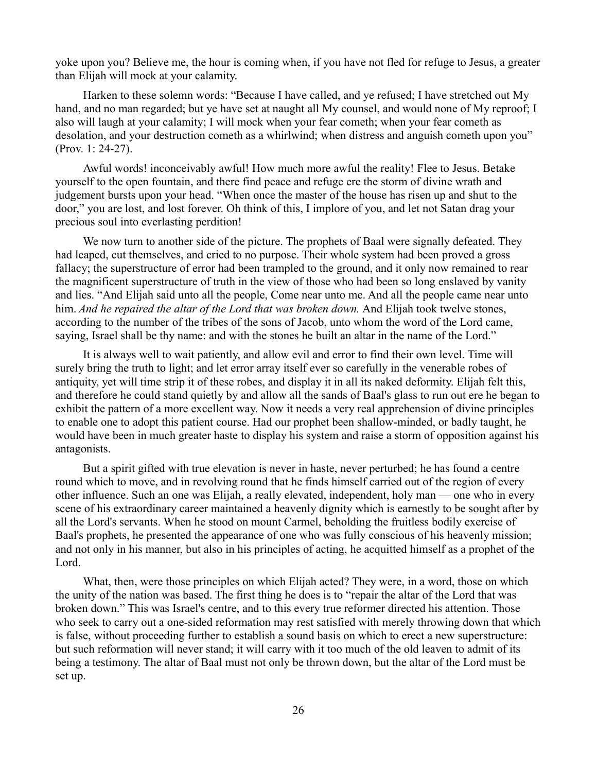yoke upon you? Believe me, the hour is coming when, if you have not fled for refuge to Jesus, a greater than Elijah will mock at your calamity.

Harken to these solemn words: “Because I have called, and ye refused; I have stretched out My hand, and no man regarded; but ye have set at naught all My counsel, and would none of My reproof; I also will laugh at your calamity; I will mock when your fear cometh; when your fear cometh as desolation, and your destruction cometh as a whirlwind; when distress and anguish cometh upon you” (Prov. 1: 24-27).

Awful words! inconceivably awful! How much more awful the reality! Flee to Jesus. Betake yourself to the open fountain, and there find peace and refuge ere the storm of divine wrath and judgement bursts upon your head. “When once the master of the house has risen up and shut to the door,” you are lost, and lost forever. Oh think of this, I implore of you, and let not Satan drag your precious soul into everlasting perdition!

We now turn to another side of the picture. The prophets of Baal were signally defeated. They had leaped, cut themselves, and cried to no purpose. Their whole system had been proved a gross fallacy; the superstructure of error had been trampled to the ground, and it only now remained to rear the magnificent superstructure of truth in the view of those who had been so long enslaved by vanity and lies. “And Elijah said unto all the people, Come near unto me. And all the people came near unto him. *And he repaired the altar of the Lord that was broken down.* And Elijah took twelve stones, according to the number of the tribes of the sons of Jacob, unto whom the word of the Lord came, saying, Israel shall be thy name: and with the stones he built an altar in the name of the Lord.”

It is always well to wait patiently, and allow evil and error to find their own level. Time will surely bring the truth to light; and let error array itself ever so carefully in the venerable robes of antiquity, yet will time strip it of these robes, and display it in all its naked deformity. Elijah felt this, and therefore he could stand quietly by and allow all the sands of Baal's glass to run out ere he began to exhibit the pattern of a more excellent way. Now it needs a very real apprehension of divine principles to enable one to adopt this patient course. Had our prophet been shallow-minded, or badly taught, he would have been in much greater haste to display his system and raise a storm of opposition against his antagonists.

But a spirit gifted with true elevation is never in haste, never perturbed; he has found a centre round which to move, and in revolving round that he finds himself carried out of the region of every other influence. Such an one was Elijah, a really elevated, independent, holy man — one who in every scene of his extraordinary career maintained a heavenly dignity which is earnestly to be sought after by all the Lord's servants. When he stood on mount Carmel, beholding the fruitless bodily exercise of Baal's prophets, he presented the appearance of one who was fully conscious of his heavenly mission; and not only in his manner, but also in his principles of acting, he acquitted himself as a prophet of the Lord.

What, then, were those principles on which Elijah acted? They were, in a word, those on which the unity of the nation was based. The first thing he does is to “repair the altar of the Lord that was broken down.” This was Israel's centre, and to this every true reformer directed his attention. Those who seek to carry out a one-sided reformation may rest satisfied with merely throwing down that which is false, without proceeding further to establish a sound basis on which to erect a new superstructure: but such reformation will never stand; it will carry with it too much of the old leaven to admit of its being a testimony. The altar of Baal must not only be thrown down, but the altar of the Lord must be set up.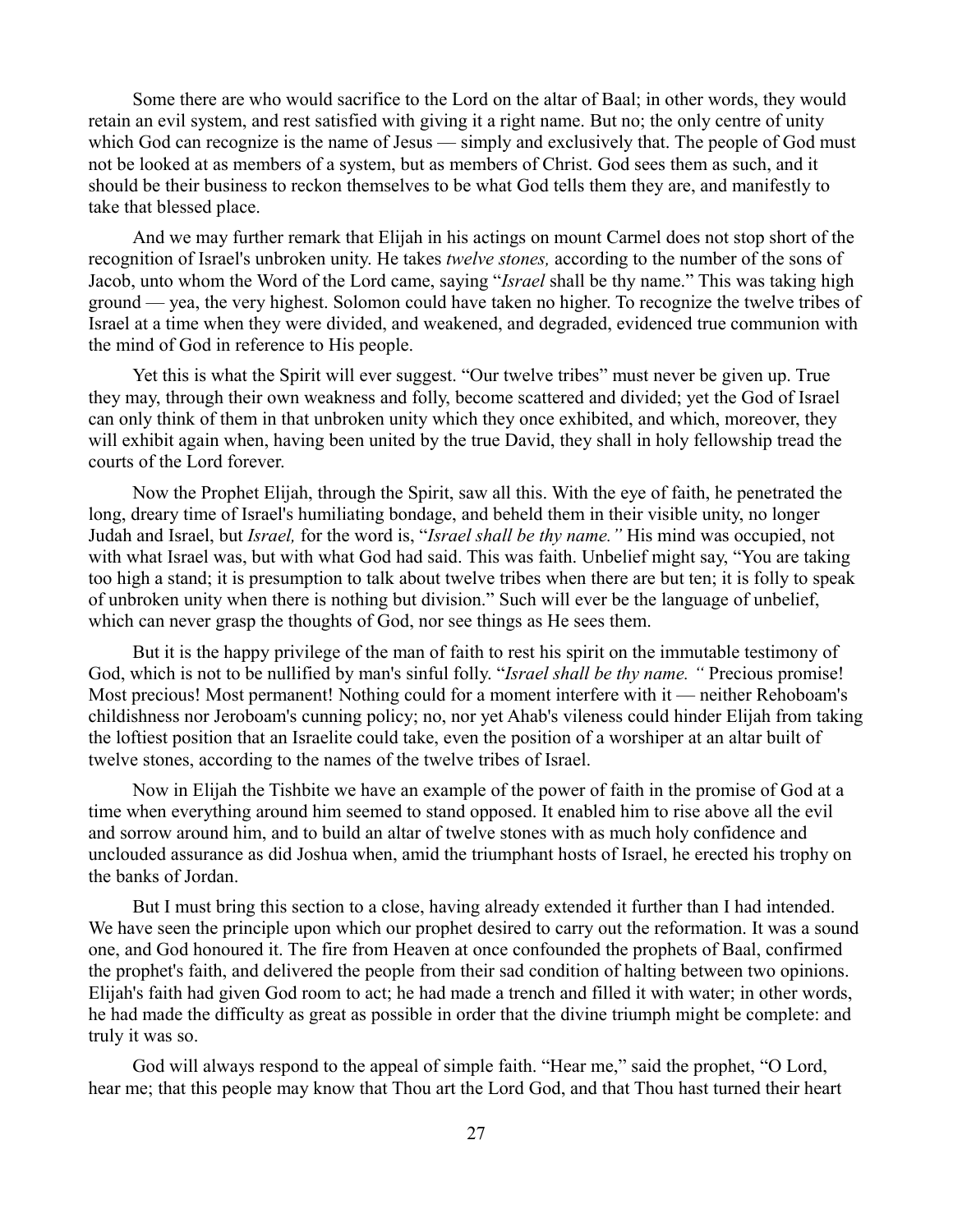Some there are who would sacrifice to the Lord on the altar of Baal; in other words, they would retain an evil system, and rest satisfied with giving it a right name. But no; the only centre of unity which God can recognize is the name of Jesus — simply and exclusively that. The people of God must not be looked at as members of a system, but as members of Christ. God sees them as such, and it should be their business to reckon themselves to be what God tells them they are, and manifestly to take that blessed place.

And we may further remark that Elijah in his actings on mount Carmel does not stop short of the recognition of Israel's unbroken unity. He takes *twelve stones,* according to the number of the sons of Jacob, unto whom the Word of the Lord came, saying "*Israel* shall be thy name." This was taking high ground — yea, the very highest. Solomon could have taken no higher. To recognize the twelve tribes of Israel at a time when they were divided, and weakened, and degraded, evidenced true communion with the mind of God in reference to His people.

Yet this is what the Spirit will ever suggest. "Our twelve tribes" must never be given up. True they may, through their own weakness and folly, become scattered and divided; yet the God of Israel can only think of them in that unbroken unity which they once exhibited, and which, moreover, they will exhibit again when, having been united by the true David, they shall in holy fellowship tread the courts of the Lord forever.

Now the Prophet Elijah, through the Spirit, saw all this. With the eye of faith, he penetrated the long, dreary time of Israel's humiliating bondage, and beheld them in their visible unity, no longer Judah and Israel, but *Israel,* for the word is, "*Israel shall be thy name."* His mind was occupied, not with what Israel was, but with what God had said. This was faith. Unbelief might say, "You are taking too high a stand; it is presumption to talk about twelve tribes when there are but ten; it is folly to speak of unbroken unity when there is nothing but division." Such will ever be the language of unbelief, which can never grasp the thoughts of God, nor see things as He sees them.

But it is the happy privilege of the man of faith to rest his spirit on the immutable testimony of God, which is not to be nullified by man's sinful folly. "*Israel shall be thy name. "* Precious promise! Most precious! Most permanent! Nothing could for a moment interfere with it — neither Rehoboam's childishness nor Jeroboam's cunning policy; no, nor yet Ahab's vileness could hinder Elijah from taking the loftiest position that an Israelite could take, even the position of a worshiper at an altar built of twelve stones, according to the names of the twelve tribes of Israel.

Now in Elijah the Tishbite we have an example of the power of faith in the promise of God at a time when everything around him seemed to stand opposed. It enabled him to rise above all the evil and sorrow around him, and to build an altar of twelve stones with as much holy confidence and unclouded assurance as did Joshua when, amid the triumphant hosts of Israel, he erected his trophy on the banks of Jordan.

But I must bring this section to a close, having already extended it further than I had intended. We have seen the principle upon which our prophet desired to carry out the reformation. It was a sound one, and God honoured it. The fire from Heaven at once confounded the prophets of Baal, confirmed the prophet's faith, and delivered the people from their sad condition of halting between two opinions. Elijah's faith had given God room to act; he had made a trench and filled it with water; in other words, he had made the difficulty as great as possible in order that the divine triumph might be complete: and truly it was so.

God will always respond to the appeal of simple faith. "Hear me," said the prophet, "O Lord, hear me; that this people may know that Thou art the Lord God, and that Thou hast turned their heart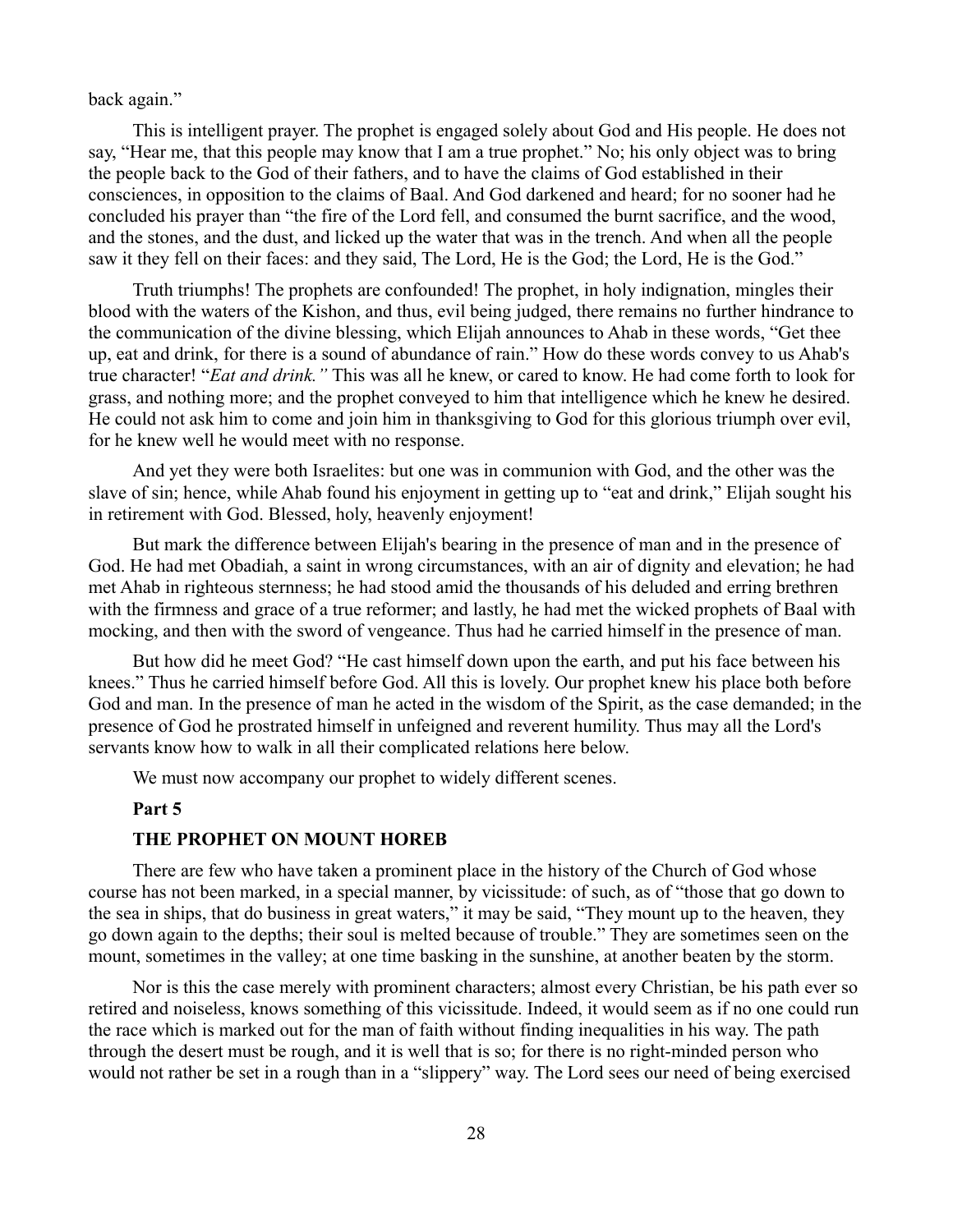back again."

This is intelligent prayer. The prophet is engaged solely about God and His people. He does not say, "Hear me, that this people may know that I am a true prophet." No; his only object was to bring the people back to the God of their fathers, and to have the claims of God established in their consciences, in opposition to the claims of Baal. And God darkened and heard; for no sooner had he concluded his prayer than "the fire of the Lord fell, and consumed the burnt sacrifice, and the wood, and the stones, and the dust, and licked up the water that was in the trench. And when all the people saw it they fell on their faces: and they said, The Lord, He is the God; the Lord, He is the God."

Truth triumphs! The prophets are confounded! The prophet, in holy indignation, mingles their blood with the waters of the Kishon, and thus, evil being judged, there remains no further hindrance to the communication of the divine blessing, which Elijah announces to Ahab in these words, "Get thee up, eat and drink, for there is a sound of abundance of rain." How do these words convey to us Ahab's true character! "*Eat and drink.*" This was all he knew, or cared to know. He had come forth to look for grass, and nothing more; and the prophet conveyed to him that intelligence which he knew he desired. He could not ask him to come and join him in thanksgiving to God for this glorious triumph over evil, for he knew well he would meet with no response.

And yet they were both Israelites: but one was in communion with God, and the other was the slave of sin; hence, while Ahab found his enjoyment in getting up to "eat and drink," Elijah sought his in retirement with God. Blessed, holy, heavenly enjoyment!

But mark the difference between Elijah's bearing in the presence of man and in the presence of God. He had met Obadiah, a saint in wrong circumstances, with an air of dignity and elevation; he had met Ahab in righteous sternness; he had stood amid the thousands of his deluded and erring brethren with the firmness and grace of a true reformer; and lastly, he had met the wicked prophets of Baal with mocking, and then with the sword of vengeance. Thus had he carried himself in the presence of man.

But how did he meet God? "He cast himself down upon the earth, and put his face between his knees." Thus he carried himself before God. All this is lovely. Our prophet knew his place both before God and man. In the presence of man he acted in the wisdom of the Spirit, as the case demanded; in the presence of God he prostrated himself in unfeigned and reverent humility. Thus may all the Lord's servants know how to walk in all their complicated relations here below.

We must now accompany our prophet to widely different scenes.

## Part 5

## THE PROPHET ON MOUNT HOREB

There are few who have taken a prominent place in the history of the Church of God whose course has not been marked, in a special manner, by vicissitude: of such, as of "those that go down to the sea in ships, that do business in great waters," it may be said, "They mount up to the heaven, they go down again to the depths; their soul is melted because of trouble." They are sometimes seen on the mount, sometimes in the valley; at one time basking in the sunshine, at another beaten by the storm.

Nor is this the case merely with prominent characters; almost every Christian, be his path ever so retired and noiseless, knows something of this vicissitude. Indeed, it would seem as if no one could run the race which is marked out for the man of faith without finding inequalities in his way. The path through the desert must be rough, and it is well that is so; for there is no right-minded person who would not rather be set in a rough than in a "slippery" way. The Lord sees our need of being exercised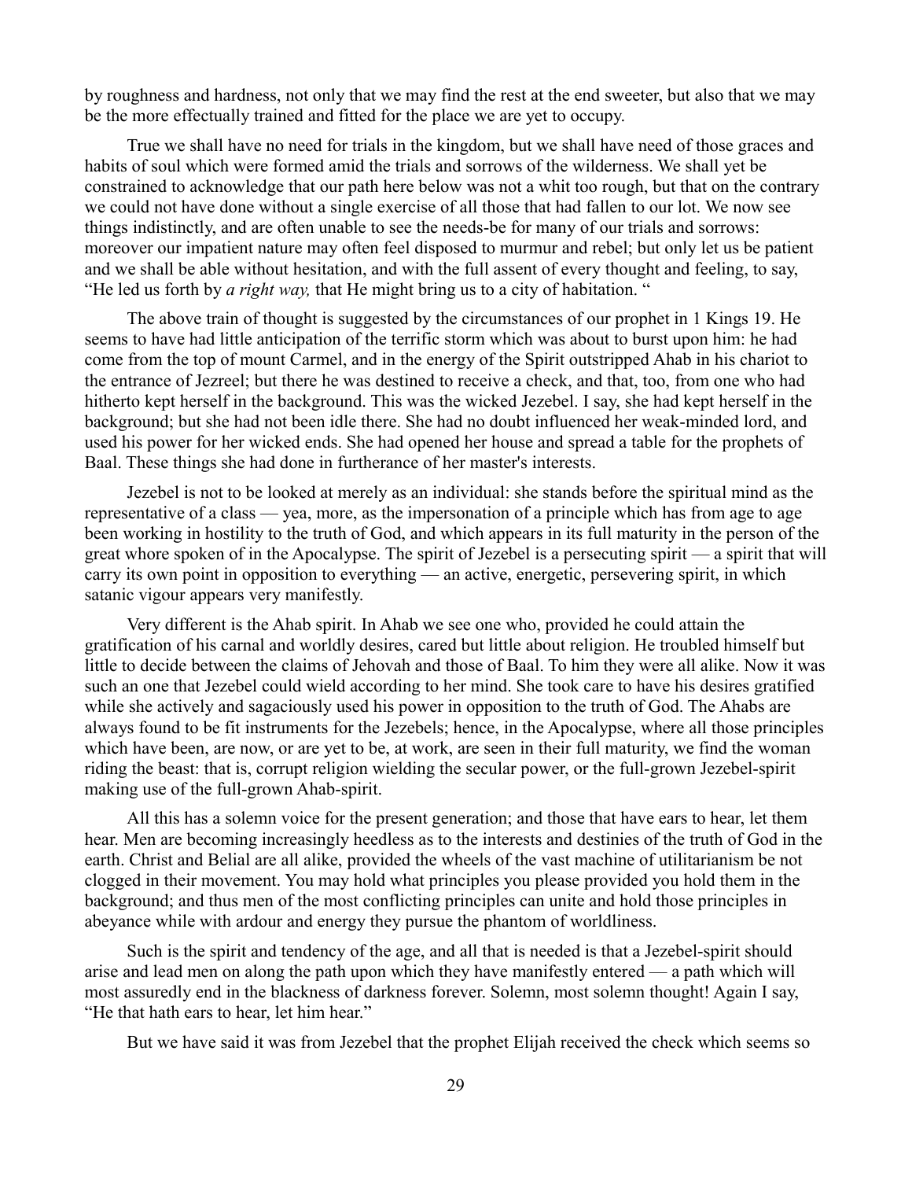by roughness and hardness, not only that we may find the rest at the end sweeter, but also that we may be the more effectually trained and fitted for the place we are yet to occupy.

True we shall have no need for trials in the kingdom, but we shall have need of those graces and habits of soul which were formed amid the trials and sorrows of the wilderness. We shall yet be constrained to acknowledge that our path here below was not a whit too rough, but that on the contrary we could not have done without a single exercise of all those that had fallen to our lot. We now see things indistinctly, and are often unable to see the needs-be for many of our trials and sorrows: moreover our impatient nature may often feel disposed to murmur and rebel; but only let us be patient and we shall be able without hesitation, and with the full assent of every thought and feeling, to say, "He led us forth by *a right way,* that He might bring us to a city of habitation. "

The above train of thought is suggested by the circumstances of our prophet in 1 Kings 19. He seems to have had little anticipation of the terrific storm which was about to burst upon him: he had come from the top of mount Carmel, and in the energy of the Spirit outstripped Ahab in his chariot to the entrance of Jezreel; but there he was destined to receive a check, and that, too, from one who had hitherto kept herself in the background. This was the wicked Jezebel. I say, she had kept herself in the background; but she had not been idle there. She had no doubt influenced her weak-minded lord, and used his power for her wicked ends. She had opened her house and spread a table for the prophets of Baal. These things she had done in furtherance of her master's interests.

Jezebel is not to be looked at merely as an individual: she stands before the spiritual mind as the representative of a class — yea, more, as the impersonation of a principle which has from age to age been working in hostility to the truth of God, and which appears in its full maturity in the person of the great whore spoken of in the Apocalypse. The spirit of Jezebel is a persecuting spirit — a spirit that will carry its own point in opposition to everything — an active, energetic, persevering spirit, in which satanic vigour appears very manifestly.

Very different is the Ahab spirit. In Ahab we see one who, provided he could attain the gratification of his carnal and worldly desires, cared but little about religion. He troubled himself but little to decide between the claims of Jehovah and those of Baal. To him they were all alike. Now it was such an one that Jezebel could wield according to her mind. She took care to have his desires gratified while she actively and sagaciously used his power in opposition to the truth of God. The Ahabs are always found to be fit instruments for the Jezebels; hence, in the Apocalypse, where all those principles which have been, are now, or are yet to be, at work, are seen in their full maturity, we find the woman riding the beast: that is, corrupt religion wielding the secular power, or the full-grown Jezebel-spirit making use of the full-grown Ahab-spirit.

All this has a solemn voice for the present generation; and those that have ears to hear, let them hear. Men are becoming increasingly heedless as to the interests and destinies of the truth of God in the earth. Christ and Belial are all alike, provided the wheels of the vast machine of utilitarianism be not clogged in their movement. You may hold what principles you please provided you hold them in the background; and thus men of the most conflicting principles can unite and hold those principles in abeyance while with ardour and energy they pursue the phantom of worldliness.

Such is the spirit and tendency of the age, and all that is needed is that a Jezebel-spirit should arise and lead men on along the path upon which they have manifestly entered — a path which will most assuredly end in the blackness of darkness forever. Solemn, most solemn thought! Again I say, "He that hath ears to hear, let him hear."

But we have said it was from Jezebel that the prophet Elijah received the check which seems so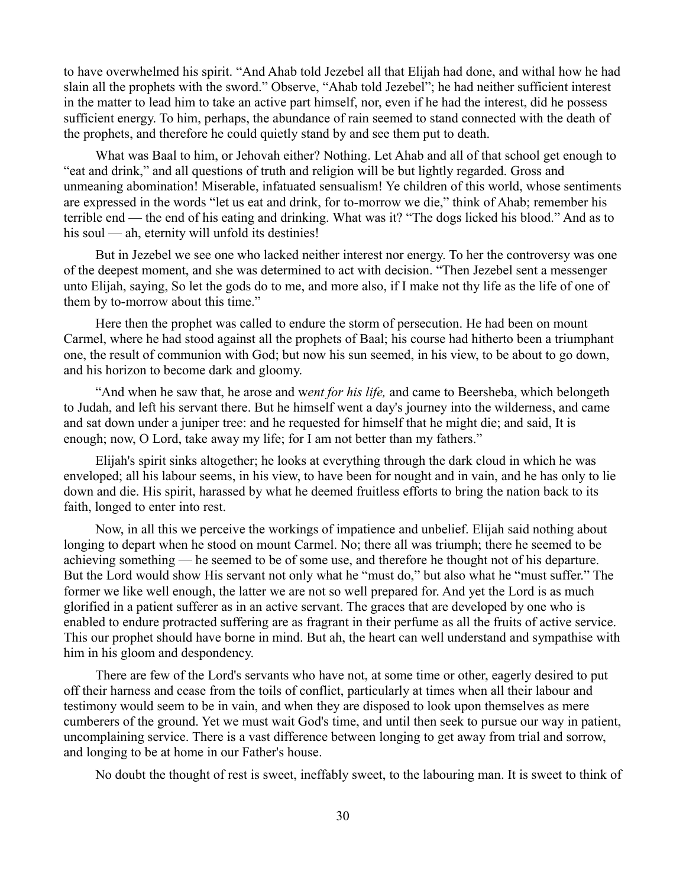to have overwhelmed his spirit. "And Ahab told Jezebel all that Elijah had done, and withal how he had slain all the prophets with the sword." Observe, "Ahab told Jezebel"; he had neither sufficient interest in the matter to lead him to take an active part himself, nor, even if he had the interest, did he possess sufficient energy. To him, perhaps, the abundance of rain seemed to stand connected with the death of the prophets, and therefore he could quietly stand by and see them put to death.

What was Baal to him, or Jehovah either? Nothing. Let Ahab and all of that school get enough to "eat and drink," and all questions of truth and religion will be but lightly regarded. Gross and unmeaning abomination! Miserable, infatuated sensualism! Ye children of this world, whose sentiments are expressed in the words "let us eat and drink, for to-morrow we die," think of Ahab; remember his terrible end — the end of his eating and drinking. What was it? "The dogs licked his blood." And as to his soul — ah, eternity will unfold its destinies!

But in Jezebel we see one who lacked neither interest nor energy. To her the controversy was one of the deepest moment, and she was determined to act with decision. "Then Jezebel sent a messenger unto Elijah, saying, So let the gods do to me, and more also, if I make not thy life as the life of one of them by to-morrow about this time."

Here then the prophet was called to endure the storm of persecution. He had been on mount Carmel, where he had stood against all the prophets of Baal; his course had hitherto been a triumphant one, the result of communion with God; but now his sun seemed, in his view, to be about to go down, and his horizon to become dark and gloomy.

"And when he saw that, he arose and w*ent for his life,* and came to Beersheba, which belongeth to Judah, and left his servant there. But he himself went a day's journey into the wilderness, and came and sat down under a juniper tree: and he requested for himself that he might die; and said, It is enough; now, O Lord, take away my life; for I am not better than my fathers."

Elijah's spirit sinks altogether; he looks at everything through the dark cloud in which he was enveloped; all his labour seems, in his view, to have been for nought and in vain, and he has only to lie down and die. His spirit, harassed by what he deemed fruitless efforts to bring the nation back to its faith, longed to enter into rest.

Now, in all this we perceive the workings of impatience and unbelief. Elijah said nothing about longing to depart when he stood on mount Carmel. No; there all was triumph; there he seemed to be achieving something — he seemed to be of some use, and therefore he thought not of his departure. But the Lord would show His servant not only what he "must do," but also what he "must suffer." The former we like well enough, the latter we are not so well prepared for. And yet the Lord is as much glorified in a patient sufferer as in an active servant. The graces that are developed by one who is enabled to endure protracted suffering are as fragrant in their perfume as all the fruits of active service. This our prophet should have borne in mind. But ah, the heart can well understand and sympathise with him in his gloom and despondency.

There are few of the Lord's servants who have not, at some time or other, eagerly desired to put off their harness and cease from the toils of conflict, particularly at times when all their labour and testimony would seem to be in vain, and when they are disposed to look upon themselves as mere cumberers of the ground. Yet we must wait God's time, and until then seek to pursue our way in patient, uncomplaining service. There is a vast difference between longing to get away from trial and sorrow, and longing to be at home in our Father's house.

No doubt the thought of rest is sweet, ineffably sweet, to the labouring man. It is sweet to think of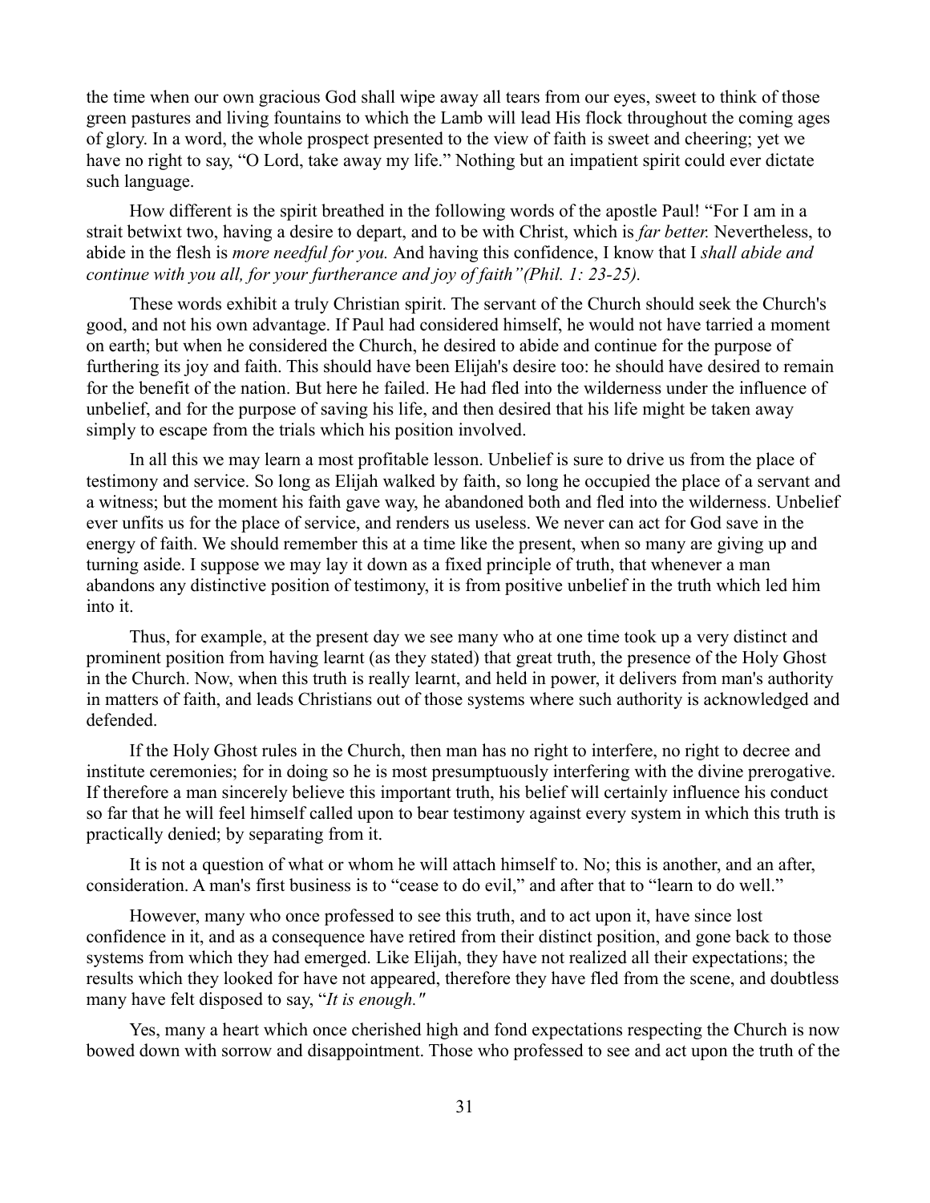the time when our own gracious God shall wipe away all tears from our eyes, sweet to think of those green pastures and living fountains to which the Lamb will lead His flock throughout the coming ages of glory. In a word, the whole prospect presented to the view of faith is sweet and cheering; yet we have no right to say, "O Lord, take away my life." Nothing but an impatient spirit could ever dictate such language.

How different is the spirit breathed in the following words of the apostle Paul! "For I am in a strait betwixt two, having a desire to depart, and to be with Christ, which is *far better.* Nevertheless, to abide in the flesh is *more needful for you.* And having this confidence, I know that I *shall abide and continue with you all, for your furtherance and joy of faith"(Phil. 1: 23-25).*

These words exhibit a truly Christian spirit. The servant of the Church should seek the Church's good, and not his own advantage. If Paul had considered himself, he would not have tarried a moment on earth; but when he considered the Church, he desired to abide and continue for the purpose of furthering its joy and faith. This should have been Elijah's desire too: he should have desired to remain for the benefit of the nation. But here he failed. He had fled into the wilderness under the influence of unbelief, and for the purpose of saving his life, and then desired that his life might be taken away simply to escape from the trials which his position involved.

In all this we may learn a most profitable lesson. Unbelief is sure to drive us from the place of testimony and service. So long as Elijah walked by faith, so long he occupied the place of a servant and a witness; but the moment his faith gave way, he abandoned both and fled into the wilderness. Unbelief ever unfits us for the place of service, and renders us useless. We never can act for God save in the energy of faith. We should remember this at a time like the present, when so many are giving up and turning aside. I suppose we may lay it down as a fixed principle of truth, that whenever a man abandons any distinctive position of testimony, it is from positive unbelief in the truth which led him into it.

Thus, for example, at the present day we see many who at one time took up a very distinct and prominent position from having learnt (as they stated) that great truth, the presence of the Holy Ghost in the Church. Now, when this truth is really learnt, and held in power, it delivers from man's authority in matters of faith, and leads Christians out of those systems where such authority is acknowledged and defended.

If the Holy Ghost rules in the Church, then man has no right to interfere, no right to decree and institute ceremonies; for in doing so he is most presumptuously interfering with the divine prerogative. If therefore a man sincerely believe this important truth, his belief will certainly influence his conduct so far that he will feel himself called upon to bear testimony against every system in which this truth is practically denied; by separating from it.

It is not a question of what or whom he will attach himself to. No; this is another, and an after, consideration. A man's first business is to "cease to do evil," and after that to "learn to do well."

However, many who once professed to see this truth, and to act upon it, have since lost confidence in it, and as a consequence have retired from their distinct position, and gone back to those systems from which they had emerged. Like Elijah, they have not realized all their expectations; the results which they looked for have not appeared, therefore they have fled from the scene, and doubtless many have felt disposed to say, "*It is enough."*

Yes, many a heart which once cherished high and fond expectations respecting the Church is now bowed down with sorrow and disappointment. Those who professed to see and act upon the truth of the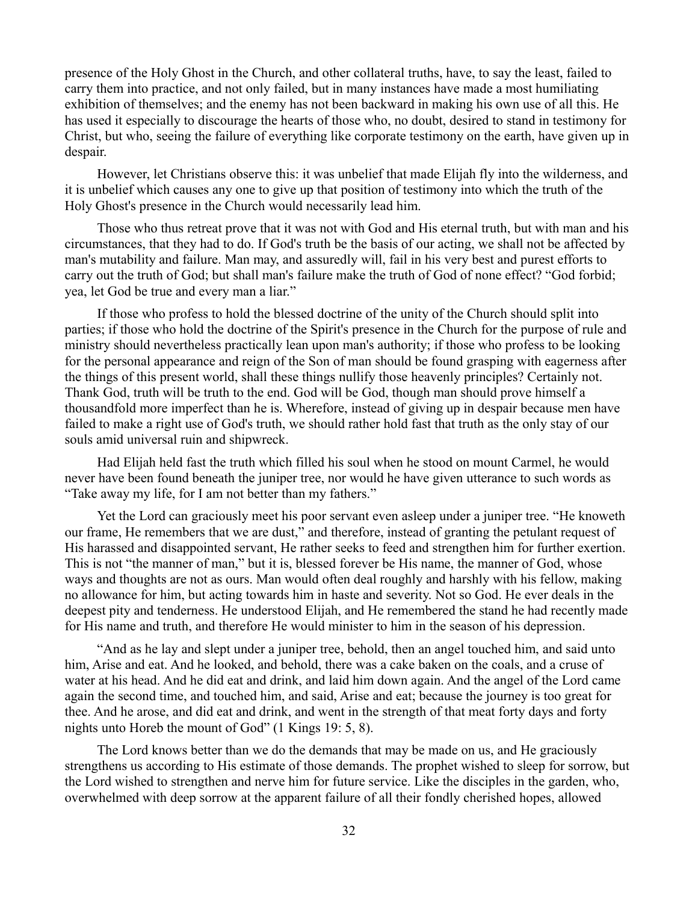presence of the Holy Ghost in the Church, and other collateral truths, have, to say the least, failed to carry them into practice, and not only failed, but in many instances have made a most humiliating exhibition of themselves; and the enemy has not been backward in making his own use of all this. He has used it especially to discourage the hearts of those who, no doubt, desired to stand in testimony for Christ, but who, seeing the failure of everything like corporate testimony on the earth, have given up in despair.

However, let Christians observe this: it was unbelief that made Elijah fly into the wilderness, and it is unbelief which causes any one to give up that position of testimony into which the truth of the Holy Ghost's presence in the Church would necessarily lead him.

Those who thus retreat prove that it was not with God and His eternal truth, but with man and his circumstances, that they had to do. If God's truth be the basis of our acting, we shall not be affected by man's mutability and failure. Man may, and assuredly will, fail in his very best and purest efforts to carry out the truth of God; but shall man's failure make the truth of God of none effect? "God forbid; yea, let God be true and every man a liar."

If those who profess to hold the blessed doctrine of the unity of the Church should split into parties; if those who hold the doctrine of the Spirit's presence in the Church for the purpose of rule and ministry should nevertheless practically lean upon man's authority; if those who profess to be looking for the personal appearance and reign of the Son of man should be found grasping with eagerness after the things of this present world, shall these things nullify those heavenly principles? Certainly not. Thank God, truth will be truth to the end. God will be God, though man should prove himself a thousandfold more imperfect than he is. Wherefore, instead of giving up in despair because men have failed to make a right use of God's truth, we should rather hold fast that truth as the only stay of our souls amid universal ruin and shipwreck.

Had Elijah held fast the truth which filled his soul when he stood on mount Carmel, he would never have been found beneath the juniper tree, nor would he have given utterance to such words as "Take away my life, for I am not better than my fathers."

Yet the Lord can graciously meet his poor servant even asleep under a juniper tree. "He knoweth our frame, He remembers that we are dust," and therefore, instead of granting the petulant request of His harassed and disappointed servant, He rather seeks to feed and strengthen him for further exertion. This is not "the manner of man," but it is, blessed forever be His name, the manner of God, whose ways and thoughts are not as ours. Man would often deal roughly and harshly with his fellow, making no allowance for him, but acting towards him in haste and severity. Not so God. He ever deals in the deepest pity and tenderness. He understood Elijah, and He remembered the stand he had recently made for His name and truth, and therefore He would minister to him in the season of his depression.

"And as he lay and slept under a juniper tree, behold, then an angel touched him, and said unto him, Arise and eat. And he looked, and behold, there was a cake baken on the coals, and a cruse of water at his head. And he did eat and drink, and laid him down again. And the angel of the Lord came again the second time, and touched him, and said, Arise and eat; because the journey is too great for thee. And he arose, and did eat and drink, and went in the strength of that meat forty days and forty nights unto Horeb the mount of God" (1 Kings 19: 5, 8).

The Lord knows better than we do the demands that may be made on us, and He graciously strengthens us according to His estimate of those demands. The prophet wished to sleep for sorrow, but the Lord wished to strengthen and nerve him for future service. Like the disciples in the garden, who, overwhelmed with deep sorrow at the apparent failure of all their fondly cherished hopes, allowed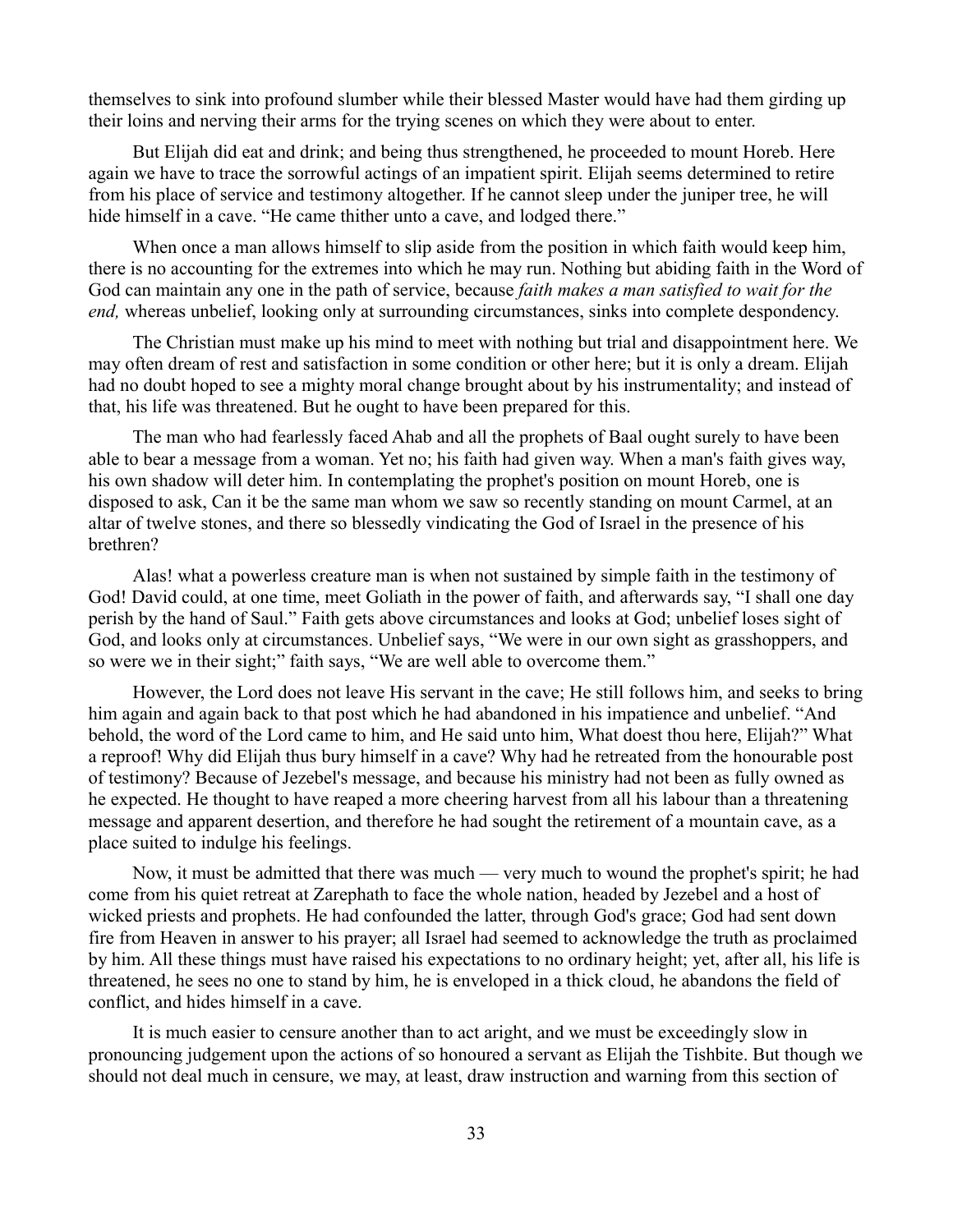themselves to sink into profound slumber while their blessed Master would have had them girding up their loins and nerving their arms for the trying scenes on which they were about to enter.

But Elijah did eat and drink; and being thus strengthened, he proceeded to mount Horeb. Here again we have to trace the sorrowful actings of an impatient spirit. Elijah seems determined to retire from his place of service and testimony altogether. If he cannot sleep under the juniper tree, he will hide himself in a cave. "He came thither unto a cave, and lodged there."

When once a man allows himself to slip aside from the position in which faith would keep him, there is no accounting for the extremes into which he may run. Nothing but abiding faith in the Word of God can maintain any one in the path of service, because *faith makes a man satisfied to wait for the end,* whereas unbelief, looking only at surrounding circumstances, sinks into complete despondency.

The Christian must make up his mind to meet with nothing but trial and disappointment here. We may often dream of rest and satisfaction in some condition or other here; but it is only a dream. Elijah had no doubt hoped to see a mighty moral change brought about by his instrumentality; and instead of that, his life was threatened. But he ought to have been prepared for this.

The man who had fearlessly faced Ahab and all the prophets of Baal ought surely to have been able to bear a message from a woman. Yet no; his faith had given way. When a man's faith gives way, his own shadow will deter him. In contemplating the prophet's position on mount Horeb, one is disposed to ask, Can it be the same man whom we saw so recently standing on mount Carmel, at an altar of twelve stones, and there so blessedly vindicating the God of Israel in the presence of his brethren?

Alas! what a powerless creature man is when not sustained by simple faith in the testimony of God! David could, at one time, meet Goliath in the power of faith, and afterwards say, "I shall one day perish by the hand of Saul." Faith gets above circumstances and looks at God; unbelief loses sight of God, and looks only at circumstances. Unbelief says, "We were in our own sight as grasshoppers, and so were we in their sight;" faith says, "We are well able to overcome them."

However, the Lord does not leave His servant in the cave; He still follows him, and seeks to bring him again and again back to that post which he had abandoned in his impatience and unbelief. "And behold, the word of the Lord came to him, and He said unto him, What doest thou here, Elijah?" What a reproof! Why did Elijah thus bury himself in a cave? Why had he retreated from the honourable post of testimony? Because of Jezebel's message, and because his ministry had not been as fully owned as he expected. He thought to have reaped a more cheering harvest from all his labour than a threatening message and apparent desertion, and therefore he had sought the retirement of a mountain cave, as a place suited to indulge his feelings.

Now, it must be admitted that there was much — very much to wound the prophet's spirit; he had come from his quiet retreat at Zarephath to face the whole nation, headed by Jezebel and a host of wicked priests and prophets. He had confounded the latter, through God's grace; God had sent down fire from Heaven in answer to his prayer; all Israel had seemed to acknowledge the truth as proclaimed by him. All these things must have raised his expectations to no ordinary height; yet, after all, his life is threatened, he sees no one to stand by him, he is enveloped in a thick cloud, he abandons the field of conflict, and hides himself in a cave.

It is much easier to censure another than to act aright, and we must be exceedingly slow in pronouncing judgement upon the actions of so honoured a servant as Elijah the Tishbite. But though we should not deal much in censure, we may, at least, draw instruction and warning from this section of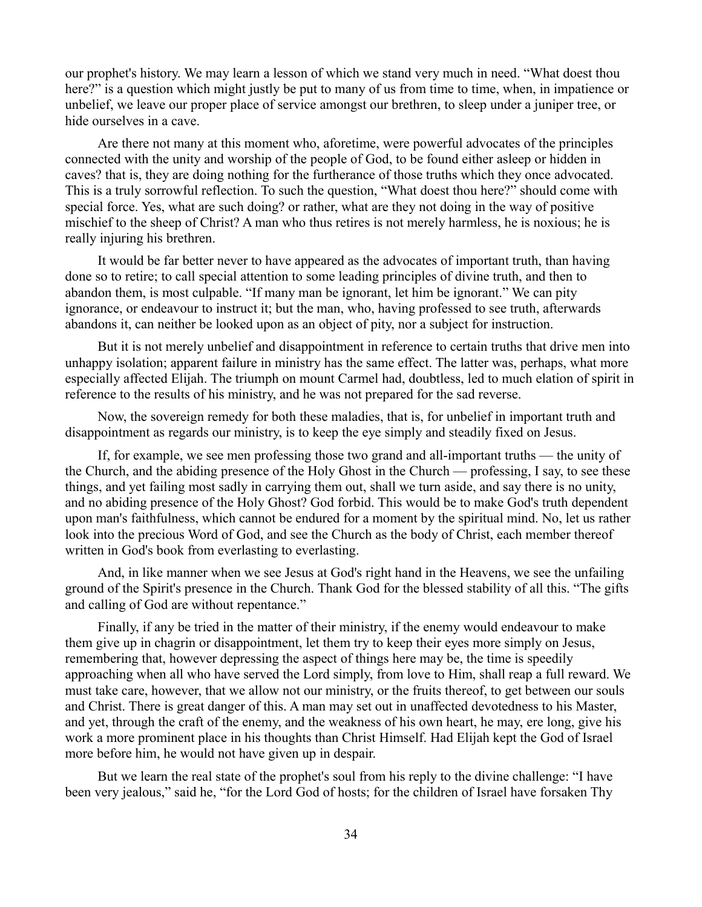our prophet's history. We may learn a lesson of which we stand very much in need. "What doest thou here?" is a question which might justly be put to many of us from time to time, when, in impatience or unbelief, we leave our proper place of service amongst our brethren, to sleep under a juniper tree, or hide ourselves in a cave.

Are there not many at this moment who, aforetime, were powerful advocates of the principles connected with the unity and worship of the people of God, to be found either asleep or hidden in caves? that is, they are doing nothing for the furtherance of those truths which they once advocated. This is a truly sorrowful reflection. To such the question, "What doest thou here?" should come with special force. Yes, what are such doing? or rather, what are they not doing in the way of positive mischief to the sheep of Christ? A man who thus retires is not merely harmless, he is noxious; he is really injuring his brethren.

It would be far better never to have appeared as the advocates of important truth, than having done so to retire; to call special attention to some leading principles of divine truth, and then to abandon them, is most culpable. "If many man be ignorant, let him be ignorant." We can pity ignorance, or endeavour to instruct it; but the man, who, having professed to see truth, afterwards abandons it, can neither be looked upon as an object of pity, nor a subject for instruction.

But it is not merely unbelief and disappointment in reference to certain truths that drive men into unhappy isolation; apparent failure in ministry has the same effect. The latter was, perhaps, what more especially affected Elijah. The triumph on mount Carmel had, doubtless, led to much elation of spirit in reference to the results of his ministry, and he was not prepared for the sad reverse.

Now, the sovereign remedy for both these maladies, that is, for unbelief in important truth and disappointment as regards our ministry, is to keep the eye simply and steadily fixed on Jesus.

If, for example, we see men professing those two grand and all-important truths — the unity of the Church, and the abiding presence of the Holy Ghost in the Church — professing, I say, to see these things, and yet failing most sadly in carrying them out, shall we turn aside, and say there is no unity, and no abiding presence of the Holy Ghost? God forbid. This would be to make God's truth dependent upon man's faithfulness, which cannot be endured for a moment by the spiritual mind. No, let us rather look into the precious Word of God, and see the Church as the body of Christ, each member thereof written in God's book from everlasting to everlasting.

And, in like manner when we see Jesus at God's right hand in the Heavens, we see the unfailing ground of the Spirit's presence in the Church. Thank God for the blessed stability of all this. "The gifts and calling of God are without repentance."

Finally, if any be tried in the matter of their ministry, if the enemy would endeavour to make them give up in chagrin or disappointment, let them try to keep their eyes more simply on Jesus, remembering that, however depressing the aspect of things here may be, the time is speedily approaching when all who have served the Lord simply, from love to Him, shall reap a full reward. We must take care, however, that we allow not our ministry, or the fruits thereof, to get between our souls and Christ. There is great danger of this. A man may set out in unaffected devotedness to his Master, and yet, through the craft of the enemy, and the weakness of his own heart, he may, ere long, give his work a more prominent place in his thoughts than Christ Himself. Had Elijah kept the God of Israel more before him, he would not have given up in despair.

But we learn the real state of the prophet's soul from his reply to the divine challenge: "I have been very jealous," said he, "for the Lord God of hosts; for the children of Israel have forsaken Thy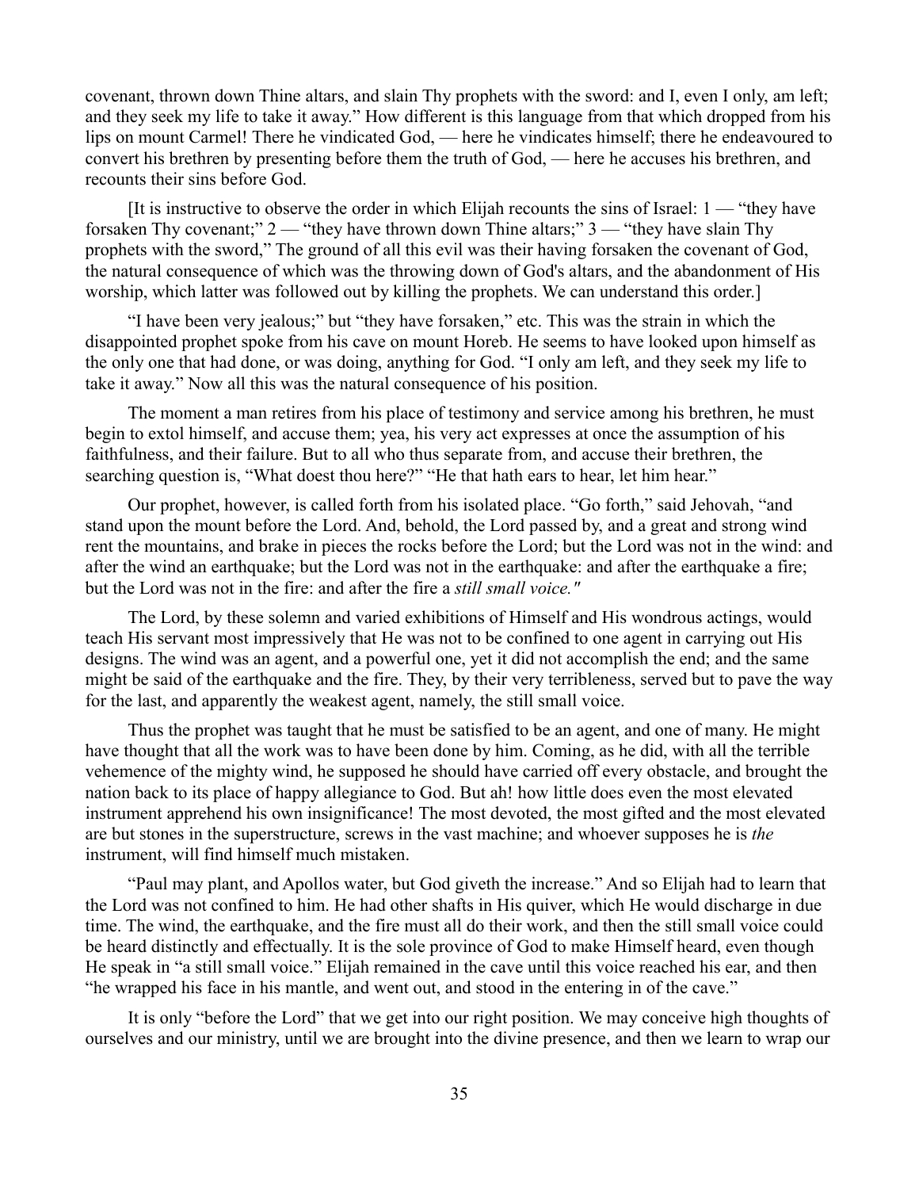covenant, thrown down Thine altars, and slain Thy prophets with the sword: and I, even I only, am left; and they seek my life to take it away." How different is this language from that which dropped from his lips on mount Carmel! There he vindicated God, — here he vindicates himself; there he endeavoured to convert his brethren by presenting before them the truth of God, — here he accuses his brethren, and recounts their sins before God.

[It is instructive to observe the order in which Elijah recounts the sins of Israel: 1 — "they have forsaken Thy covenant;" 2 — "they have thrown down Thine altars;" 3 — "they have slain Thy prophets with the sword," The ground of all this evil was their having forsaken the covenant of God, the natural consequence of which was the throwing down of God's altars, and the abandonment of His worship, which latter was followed out by killing the prophets. We can understand this order.]

"I have been very jealous;" but "they have forsaken," etc. This was the strain in which the disappointed prophet spoke from his cave on mount Horeb. He seems to have looked upon himself as the only one that had done, or was doing, anything for God. "I only am left, and they seek my life to take it away." Now all this was the natural consequence of his position.

The moment a man retires from his place of testimony and service among his brethren, he must begin to extol himself, and accuse them; yea, his very act expresses at once the assumption of his faithfulness, and their failure. But to all who thus separate from, and accuse their brethren, the searching question is, "What doest thou here?" "He that hath ears to hear, let him hear."

Our prophet, however, is called forth from his isolated place. "Go forth," said Jehovah, "and stand upon the mount before the Lord. And, behold, the Lord passed by, and a great and strong wind rent the mountains, and brake in pieces the rocks before the Lord; but the Lord was not in the wind: and after the wind an earthquake; but the Lord was not in the earthquake: and after the earthquake a fire; but the Lord was not in the fire: and after the fire a *still small voice."*

The Lord, by these solemn and varied exhibitions of Himself and His wondrous actings, would teach His servant most impressively that He was not to be confined to one agent in carrying out His designs. The wind was an agent, and a powerful one, yet it did not accomplish the end; and the same might be said of the earthquake and the fire. They, by their very terribleness, served but to pave the way for the last, and apparently the weakest agent, namely, the still small voice.

Thus the prophet was taught that he must be satisfied to be an agent, and one of many. He might have thought that all the work was to have been done by him. Coming, as he did, with all the terrible vehemence of the mighty wind, he supposed he should have carried off every obstacle, and brought the nation back to its place of happy allegiance to God. But ah! how little does even the most elevated instrument apprehend his own insignificance! The most devoted, the most gifted and the most elevated are but stones in the superstructure, screws in the vast machine; and whoever supposes he is *the* instrument, will find himself much mistaken.

"Paul may plant, and Apollos water, but God giveth the increase." And so Elijah had to learn that the Lord was not confined to him. He had other shafts in His quiver, which He would discharge in due time. The wind, the earthquake, and the fire must all do their work, and then the still small voice could be heard distinctly and effectually. It is the sole province of God to make Himself heard, even though He speak in "a still small voice." Elijah remained in the cave until this voice reached his ear, and then "he wrapped his face in his mantle, and went out, and stood in the entering in of the cave."

It is only "before the Lord" that we get into our right position. We may conceive high thoughts of ourselves and our ministry, until we are brought into the divine presence, and then we learn to wrap our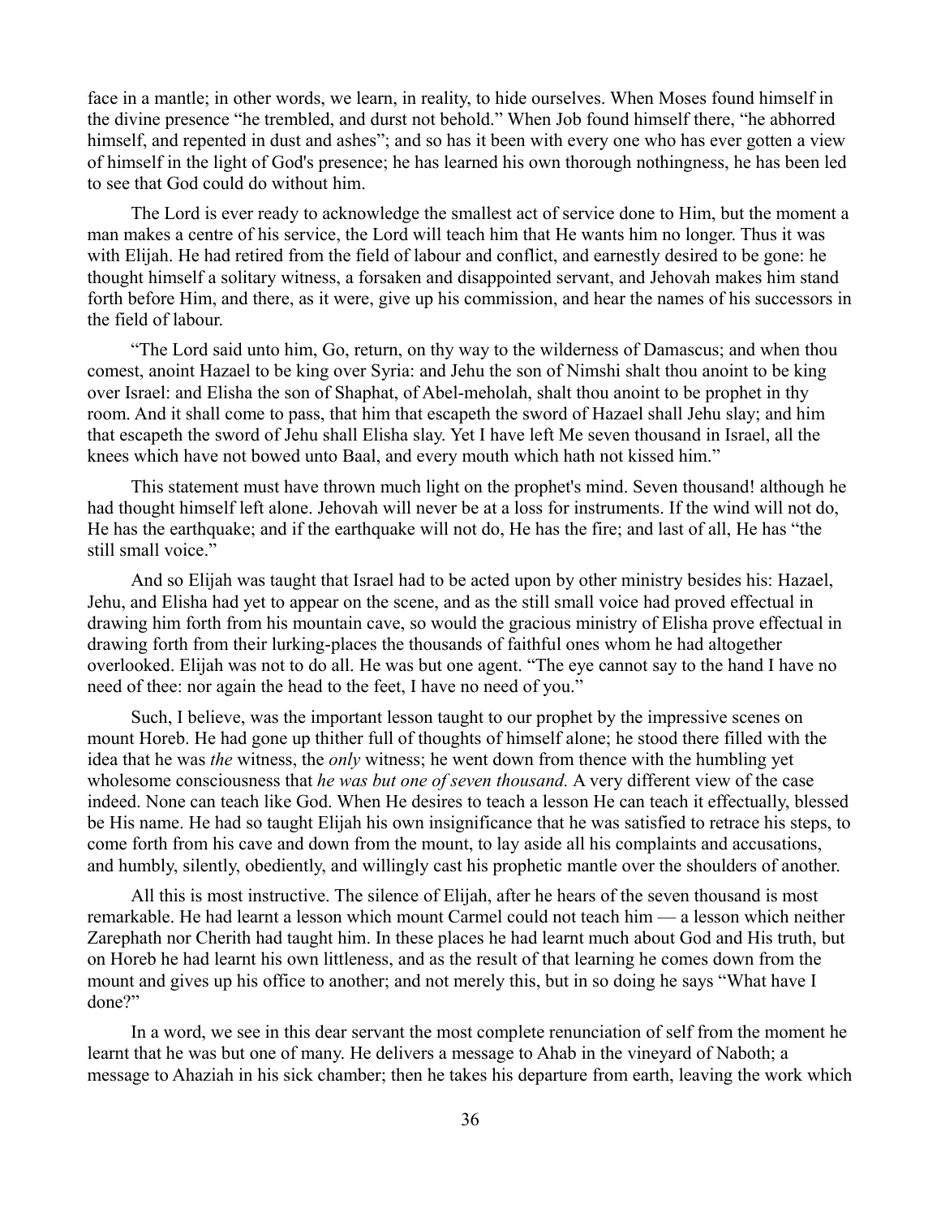face in a mantle; in other words, we learn, in reality, to hide ourselves. When Moses found himself in the divine presence "he trembled, and durst not behold." When Job found himself there, "he abhorred himself, and repented in dust and ashes"; and so has it been with every one who has ever gotten a view of himself in the light of God's presence; he has learned his own thorough nothingness, he has been led to see that God could do without him.

The Lord is ever ready to acknowledge the smallest act of service done to Him, but the moment a man makes a centre of his service, the Lord will teach him that He wants him no longer. Thus it was with Elijah. He had retired from the field of labour and conflict, and earnestly desired to be gone: he thought himself a solitary witness, a forsaken and disappointed servant, and Jehovah makes him stand forth before Him, and there, as it were, give up his commission, and hear the names of his successors in the field of labour.

"The Lord said unto him, Go, return, on thy way to the wilderness of Damascus; and when thou comest, anoint Hazael to be king over Syria: and Jehu the son of Nimshi shalt thou anoint to be king over Israel: and Elisha the son of Shaphat, of Abel-meholah, shalt thou anoint to be prophet in thy room. And it shall come to pass, that him that escapeth the sword of Hazael shall Jehu slay; and him that escapeth the sword of Jehu shall Elisha slay. Yet I have left Me seven thousand in Israel, all the knees which have not bowed unto Baal, and every mouth which hath not kissed him."

This statement must have thrown much light on the prophet's mind. Seven thousand! although he had thought himself left alone. Jehovah will never be at a loss for instruments. If the wind will not do, He has the earthquake; and if the earthquake will not do, He has the fire; and last of all, He has "the still small voice."

And so Elijah was taught that Israel had to be acted upon by other ministry besides his: Hazael, Jehu, and Elisha had yet to appear on the scene, and as the still small voice had proved effectual in drawing him forth from his mountain cave, so would the gracious ministry of Elisha prove effectual in drawing forth from their lurking-places the thousands of faithful ones whom he had altogether overlooked. Elijah was not to do all. He was but one agent. "The eye cannot say to the hand I have no need of thee: nor again the head to the feet, I have no need of you."

Such, I believe, was the important lesson taught to our prophet by the impressive scenes on mount Horeb. He had gone up thither full of thoughts of himself alone; he stood there filled with the idea that he was *the* witness, the *only* witness; he went down from thence with the humbling yet wholesome consciousness that *he was but one of seven thousand.* A very different view of the case indeed. None can teach like God. When He desires to teach a lesson He can teach it effectually, blessed be His name. He had so taught Elijah his own insignificance that he was satisfied to retrace his steps, to come forth from his cave and down from the mount, to lay aside all his complaints and accusations, and humbly, silently, obediently, and willingly cast his prophetic mantle over the shoulders of another.

All this is most instructive. The silence of Elijah, after he hears of the seven thousand is most remarkable. He had learnt a lesson which mount Carmel could not teach him — a lesson which neither Zarephath nor Cherith had taught him. In these places he had learnt much about God and His truth, but on Horeb he had learnt his own littleness, and as the result of that learning he comes down from the mount and gives up his office to another; and not merely this, but in so doing he says "What have I done?"

In a word, we see in this dear servant the most complete renunciation of self from the moment he learnt that he was but one of many. He delivers a message to Ahab in the vineyard of Naboth; a message to Ahaziah in his sick chamber; then he takes his departure from earth, leaving the work which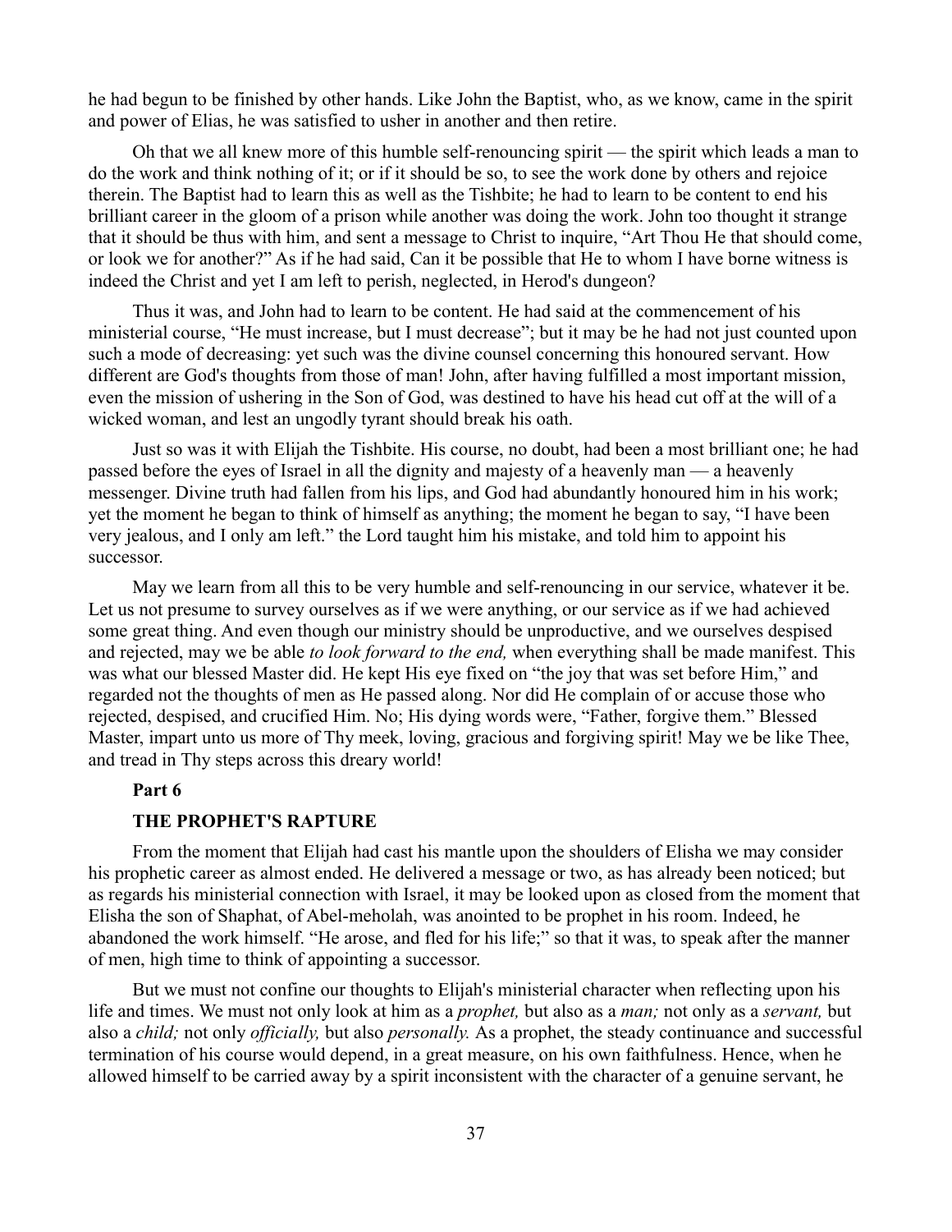he had begun to be finished by other hands. Like John the Baptist, who, as we know, came in the spirit and power of Elias, he was satisfied to usher in another and then retire.

Oh that we all knew more of this humble self-renouncing spirit — the spirit which leads a man to do the work and think nothing of it; or if it should be so, to see the work done by others and rejoice therein. The Baptist had to learn this as well as the Tishbite; he had to learn to be content to end his brilliant career in the gloom of a prison while another was doing the work. John too thought it strange that it should be thus with him, and sent a message to Christ to inquire, "Art Thou He that should come, or look we for another?" As if he had said, Can it be possible that He to whom I have borne witness is indeed the Christ and yet I am left to perish, neglected, in Herod's dungeon?

Thus it was, and John had to learn to be content. He had said at the commencement of his ministerial course, "He must increase, but I must decrease"; but it may be he had not just counted upon such a mode of decreasing: yet such was the divine counsel concerning this honoured servant. How different are God's thoughts from those of man! John, after having fulfilled a most important mission, even the mission of ushering in the Son of God, was destined to have his head cut off at the will of a wicked woman, and lest an ungodly tyrant should break his oath.

Just so was it with Elijah the Tishbite. His course, no doubt, had been a most brilliant one; he had passed before the eyes of Israel in all the dignity and majesty of a heavenly man — a heavenly messenger. Divine truth had fallen from his lips, and God had abundantly honoured him in his work; yet the moment he began to think of himself as anything; the moment he began to say, "I have been very jealous, and I only am left." the Lord taught him his mistake, and told him to appoint his successor.

May we learn from all this to be very humble and self-renouncing in our service, whatever it be. Let us not presume to survey ourselves as if we were anything, or our service as if we had achieved some great thing. And even though our ministry should be unproductive, and we ourselves despised and rejected, may we be able *to look forward to the end,* when everything shall be made manifest. This was what our blessed Master did. He kept His eye fixed on "the joy that was set before Him," and regarded not the thoughts of men as He passed along. Nor did He complain of or accuse those who rejected, despised, and crucified Him. No; His dying words were, "Father, forgive them." Blessed Master, impart unto us more of Thy meek, loving, gracious and forgiving spirit! May we be like Thee, and tread in Thy steps across this dreary world!

## Part 6

## THE PROPHET'S RAPTURE

From the moment that Elijah had cast his mantle upon the shoulders of Elisha we may consider his prophetic career as almost ended. He delivered a message or two, as has already been noticed; but as regards his ministerial connection with Israel, it may be looked upon as closed from the moment that Elisha the son of Shaphat, of Abel-meholah, was anointed to be prophet in his room. Indeed, he abandoned the work himself. "He arose, and fled for his life;" so that it was, to speak after the manner of men, high time to think of appointing a successor.

But we must not confine our thoughts to Elijah's ministerial character when reflecting upon his life and times. We must not only look at him as a *prophet,* but also as a *man;* not only as a *servant,* but also a *child;* not only *officially,* but also *personally.* As a prophet, the steady continuance and successful termination of his course would depend, in a great measure, on his own faithfulness. Hence, when he allowed himself to be carried away by a spirit inconsistent with the character of a genuine servant, he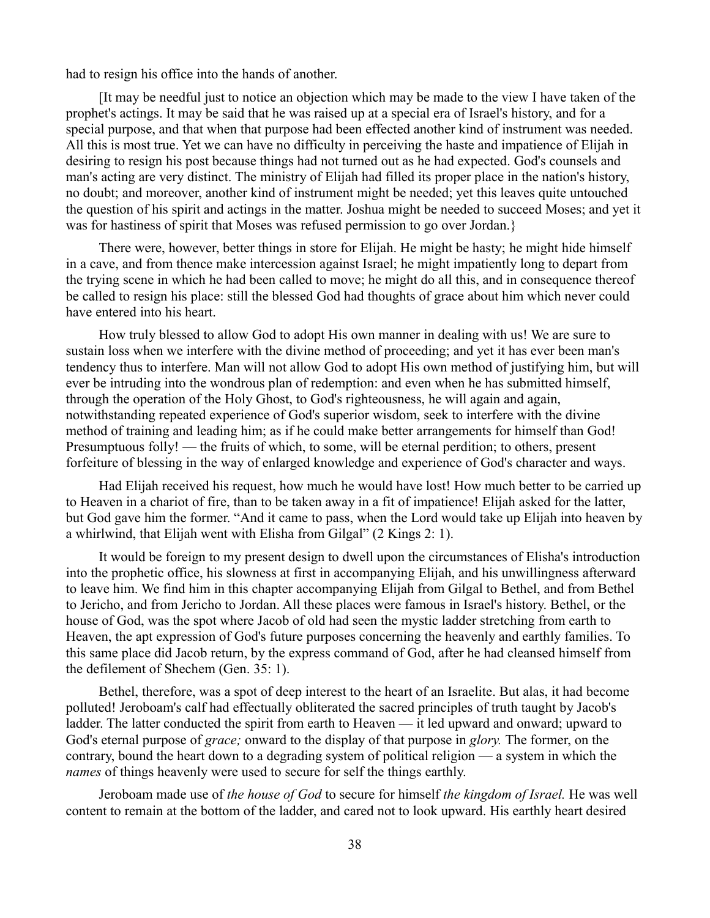had to resign his office into the hands of another.

[It may be needful just to notice an objection which may be made to the view I have taken of the prophet's actings. It may be said that he was raised up at a special era of Israel's history, and for a special purpose, and that when that purpose had been effected another kind of instrument was needed. All this is most true. Yet we can have no difficulty in perceiving the haste and impatience of Elijah in desiring to resign his post because things had not turned out as he had expected. God's counsels and man's acting are very distinct. The ministry of Elijah had filled its proper place in the nation's history, no doubt; and moreover, another kind of instrument might be needed; yet this leaves quite untouched the question of his spirit and actings in the matter. Joshua might be needed to succeed Moses; and yet it was for hastiness of spirit that Moses was refused permission to go over Jordan.}

There were, however, better things in store for Elijah. He might be hasty; he might hide himself in a cave, and from thence make intercession against Israel; he might impatiently long to depart from the trying scene in which he had been called to move; he might do all this, and in consequence thereof be called to resign his place: still the blessed God had thoughts of grace about him which never could have entered into his heart.

How truly blessed to allow God to adopt His own manner in dealing with us! We are sure to sustain loss when we interfere with the divine method of proceeding; and yet it has ever been man's tendency thus to interfere. Man will not allow God to adopt His own method of justifying him, but will ever be intruding into the wondrous plan of redemption: and even when he has submitted himself, through the operation of the Holy Ghost, to God's righteousness, he will again and again, notwithstanding repeated experience of God's superior wisdom, seek to interfere with the divine method of training and leading him; as if he could make better arrangements for himself than God! Presumptuous folly! — the fruits of which, to some, will be eternal perdition; to others, present forfeiture of blessing in the way of enlarged knowledge and experience of God's character and ways.

Had Elijah received his request, how much he would have lost! How much better to be carried up to Heaven in a chariot of fire, than to be taken away in a fit of impatience! Elijah asked for the latter, but God gave him the former. "And it came to pass, when the Lord would take up Elijah into heaven by a whirlwind, that Elijah went with Elisha from Gilgal" (2 Kings 2: 1).

It would be foreign to my present design to dwell upon the circumstances of Elisha's introduction into the prophetic office, his slowness at first in accompanying Elijah, and his unwillingness afterward to leave him. We find him in this chapter accompanying Elijah from Gilgal to Bethel, and from Bethel to Jericho, and from Jericho to Jordan. All these places were famous in Israel's history. Bethel, or the house of God, was the spot where Jacob of old had seen the mystic ladder stretching from earth to Heaven, the apt expression of God's future purposes concerning the heavenly and earthly families. To this same place did Jacob return, by the express command of God, after he had cleansed himself from the defilement of Shechem (Gen. 35: 1).

Bethel, therefore, was a spot of deep interest to the heart of an Israelite. But alas, it had become polluted! Jeroboam's calf had effectually obliterated the sacred principles of truth taught by Jacob's ladder. The latter conducted the spirit from earth to Heaven — it led upward and onward; upward to God's eternal purpose of *grace;* onward to the display of that purpose in *glory.* The former, on the contrary, bound the heart down to a degrading system of political religion — a system in which the *names* of things heavenly were used to secure for self the things earthly.

Jeroboam made use of *the house of God* to secure for himself *the kingdom of Israel.* He was well content to remain at the bottom of the ladder, and cared not to look upward. His earthly heart desired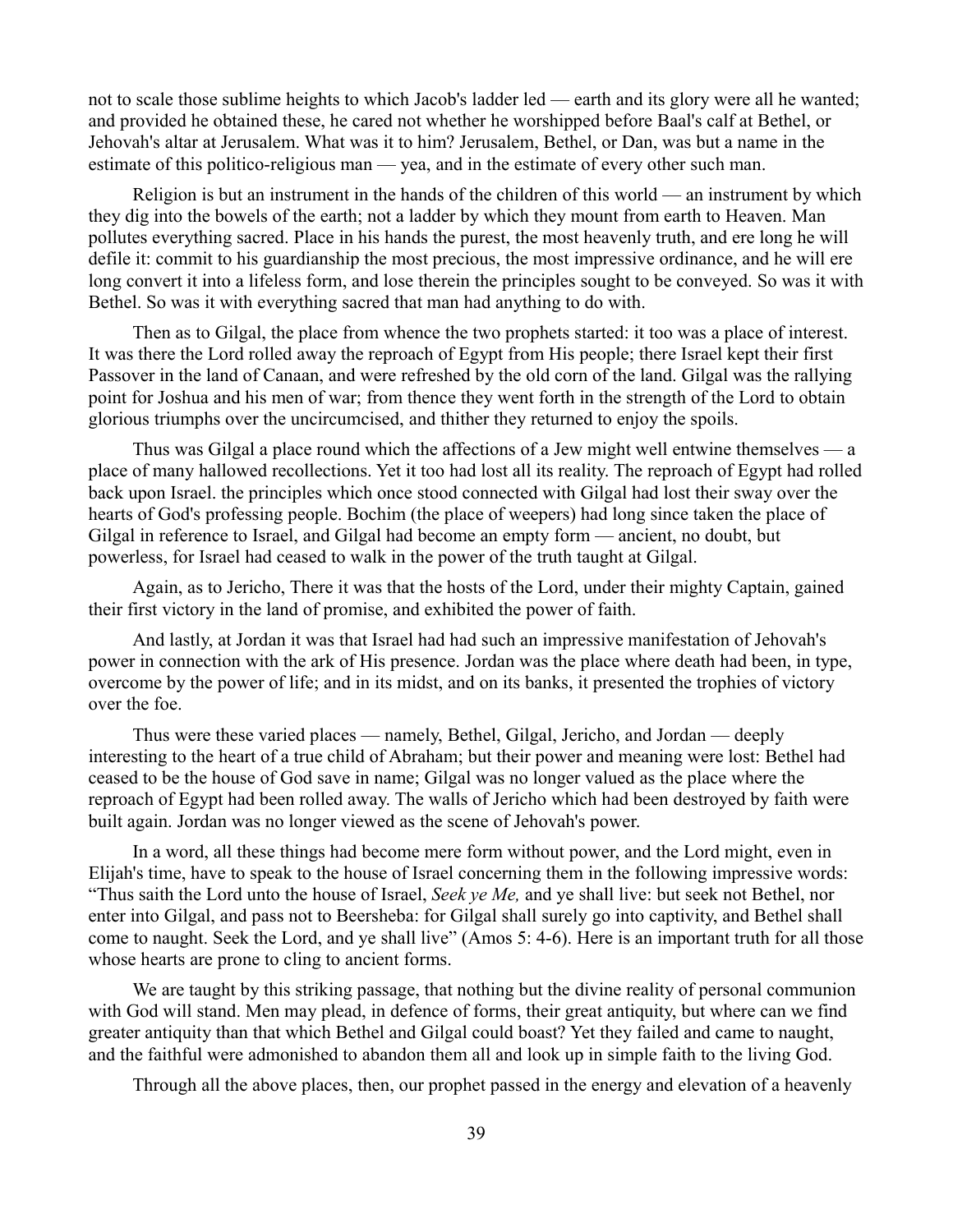not to scale those sublime heights to which Jacob's ladder led — earth and its glory were all he wanted; and provided he obtained these, he cared not whether he worshipped before Baal's calf at Bethel, or Jehovah's altar at Jerusalem. What was it to him? Jerusalem, Bethel, or Dan, was but a name in the estimate of this politico-religious man — yea, and in the estimate of every other such man.

Religion is but an instrument in the hands of the children of this world — an instrument by which they dig into the bowels of the earth; not a ladder by which they mount from earth to Heaven. Man pollutes everything sacred. Place in his hands the purest, the most heavenly truth, and ere long he will defile it: commit to his guardianship the most precious, the most impressive ordinance, and he will ere long convert it into a lifeless form, and lose therein the principles sought to be conveyed. So was it with Bethel. So was it with everything sacred that man had anything to do with.

Then as to Gilgal, the place from whence the two prophets started: it too was a place of interest. It was there the Lord rolled away the reproach of Egypt from His people; there Israel kept their first Passover in the land of Canaan, and were refreshed by the old corn of the land. Gilgal was the rallying point for Joshua and his men of war; from thence they went forth in the strength of the Lord to obtain glorious triumphs over the uncircumcised, and thither they returned to enjoy the spoils.

Thus was Gilgal a place round which the affections of a Jew might well entwine themselves — a place of many hallowed recollections. Yet it too had lost all its reality. The reproach of Egypt had rolled back upon Israel. the principles which once stood connected with Gilgal had lost their sway over the hearts of God's professing people. Bochim (the place of weepers) had long since taken the place of Gilgal in reference to Israel, and Gilgal had become an empty form — ancient, no doubt, but powerless, for Israel had ceased to walk in the power of the truth taught at Gilgal.

Again, as to Jericho, There it was that the hosts of the Lord, under their mighty Captain, gained their first victory in the land of promise, and exhibited the power of faith.

And lastly, at Jordan it was that Israel had had such an impressive manifestation of Jehovah's power in connection with the ark of His presence. Jordan was the place where death had been, in type, overcome by the power of life; and in its midst, and on its banks, it presented the trophies of victory over the foe.

Thus were these varied places — namely, Bethel, Gilgal, Jericho, and Jordan — deeply interesting to the heart of a true child of Abraham; but their power and meaning were lost: Bethel had ceased to be the house of God save in name; Gilgal was no longer valued as the place where the reproach of Egypt had been rolled away. The walls of Jericho which had been destroyed by faith were built again. Jordan was no longer viewed as the scene of Jehovah's power.

In a word, all these things had become mere form without power, and the Lord might, even in Elijah's time, have to speak to the house of Israel concerning them in the following impressive words: "Thus saith the Lord unto the house of Israel, *Seek ye Me,* and ye shall live: but seek not Bethel, nor enter into Gilgal, and pass not to Beersheba: for Gilgal shall surely go into captivity, and Bethel shall come to naught. Seek the Lord, and ye shall live" (Amos 5: 4-6). Here is an important truth for all those whose hearts are prone to cling to ancient forms.

We are taught by this striking passage, that nothing but the divine reality of personal communion with God will stand. Men may plead, in defence of forms, their great antiquity, but where can we find greater antiquity than that which Bethel and Gilgal could boast? Yet they failed and came to naught, and the faithful were admonished to abandon them all and look up in simple faith to the living God.

Through all the above places, then, our prophet passed in the energy and elevation of a heavenly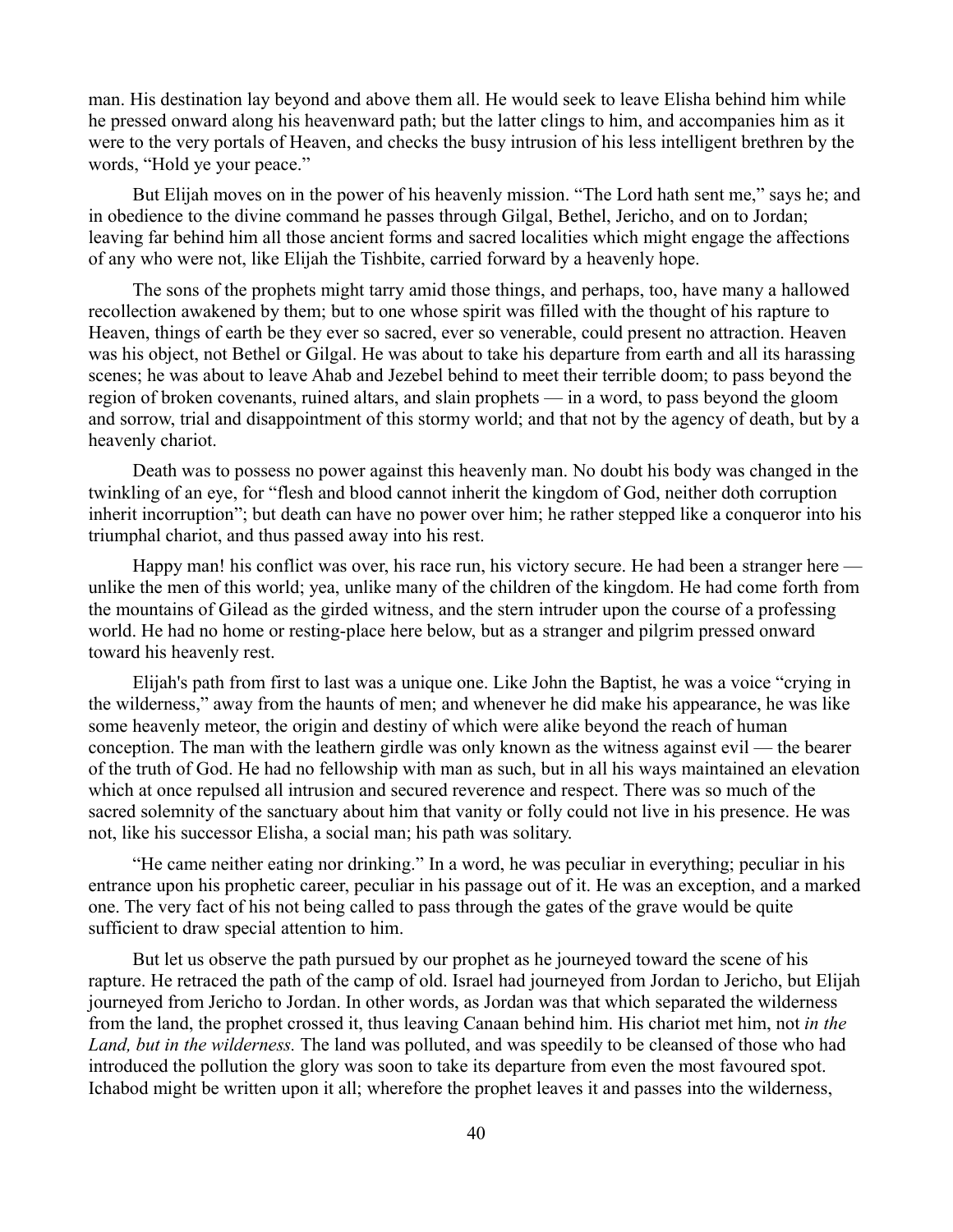man. His destination lay beyond and above them all. He would seek to leave Elisha behind him while he pressed onward along his heavenward path; but the latter clings to him, and accompanies him as it were to the very portals of Heaven, and checks the busy intrusion of his less intelligent brethren by the words, "Hold ye your peace."

But Elijah moves on in the power of his heavenly mission. "The Lord hath sent me," says he; and in obedience to the divine command he passes through Gilgal, Bethel, Jericho, and on to Jordan; leaving far behind him all those ancient forms and sacred localities which might engage the affections of any who were not, like Elijah the Tishbite, carried forward by a heavenly hope.

The sons of the prophets might tarry amid those things, and perhaps, too, have many a hallowed recollection awakened by them; but to one whose spirit was filled with the thought of his rapture to Heaven, things of earth be they ever so sacred, ever so venerable, could present no attraction. Heaven was his object, not Bethel or Gilgal. He was about to take his departure from earth and all its harassing scenes; he was about to leave Ahab and Jezebel behind to meet their terrible doom; to pass beyond the region of broken covenants, ruined altars, and slain prophets — in a word, to pass beyond the gloom and sorrow, trial and disappointment of this stormy world; and that not by the agency of death, but by a heavenly chariot.

Death was to possess no power against this heavenly man. No doubt his body was changed in the twinkling of an eye, for "flesh and blood cannot inherit the kingdom of God, neither doth corruption inherit incorruption"; but death can have no power over him; he rather stepped like a conqueror into his triumphal chariot, and thus passed away into his rest.

Happy man! his conflict was over, his race run, his victory secure. He had been a stranger here — unlike the men of this world; yea, unlike many of the children of the kingdom. He had come forth from the mountains of Gilead as the girded witness, and the stern intruder upon the course of a professing world. He had no home or resting-place here below, but as a stranger and pilgrim pressed onward toward his heavenly rest.

Elijah's path from first to last was a unique one. Like John the Baptist, he was a voice "crying in the wilderness," away from the haunts of men; and whenever he did make his appearance, he was like some heavenly meteor, the origin and destiny of which were alike beyond the reach of human conception. The man with the leathern girdle was only known as the witness against evil — the bearer of the truth of God. He had no fellowship with man as such, but in all his ways maintained an elevation which at once repulsed all intrusion and secured reverence and respect. There was so much of the sacred solemnity of the sanctuary about him that vanity or folly could not live in his presence. He was not, like his successor Elisha, a social man; his path was solitary.

"He came neither eating nor drinking." In a word, he was peculiar in everything; peculiar in his entrance upon his prophetic career, peculiar in his passage out of it. He was an exception, and a marked one. The very fact of his not being called to pass through the gates of the grave would be quite sufficient to draw special attention to him.

But let us observe the path pursued by our prophet as he journeyed toward the scene of his rapture. He retraced the path of the camp of old. Israel had journeyed from Jordan to Jericho, but Elijah journeyed from Jericho to Jordan. In other words, as Jordan was that which separated the wilderness from the land, the prophet crossed it, thus leaving Canaan behind him. His chariot met him, not *in the Land, but in the wilderness.* The land was polluted, and was speedily to be cleansed of those who had introduced the pollution the glory was soon to take its departure from even the most favoured spot. Ichabod might be written upon it all; wherefore the prophet leaves it and passes into the wilderness,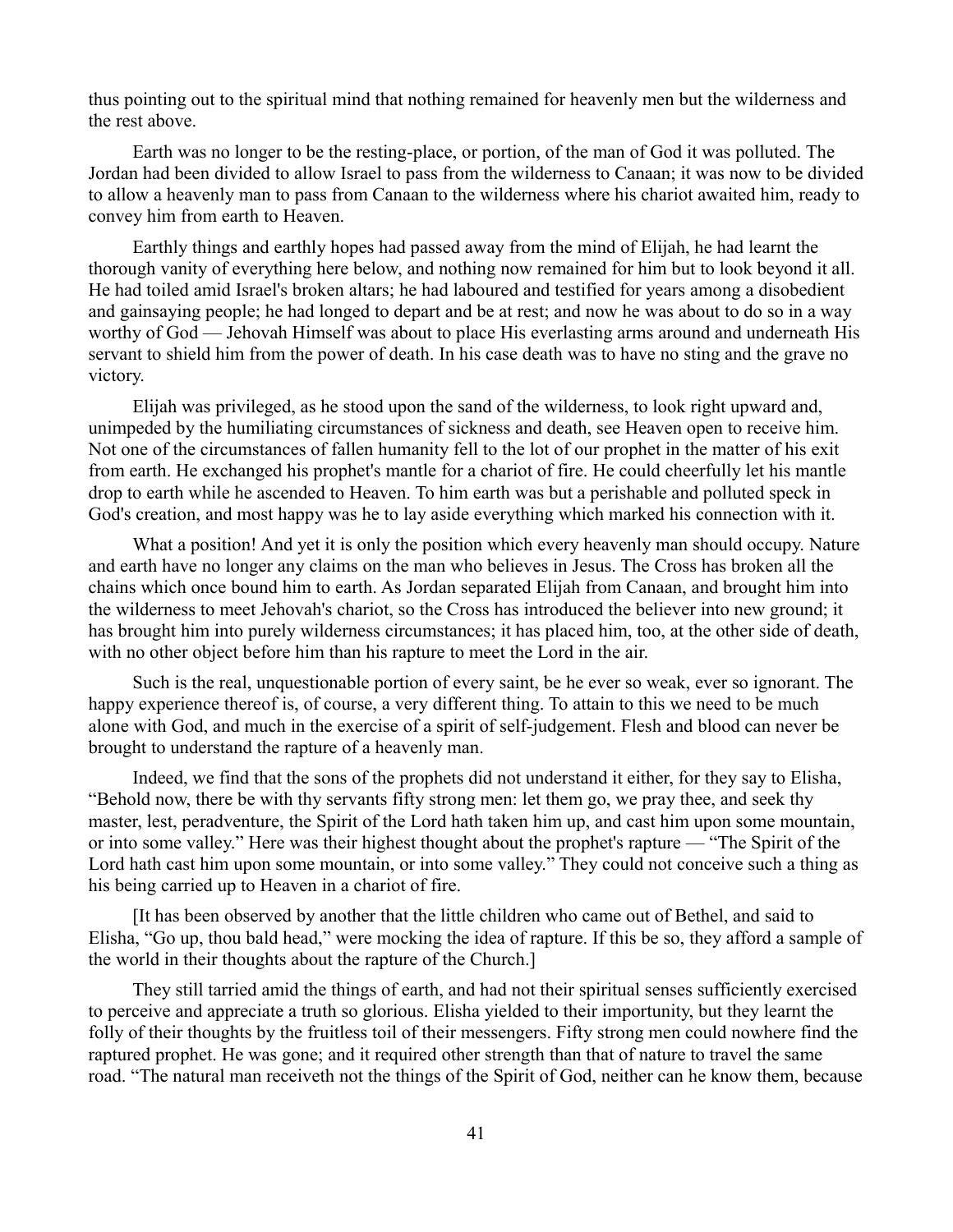thus pointing out to the spiritual mind that nothing remained for heavenly men but the wilderness and the rest above.

Earth was no longer to be the resting-place, or portion, of the man of God it was polluted. The Jordan had been divided to allow Israel to pass from the wilderness to Canaan; it was now to be divided to allow a heavenly man to pass from Canaan to the wilderness where his chariot awaited him, ready to convey him from earth to Heaven.

Earthly things and earthly hopes had passed away from the mind of Elijah, he had learnt the thorough vanity of everything here below, and nothing now remained for him but to look beyond it all. He had toiled amid Israel's broken altars; he had laboured and testified for years among a disobedient and gainsaying people; he had longed to depart and be at rest; and now he was about to do so in a way worthy of God — Jehovah Himself was about to place His everlasting arms around and underneath His servant to shield him from the power of death. In his case death was to have no sting and the grave no victory.

Elijah was privileged, as he stood upon the sand of the wilderness, to look right upward and, unimpeded by the humiliating circumstances of sickness and death, see Heaven open to receive him. Not one of the circumstances of fallen humanity fell to the lot of our prophet in the matter of his exit from earth. He exchanged his prophet's mantle for a chariot of fire. He could cheerfully let his mantle drop to earth while he ascended to Heaven. To him earth was but a perishable and polluted speck in God's creation, and most happy was he to lay aside everything which marked his connection with it.

What a position! And yet it is only the position which every heavenly man should occupy. Nature and earth have no longer any claims on the man who believes in Jesus. The Cross has broken all the chains which once bound him to earth. As Jordan separated Elijah from Canaan, and brought him into the wilderness to meet Jehovah's chariot, so the Cross has introduced the believer into new ground; it has brought him into purely wilderness circumstances; it has placed him, too, at the other side of death, with no other object before him than his rapture to meet the Lord in the air.

Such is the real, unquestionable portion of every saint, be he ever so weak, ever so ignorant. The happy experience thereof is, of course, a very different thing. To attain to this we need to be much alone with God, and much in the exercise of a spirit of self-judgement. Flesh and blood can never be brought to understand the rapture of a heavenly man.

Indeed, we find that the sons of the prophets did not understand it either, for they say to Elisha, "Behold now, there be with thy servants fifty strong men: let them go, we pray thee, and seek thy master, lest, peradventure, the Spirit of the Lord hath taken him up, and cast him upon some mountain, or into some valley." Here was their highest thought about the prophet's rapture — "The Spirit of the Lord hath cast him upon some mountain, or into some valley." They could not conceive such a thing as his being carried up to Heaven in a chariot of fire.

[It has been observed by another that the little children who came out of Bethel, and said to Elisha, "Go up, thou bald head," were mocking the idea of rapture. If this be so, they afford a sample of the world in their thoughts about the rapture of the Church.]

They still tarried amid the things of earth, and had not their spiritual senses sufficiently exercised to perceive and appreciate a truth so glorious. Elisha yielded to their importunity, but they learnt the folly of their thoughts by the fruitless toil of their messengers. Fifty strong men could nowhere find the raptured prophet. He was gone; and it required other strength than that of nature to travel the same road. "The natural man receiveth not the things of the Spirit of God, neither can he know them, because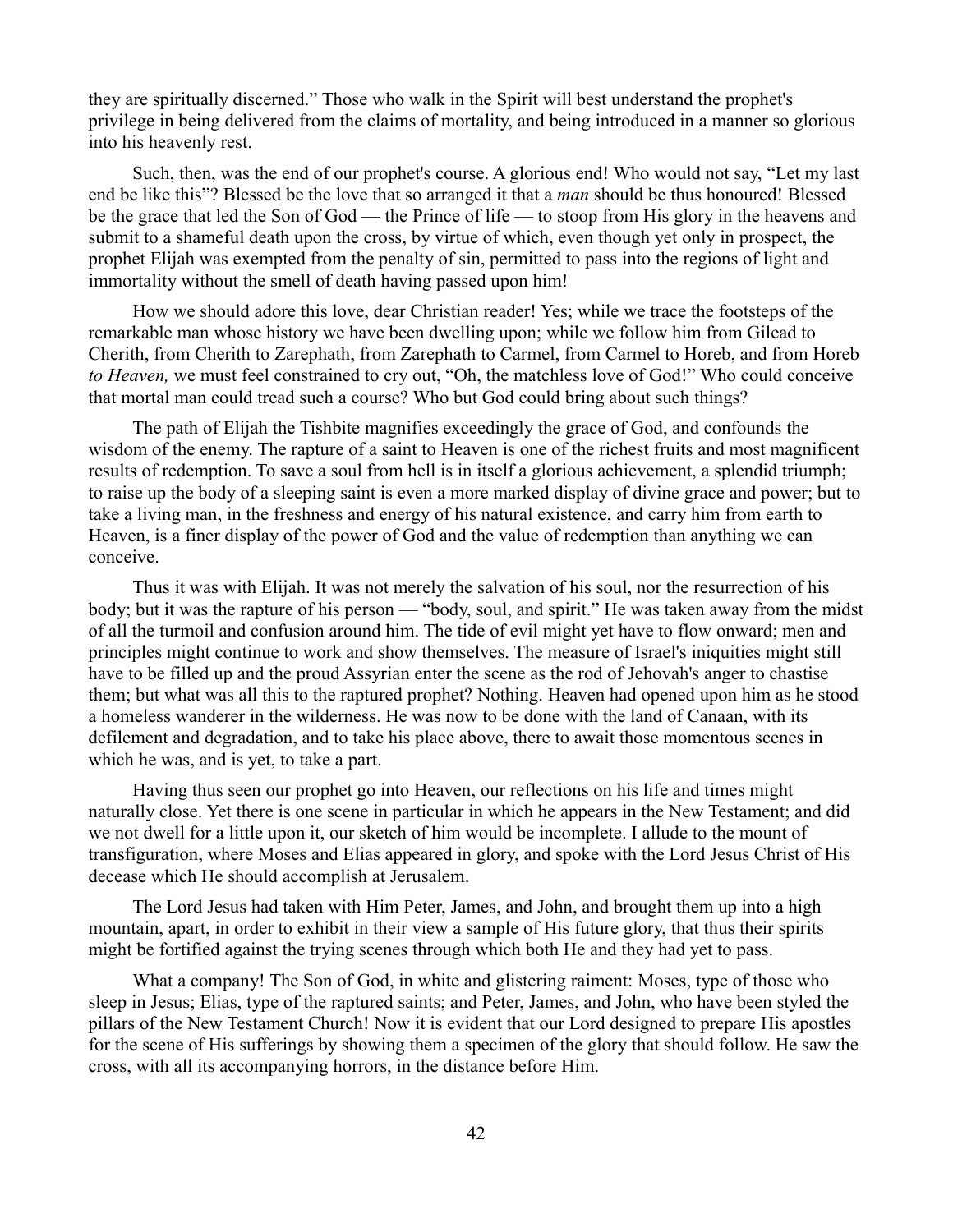they are spiritually discerned." Those who walk in the Spirit will best understand the prophet's privilege in being delivered from the claims of mortality, and being introduced in a manner so glorious into his heavenly rest.

Such, then, was the end of our prophet's course. A glorious end! Who would not say, "Let my last end be like this"? Blessed be the love that so arranged it that a *man* should be thus honoured! Blessed be the grace that led the Son of God — the Prince of life — to stoop from His glory in the heavens and submit to a shameful death upon the cross, by virtue of which, even though yet only in prospect, the prophet Elijah was exempted from the penalty of sin, permitted to pass into the regions of light and immortality without the smell of death having passed upon him!

How we should adore this love, dear Christian reader! Yes; while we trace the footsteps of the remarkable man whose history we have been dwelling upon; while we follow him from Gilead to Cherith, from Cherith to Zarephath, from Zarephath to Carmel, from Carmel to Horeb, and from Horeb *to Heaven,* we must feel constrained to cry out, "Oh, the matchless love of God!" Who could conceive that mortal man could tread such a course? Who but God could bring about such things?

The path of Elijah the Tishbite magnifies exceedingly the grace of God, and confounds the wisdom of the enemy. The rapture of a saint to Heaven is one of the richest fruits and most magnificent results of redemption. To save a soul from hell is in itself a glorious achievement, a splendid triumph; to raise up the body of a sleeping saint is even a more marked display of divine grace and power; but to take a living man, in the freshness and energy of his natural existence, and carry him from earth to Heaven, is a finer display of the power of God and the value of redemption than anything we can conceive.

Thus it was with Elijah. It was not merely the salvation of his soul, nor the resurrection of his body; but it was the rapture of his person — "body, soul, and spirit." He was taken away from the midst of all the turmoil and confusion around him. The tide of evil might yet have to flow onward; men and principles might continue to work and show themselves. The measure of Israel's iniquities might still have to be filled up and the proud Assyrian enter the scene as the rod of Jehovah's anger to chastise them; but what was all this to the raptured prophet? Nothing. Heaven had opened upon him as he stood a homeless wanderer in the wilderness. He was now to be done with the land of Canaan, with its defilement and degradation, and to take his place above, there to await those momentous scenes in which he was, and is yet, to take a part.

Having thus seen our prophet go into Heaven, our reflections on his life and times might naturally close. Yet there is one scene in particular in which he appears in the New Testament; and did we not dwell for a little upon it, our sketch of him would be incomplete. I allude to the mount of transfiguration, where Moses and Elias appeared in glory, and spoke with the Lord Jesus Christ of His decease which He should accomplish at Jerusalem.

The Lord Jesus had taken with Him Peter, James, and John, and brought them up into a high mountain, apart, in order to exhibit in their view a sample of His future glory, that thus their spirits might be fortified against the trying scenes through which both He and they had yet to pass.

What a company! The Son of God, in white and glistering raiment: Moses, type of those who sleep in Jesus; Elias, type of the raptured saints; and Peter, James, and John, who have been styled the pillars of the New Testament Church! Now it is evident that our Lord designed to prepare His apostles for the scene of His sufferings by showing them a specimen of the glory that should follow. He saw the cross, with all its accompanying horrors, in the distance before Him.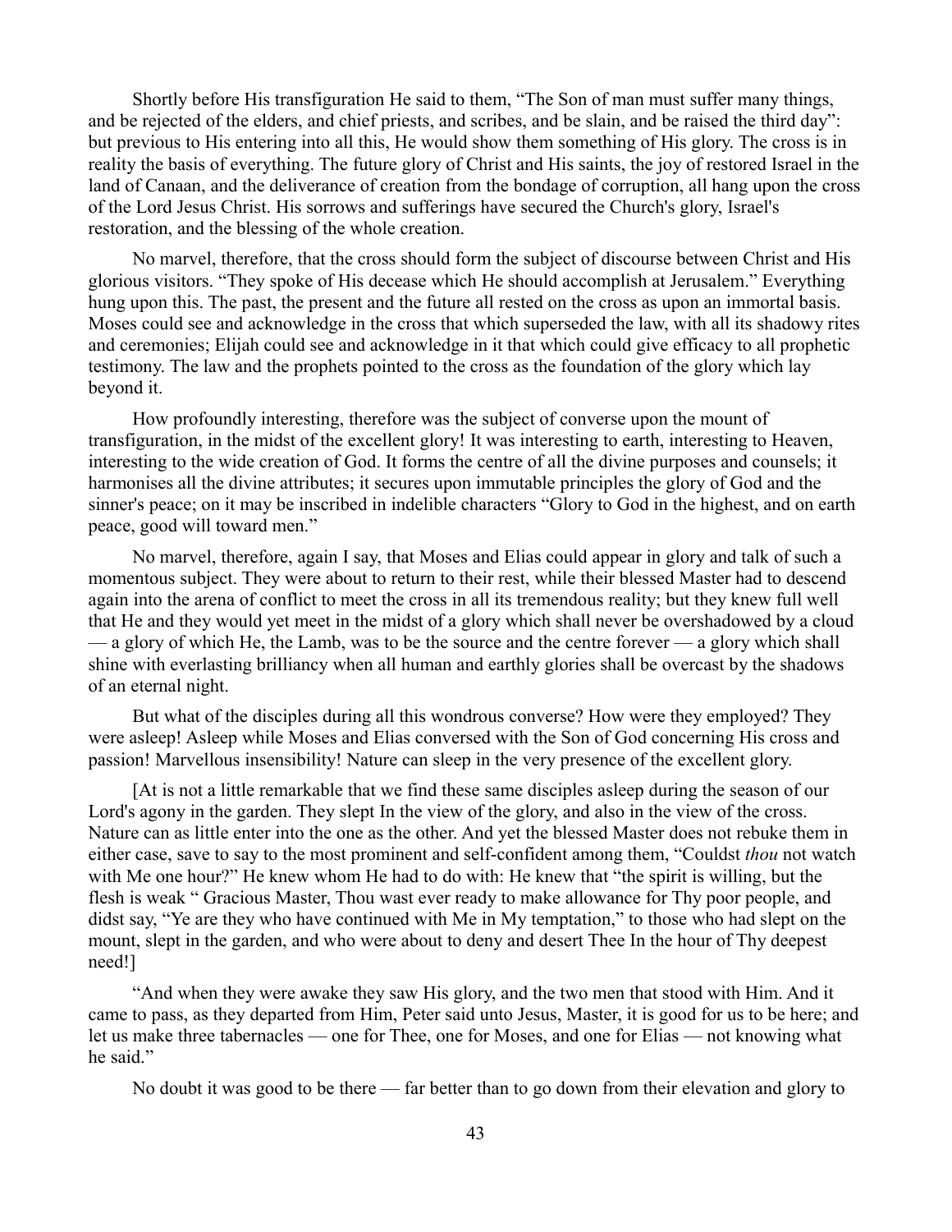Shortly before His transfiguration He said to them, "The Son of man must suffer many things, and be rejected of the elders, and chief priests, and scribes, and be slain, and be raised the third day": but previous to His entering into all this, He would show them something of His glory. The cross is in reality the basis of everything. The future glory of Christ and His saints, the joy of restored Israel in the land of Canaan, and the deliverance of creation from the bondage of corruption, all hang upon the cross of the Lord Jesus Christ. His sorrows and sufferings have secured the Church's glory, Israel's restoration, and the blessing of the whole creation.

No marvel, therefore, that the cross should form the subject of discourse between Christ and His glorious visitors. "They spoke of His decease which He should accomplish at Jerusalem." Everything hung upon this. The past, the present and the future all rested on the cross as upon an immortal basis. Moses could see and acknowledge in the cross that which superseded the law, with all its shadowy rites and ceremonies; Elijah could see and acknowledge in it that which could give efficacy to all prophetic testimony. The law and the prophets pointed to the cross as the foundation of the glory which lay beyond it.

How profoundly interesting, therefore was the subject of converse upon the mount of transfiguration, in the midst of the excellent glory! It was interesting to earth, interesting to Heaven, interesting to the wide creation of God. It forms the centre of all the divine purposes and counsels; it harmonises all the divine attributes; it secures upon immutable principles the glory of God and the sinner's peace; on it may be inscribed in indelible characters "Glory to God in the highest, and on earth peace, good will toward men."

No marvel, therefore, again I say, that Moses and Elias could appear in glory and talk of such a momentous subject. They were about to return to their rest, while their blessed Master had to descend again into the arena of conflict to meet the cross in all its tremendous reality; but they knew full well that He and they would yet meet in the midst of a glory which shall never be overshadowed by a cloud — a glory of which He, the Lamb, was to be the source and the centre forever — a glory which shall shine with everlasting brilliancy when all human and earthly glories shall be overcast by the shadows of an eternal night.

But what of the disciples during all this wondrous converse? How were they employed? They were asleep! Asleep while Moses and Elias conversed with the Son of God concerning His cross and passion! Marvellous insensibility! Nature can sleep in the very presence of the excellent glory.

[At is not a little remarkable that we find these same disciples asleep during the season of our Lord's agony in the garden. They slept In the view of the glory, and also in the view of the cross. Nature can as little enter into the one as the other. And yet the blessed Master does not rebuke them in either case, save to say to the most prominent and self-confident among them, "Couldst *thou* not watch with Me one hour?" He knew whom He had to do with: He knew that "the spirit is willing, but the flesh is weak " Gracious Master, Thou wast ever ready to make allowance for Thy poor people, and didst say, "Ye are they who have continued with Me in My temptation," to those who had slept on the mount, slept in the garden, and who were about to deny and desert Thee In the hour of Thy deepest need!]

"And when they were awake they saw His glory, and the two men that stood with Him. And it came to pass, as they departed from Him, Peter said unto Jesus, Master, it is good for us to be here; and let us make three tabernacles — one for Thee, one for Moses, and one for Elias — not knowing what he said."

No doubt it was good to be there — far better than to go down from their elevation and glory to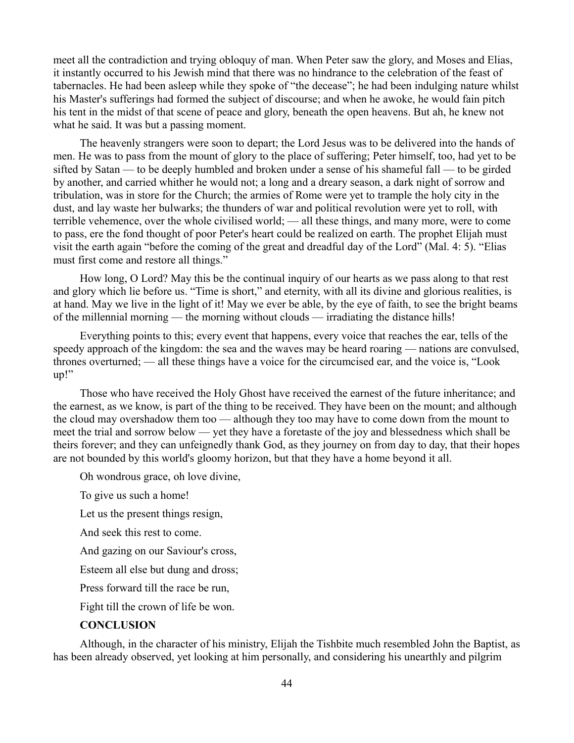meet all the contradiction and trying obloquy of man. When Peter saw the glory, and Moses and Elias, it instantly occurred to his Jewish mind that there was no hindrance to the celebration of the feast of tabernacles. He had been asleep while they spoke of "the decease"; he had been indulging nature whilst his Master's sufferings had formed the subject of discourse; and when he awoke, he would fain pitch his tent in the midst of that scene of peace and glory, beneath the open heavens. But ah, he knew not what he said. It was but a passing moment.

The heavenly strangers were soon to depart; the Lord Jesus was to be delivered into the hands of men. He was to pass from the mount of glory to the place of suffering; Peter himself, too, had yet to be sifted by Satan — to be deeply humbled and broken under a sense of his shameful fall — to be girded by another, and carried whither he would not; a long and a dreary season, a dark night of sorrow and tribulation, was in store for the Church; the armies of Rome were yet to trample the holy city in the dust, and lay waste her bulwarks; the thunders of war and political revolution were yet to roll, with terrible vehemence, over the whole civilised world; — all these things, and many more, were to come to pass, ere the fond thought of poor Peter's heart could be realized on earth. The prophet Elijah must visit the earth again "before the coming of the great and dreadful day of the Lord" (Mal. 4: 5). "Elias must first come and restore all things."

How long, O Lord? May this be the continual inquiry of our hearts as we pass along to that rest and glory which lie before us. "Time is short," and eternity, with all its divine and glorious realities, is at hand. May we live in the light of it! May we ever be able, by the eye of faith, to see the bright beams of the millennial morning — the morning without clouds — irradiating the distance hills!

Everything points to this; every event that happens, every voice that reaches the ear, tells of the speedy approach of the kingdom: the sea and the waves may be heard roaring — nations are convulsed, thrones overturned; — all these things have a voice for the circumcised ear, and the voice is, "Look up!"

Those who have received the Holy Ghost have received the earnest of the future inheritance; and the earnest, as we know, is part of the thing to be received. They have been on the mount; and although the cloud may overshadow them too — although they too may have to come down from the mount to meet the trial and sorrow below — yet they have a foretaste of the joy and blessedness which shall be theirs forever; and they can unfeignedly thank God, as they journey on from day to day, that their hopes are not bounded by this world's gloomy horizon, but that they have a home beyond it all.

Oh wondrous grace, oh love divine,

To give us such a home!

Let us the present things resign,

And seek this rest to come.

And gazing on our Saviour's cross,

Esteem all else but dung and dross;

Press forward till the race be run,

Fight till the crown of life be won.

## CONCLUSION

Although, in the character of his ministry, Elijah the Tishbite much resembled John the Baptist, as has been already observed, yet looking at him personally, and considering his unearthly and pilgrim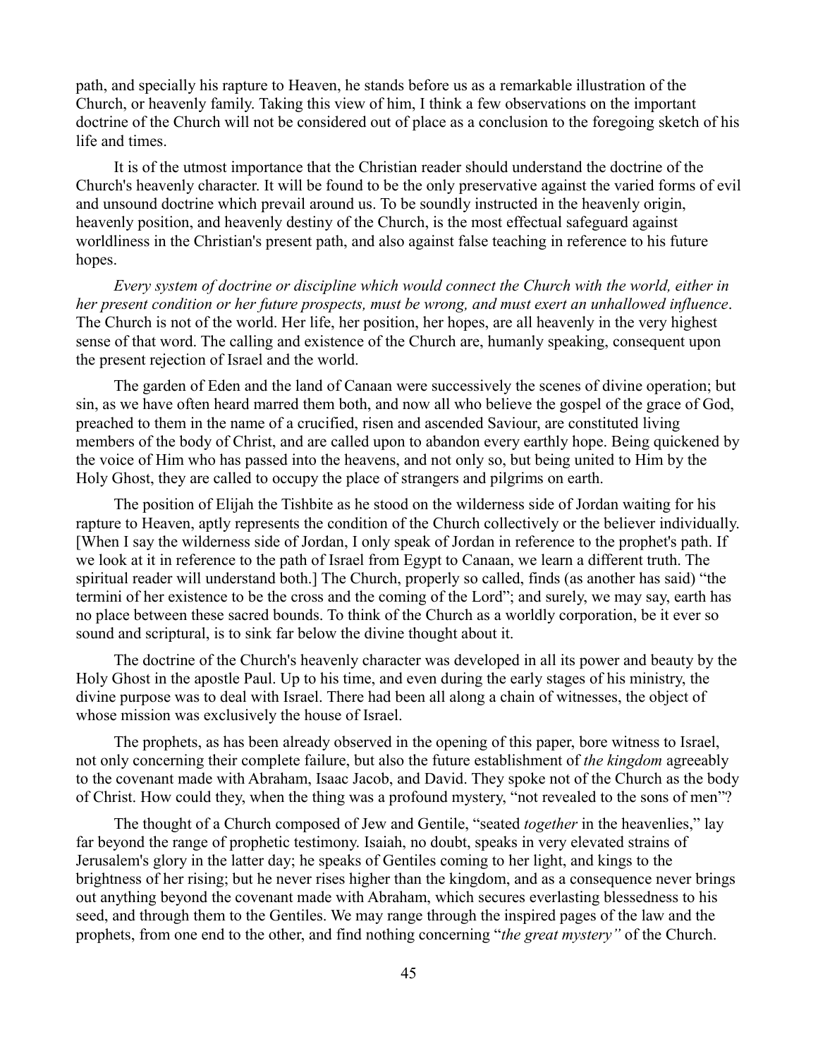path, and specially his rapture to Heaven, he stands before us as a remarkable illustration of the Church, or heavenly family. Taking this view of him, I think a few observations on the important doctrine of the Church will not be considered out of place as a conclusion to the foregoing sketch of his life and times.

It is of the utmost importance that the Christian reader should understand the doctrine of the Church's heavenly character. It will be found to be the only preservative against the varied forms of evil and unsound doctrine which prevail around us. To be soundly instructed in the heavenly origin, heavenly position, and heavenly destiny of the Church, is the most effectual safeguard against worldliness in the Christian's present path, and also against false teaching in reference to his future hopes.

*Every system of doctrine or discipline which would connect the Church with the world, either in her present condition or her future prospects, must be wrong, and must exert an unhallowed influence*. The Church is not of the world. Her life, her position, her hopes, are all heavenly in the very highest sense of that word. The calling and existence of the Church are, humanly speaking, consequent upon the present rejection of Israel and the world.

The garden of Eden and the land of Canaan were successively the scenes of divine operation; but sin, as we have often heard marred them both, and now all who believe the gospel of the grace of God, preached to them in the name of a crucified, risen and ascended Saviour, are constituted living members of the body of Christ, and are called upon to abandon every earthly hope. Being quickened by the voice of Him who has passed into the heavens, and not only so, but being united to Him by the Holy Ghost, they are called to occupy the place of strangers and pilgrims on earth.

The position of Elijah the Tishbite as he stood on the wilderness side of Jordan waiting for his rapture to Heaven, aptly represents the condition of the Church collectively or the believer individually. [When I say the wilderness side of Jordan, I only speak of Jordan in reference to the prophet's path. If we look at it in reference to the path of Israel from Egypt to Canaan, we learn a different truth. The spiritual reader will understand both.] The Church, properly so called, finds (as another has said) "the termini of her existence to be the cross and the coming of the Lord"; and surely, we may say, earth has no place between these sacred bounds. To think of the Church as a worldly corporation, be it ever so sound and scriptural, is to sink far below the divine thought about it.

The doctrine of the Church's heavenly character was developed in all its power and beauty by the Holy Ghost in the apostle Paul. Up to his time, and even during the early stages of his ministry, the divine purpose was to deal with Israel. There had been all along a chain of witnesses, the object of whose mission was exclusively the house of Israel.

The prophets, as has been already observed in the opening of this paper, bore witness to Israel, not only concerning their complete failure, but also the future establishment of *the kingdom* agreeably to the covenant made with Abraham, Isaac Jacob, and David. They spoke not of the Church as the body of Christ. How could they, when the thing was a profound mystery, "not revealed to the sons of men"?

The thought of a Church composed of Jew and Gentile, "seated *together* in the heavenlies," lay far beyond the range of prophetic testimony. Isaiah, no doubt, speaks in very elevated strains of Jerusalem's glory in the latter day; he speaks of Gentiles coming to her light, and kings to the brightness of her rising; but he never rises higher than the kingdom, and as a consequence never brings out anything beyond the covenant made with Abraham, which secures everlasting blessedness to his seed, and through them to the Gentiles. We may range through the inspired pages of the law and the prophets, from one end to the other, and find nothing concerning "*the great mystery"* of the Church.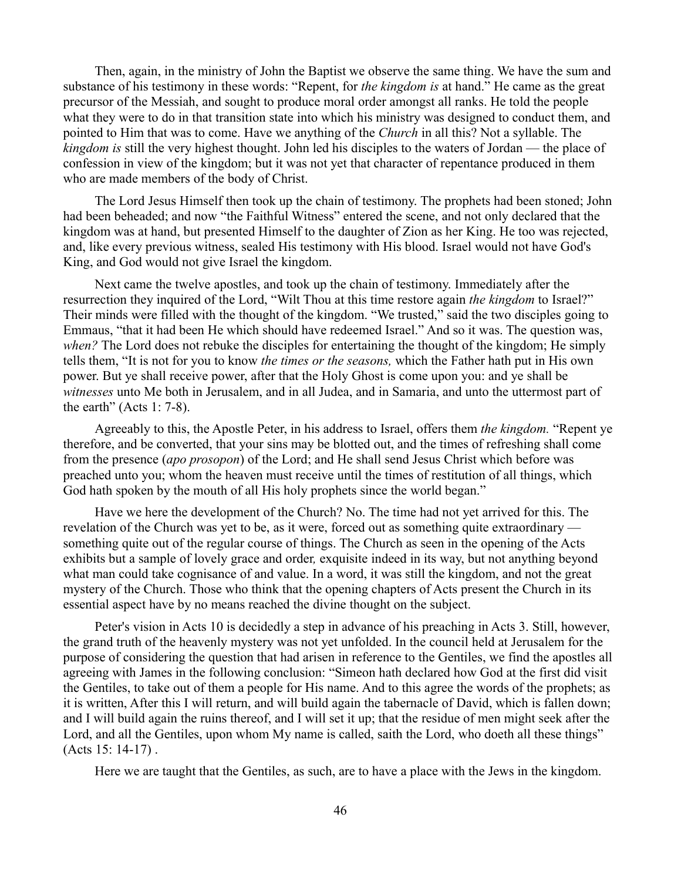Then, again, in the ministry of John the Baptist we observe the same thing. We have the sum and substance of his testimony in these words: "Repent, for *the kingdom is* at hand." He came as the great precursor of the Messiah, and sought to produce moral order amongst all ranks. He told the people what they were to do in that transition state into which his ministry was designed to conduct them, and pointed to Him that was to come. Have we anything of the *Church* in all this? Not a syllable. The *kingdom is* still the very highest thought. John led his disciples to the waters of Jordan — the place of confession in view of the kingdom; but it was not yet that character of repentance produced in them who are made members of the body of Christ.

The Lord Jesus Himself then took up the chain of testimony. The prophets had been stoned; John had been beheaded; and now "the Faithful Witness" entered the scene, and not only declared that the kingdom was at hand, but presented Himself to the daughter of Zion as her King. He too was rejected, and, like every previous witness, sealed His testimony with His blood. Israel would not have God's King, and God would not give Israel the kingdom.

Next came the twelve apostles, and took up the chain of testimony. Immediately after the resurrection they inquired of the Lord, "Wilt Thou at this time restore again *the kingdom* to Israel?" Their minds were filled with the thought of the kingdom. "We trusted," said the two disciples going to Emmaus, "that it had been He which should have redeemed Israel." And so it was. The question was, *when?* The Lord does not rebuke the disciples for entertaining the thought of the kingdom; He simply tells them, "It is not for you to know *the times or the seasons,* which the Father hath put in His own power. But ye shall receive power, after that the Holy Ghost is come upon you: and ye shall be *witnesses* unto Me both in Jerusalem, and in all Judea, and in Samaria, and unto the uttermost part of the earth" (Acts 1: 7-8).

Agreeably to this, the Apostle Peter, in his address to Israel, offers them *the kingdom.* "Repent ye therefore, and be converted, that your sins may be blotted out, and the times of refreshing shall come from the presence (*apo prosopon*) of the Lord; and He shall send Jesus Christ which before was preached unto you; whom the heaven must receive until the times of restitution of all things, which God hath spoken by the mouth of all His holy prophets since the world began."

Have we here the development of the Church? No. The time had not yet arrived for this. The revelation of the Church was yet to be, as it were, forced out as something quite extraordinary — something quite out of the regular course of things. The Church as seen in the opening of the Acts exhibits but a sample of lovely grace and order*,* exquisite indeed in its way, but not anything beyond what man could take cognisance of and value. In a word, it was still the kingdom, and not the great mystery of the Church. Those who think that the opening chapters of Acts present the Church in its essential aspect have by no means reached the divine thought on the subject.

Peter's vision in Acts 10 is decidedly a step in advance of his preaching in Acts 3. Still, however, the grand truth of the heavenly mystery was not yet unfolded. In the council held at Jerusalem for the purpose of considering the question that had arisen in reference to the Gentiles, we find the apostles all agreeing with James in the following conclusion: "Simeon hath declared how God at the first did visit the Gentiles, to take out of them a people for His name. And to this agree the words of the prophets; as it is written, After this I will return, and will build again the tabernacle of David, which is fallen down; and I will build again the ruins thereof, and I will set it up; that the residue of men might seek after the Lord, and all the Gentiles, upon whom My name is called, saith the Lord, who doeth all these things" (Acts 15: 14-17) .

Here we are taught that the Gentiles, as such, are to have a place with the Jews in the kingdom.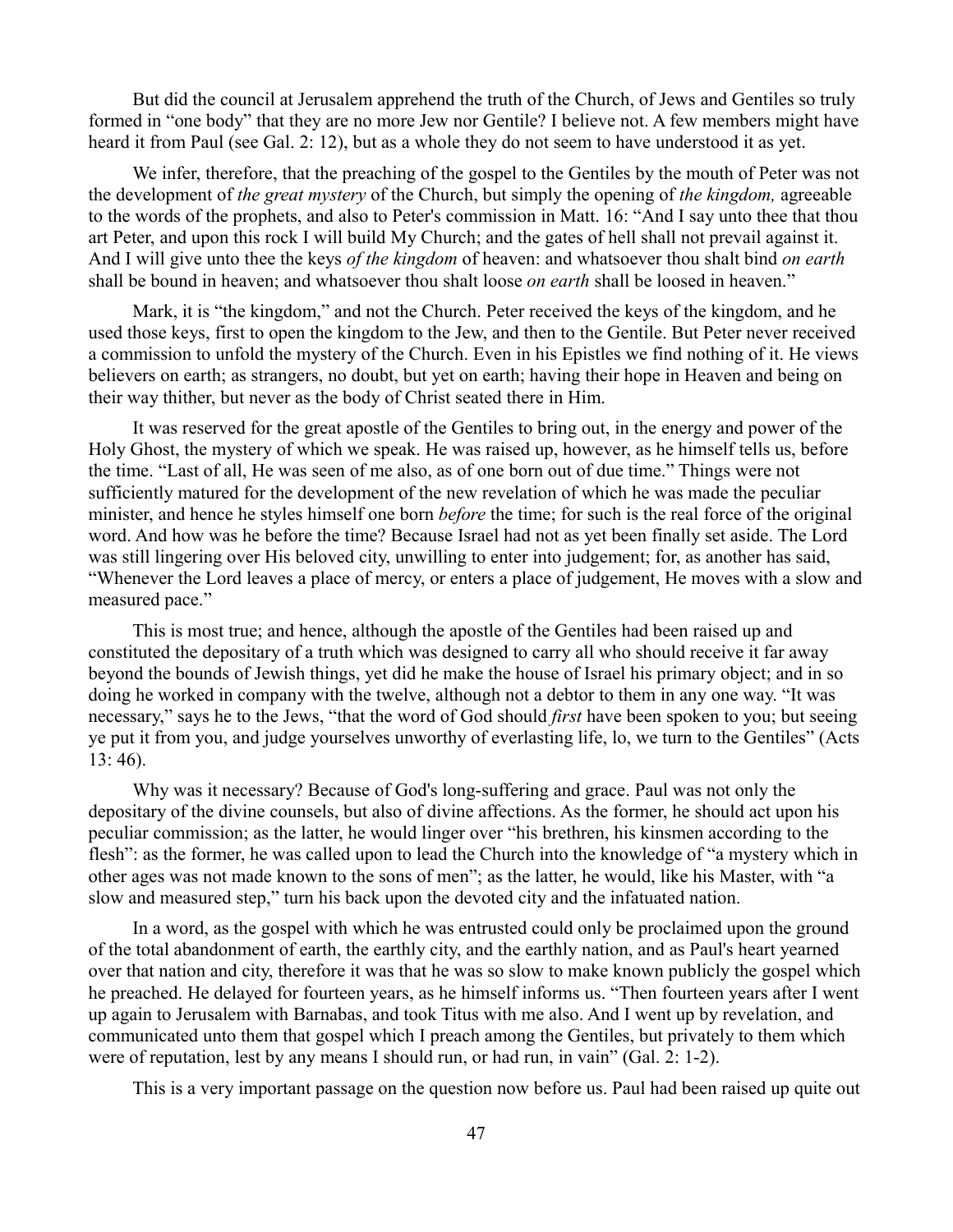But did the council at Jerusalem apprehend the truth of the Church, of Jews and Gentiles so truly formed in "one body" that they are no more Jew nor Gentile? I believe not. A few members might have heard it from Paul (see Gal. 2: 12), but as a whole they do not seem to have understood it as yet.

We infer, therefore, that the preaching of the gospel to the Gentiles by the mouth of Peter was not the development of *the great mystery* of the Church, but simply the opening of *the kingdom,* agreeable to the words of the prophets, and also to Peter's commission in Matt. 16: "And I say unto thee that thou art Peter, and upon this rock I will build My Church; and the gates of hell shall not prevail against it. And I will give unto thee the keys *of the kingdom* of heaven: and whatsoever thou shalt bind *on earth* shall be bound in heaven; and whatsoever thou shalt loose *on earth* shall be loosed in heaven."

Mark, it is "the kingdom," and not the Church. Peter received the keys of the kingdom, and he used those keys, first to open the kingdom to the Jew, and then to the Gentile. But Peter never received a commission to unfold the mystery of the Church. Even in his Epistles we find nothing of it. He views believers on earth; as strangers, no doubt, but yet on earth; having their hope in Heaven and being on their way thither, but never as the body of Christ seated there in Him.

It was reserved for the great apostle of the Gentiles to bring out, in the energy and power of the Holy Ghost, the mystery of which we speak. He was raised up, however, as he himself tells us, before the time. "Last of all, He was seen of me also, as of one born out of due time." Things were not sufficiently matured for the development of the new revelation of which he was made the peculiar minister, and hence he styles himself one born *before* the time; for such is the real force of the original word. And how was he before the time? Because Israel had not as yet been finally set aside. The Lord was still lingering over His beloved city, unwilling to enter into judgement; for, as another has said, "Whenever the Lord leaves a place of mercy, or enters a place of judgement, He moves with a slow and measured pace."

This is most true; and hence, although the apostle of the Gentiles had been raised up and constituted the depositary of a truth which was designed to carry all who should receive it far away beyond the bounds of Jewish things, yet did he make the house of Israel his primary object; and in so doing he worked in company with the twelve, although not a debtor to them in any one way. "It was necessary," says he to the Jews, "that the word of God should *first* have been spoken to you; but seeing ye put it from you, and judge yourselves unworthy of everlasting life, lo, we turn to the Gentiles" (Acts 13: 46).

Why was it necessary? Because of God's long-suffering and grace. Paul was not only the depositary of the divine counsels, but also of divine affections. As the former, he should act upon his peculiar commission; as the latter, he would linger over "his brethren, his kinsmen according to the flesh": as the former, he was called upon to lead the Church into the knowledge of "a mystery which in other ages was not made known to the sons of men"; as the latter, he would, like his Master, with "a slow and measured step," turn his back upon the devoted city and the infatuated nation.

In a word, as the gospel with which he was entrusted could only be proclaimed upon the ground of the total abandonment of earth, the earthly city, and the earthly nation, and as Paul's heart yearned over that nation and city, therefore it was that he was so slow to make known publicly the gospel which he preached. He delayed for fourteen years, as he himself informs us. "Then fourteen years after I went up again to Jerusalem with Barnabas, and took Titus with me also. And I went up by revelation, and communicated unto them that gospel which I preach among the Gentiles, but privately to them which were of reputation, lest by any means I should run, or had run, in vain" (Gal. 2: 1-2).

This is a very important passage on the question now before us. Paul had been raised up quite out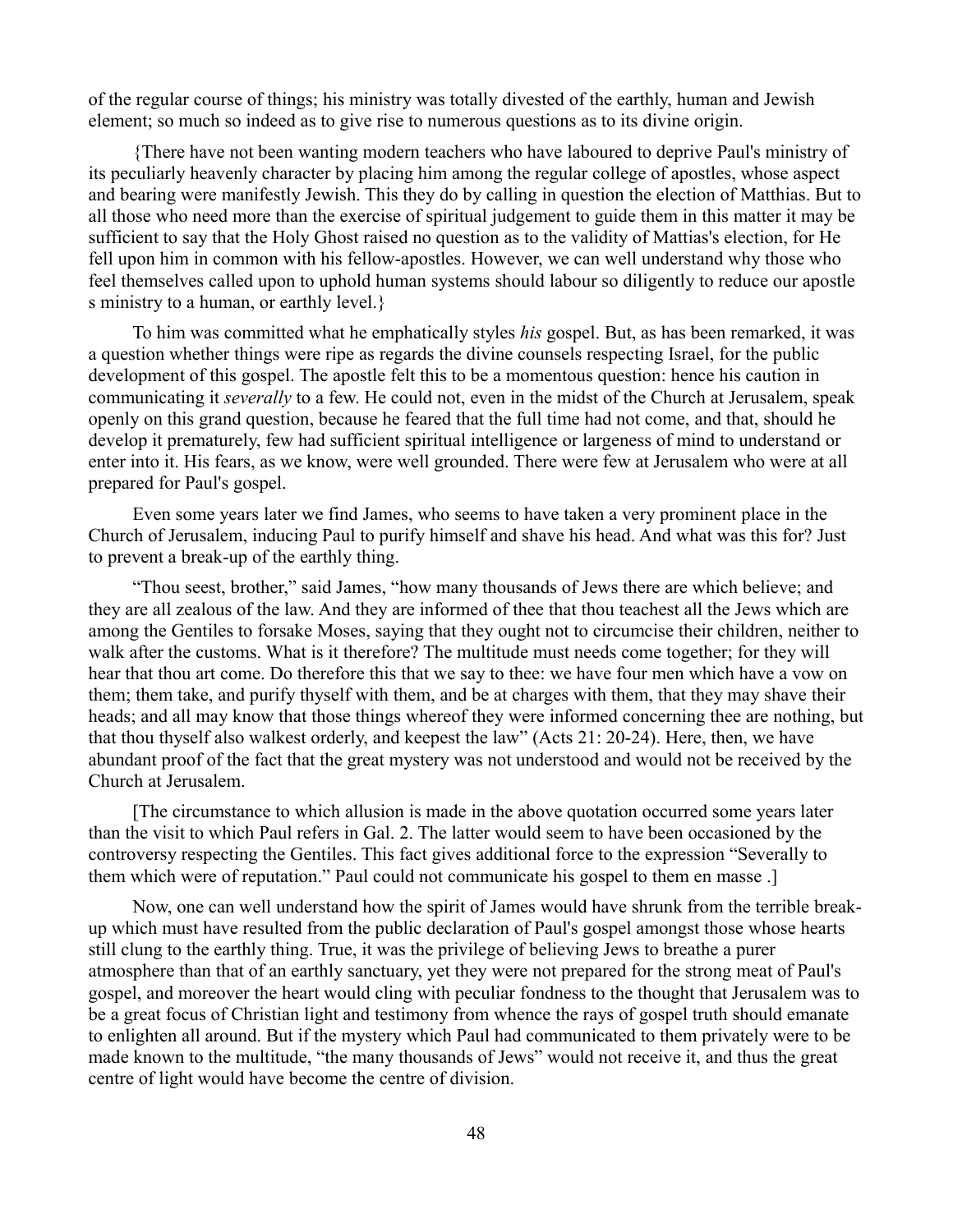of the regular course of things; his ministry was totally divested of the earthly, human and Jewish element; so much so indeed as to give rise to numerous questions as to its divine origin.

{There have not been wanting modern teachers who have laboured to deprive Paul's ministry of its peculiarly heavenly character by placing him among the regular college of apostles, whose aspect and bearing were manifestly Jewish. This they do by calling in question the election of Matthias. But to all those who need more than the exercise of spiritual judgement to guide them in this matter it may be sufficient to say that the Holy Ghost raised no question as to the validity of Mattias's election, for He fell upon him in common with his fellow-apostles. However, we can well understand why those who feel themselves called upon to uphold human systems should labour so diligently to reduce our apostle s ministry to a human, or earthly level.}

To him was committed what he emphatically styles *his* gospel. But, as has been remarked, it was a question whether things were ripe as regards the divine counsels respecting Israel, for the public development of this gospel. The apostle felt this to be a momentous question: hence his caution in communicating it *severally* to a few. He could not, even in the midst of the Church at Jerusalem, speak openly on this grand question, because he feared that the full time had not come, and that, should he develop it prematurely, few had sufficient spiritual intelligence or largeness of mind to understand or enter into it. His fears, as we know, were well grounded. There were few at Jerusalem who were at all prepared for Paul's gospel.

Even some years later we find James, who seems to have taken a very prominent place in the Church of Jerusalem, inducing Paul to purify himself and shave his head. And what was this for? Just to prevent a break-up of the earthly thing.

"Thou seest, brother," said James, "how many thousands of Jews there are which believe; and they are all zealous of the law. And they are informed of thee that thou teachest all the Jews which are among the Gentiles to forsake Moses, saying that they ought not to circumcise their children, neither to walk after the customs. What is it therefore? The multitude must needs come together; for they will hear that thou art come. Do therefore this that we say to thee: we have four men which have a vow on them; them take, and purify thyself with them, and be at charges with them, that they may shave their heads; and all may know that those things whereof they were informed concerning thee are nothing, but that thou thyself also walkest orderly, and keepest the law" (Acts 21: 20-24). Here, then, we have abundant proof of the fact that the great mystery was not understood and would not be received by the Church at Jerusalem.

[The circumstance to which allusion is made in the above quotation occurred some years later than the visit to which Paul refers in Gal. 2. The latter would seem to have been occasioned by the controversy respecting the Gentiles. This fact gives additional force to the expression "Severally to them which were of reputation." Paul could not communicate his gospel to them en masse .]

Now, one can well understand how the spirit of James would have shrunk from the terrible break-up which must have resulted from the public declaration of Paul's gospel amongst those whose hearts still clung to the earthly thing. True, it was the privilege of believing Jews to breathe a purer atmosphere than that of an earthly sanctuary, yet they were not prepared for the strong meat of Paul's gospel, and moreover the heart would cling with peculiar fondness to the thought that Jerusalem was to be a great focus of Christian light and testimony from whence the rays of gospel truth should emanate to enlighten all around. But if the mystery which Paul had communicated to them privately were to be made known to the multitude, "the many thousands of Jews" would not receive it, and thus the great centre of light would have become the centre of division.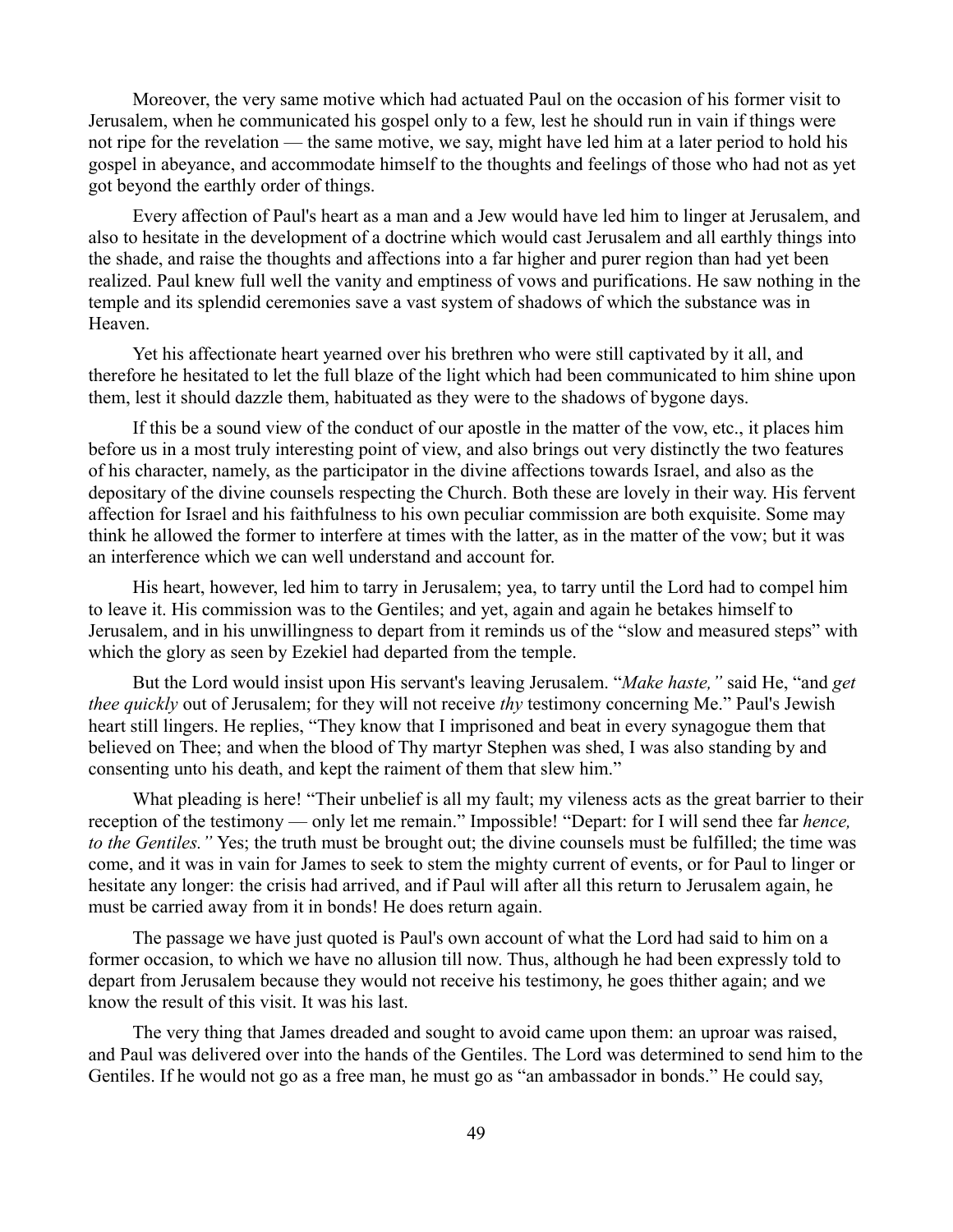Moreover, the very same motive which had actuated Paul on the occasion of his former visit to Jerusalem, when he communicated his gospel only to a few, lest he should run in vain if things were not ripe for the revelation — the same motive, we say, might have led him at a later period to hold his gospel in abeyance, and accommodate himself to the thoughts and feelings of those who had not as yet got beyond the earthly order of things.

Every affection of Paul's heart as a man and a Jew would have led him to linger at Jerusalem, and also to hesitate in the development of a doctrine which would cast Jerusalem and all earthly things into the shade, and raise the thoughts and affections into a far higher and purer region than had yet been realized. Paul knew full well the vanity and emptiness of vows and purifications. He saw nothing in the temple and its splendid ceremonies save a vast system of shadows of which the substance was in Heaven.

Yet his affectionate heart yearned over his brethren who were still captivated by it all, and therefore he hesitated to let the full blaze of the light which had been communicated to him shine upon them, lest it should dazzle them, habituated as they were to the shadows of bygone days.

If this be a sound view of the conduct of our apostle in the matter of the vow, etc., it places him before us in a most truly interesting point of view, and also brings out very distinctly the two features of his character, namely, as the participator in the divine affections towards Israel, and also as the depositary of the divine counsels respecting the Church. Both these are lovely in their way. His fervent affection for Israel and his faithfulness to his own peculiar commission are both exquisite. Some may think he allowed the former to interfere at times with the latter, as in the matter of the vow; but it was an interference which we can well understand and account for.

His heart, however, led him to tarry in Jerusalem; yea, to tarry until the Lord had to compel him to leave it. His commission was to the Gentiles; and yet, again and again he betakes himself to Jerusalem, and in his unwillingness to depart from it reminds us of the "slow and measured steps" with which the glory as seen by Ezekiel had departed from the temple.

But the Lord would insist upon His servant's leaving Jerusalem. "*Make haste,"* said He, "and *get thee quickly* out of Jerusalem; for they will not receive *thy* testimony concerning Me." Paul's Jewish heart still lingers. He replies, "They know that I imprisoned and beat in every synagogue them that believed on Thee; and when the blood of Thy martyr Stephen was shed, I was also standing by and consenting unto his death, and kept the raiment of them that slew him."

What pleading is here! "Their unbelief is all my fault; my vileness acts as the great barrier to their reception of the testimony — only let me remain." Impossible! "Depart: for I will send thee far *hence, to the Gentiles."* Yes; the truth must be brought out; the divine counsels must be fulfilled; the time was come, and it was in vain for James to seek to stem the mighty current of events, or for Paul to linger or hesitate any longer: the crisis had arrived, and if Paul will after all this return to Jerusalem again, he must be carried away from it in bonds! He does return again.

The passage we have just quoted is Paul's own account of what the Lord had said to him on a former occasion, to which we have no allusion till now. Thus, although he had been expressly told to depart from Jerusalem because they would not receive his testimony, he goes thither again; and we know the result of this visit. It was his last.

The very thing that James dreaded and sought to avoid came upon them: an uproar was raised, and Paul was delivered over into the hands of the Gentiles. The Lord was determined to send him to the Gentiles. If he would not go as a free man, he must go as "an ambassador in bonds." He could say,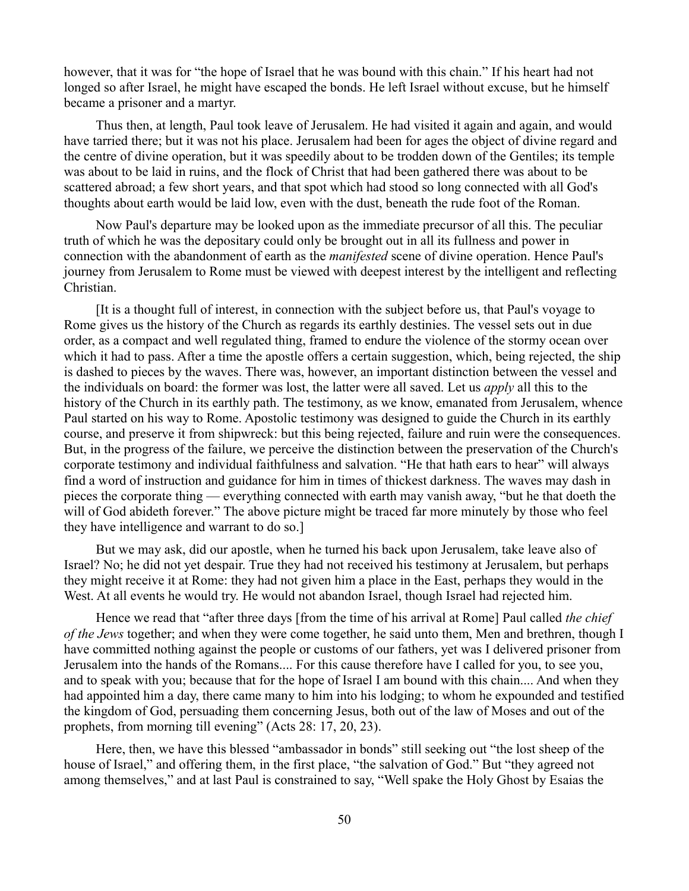however, that it was for "the hope of Israel that he was bound with this chain." If his heart had not longed so after Israel, he might have escaped the bonds. He left Israel without excuse, but he himself became a prisoner and a martyr.

Thus then, at length, Paul took leave of Jerusalem. He had visited it again and again, and would have tarried there; but it was not his place. Jerusalem had been for ages the object of divine regard and the centre of divine operation, but it was speedily about to be trodden down of the Gentiles; its temple was about to be laid in ruins, and the flock of Christ that had been gathered there was about to be scattered abroad; a few short years, and that spot which had stood so long connected with all God's thoughts about earth would be laid low, even with the dust, beneath the rude foot of the Roman.

Now Paul's departure may be looked upon as the immediate precursor of all this. The peculiar truth of which he was the depositary could only be brought out in all its fullness and power in connection with the abandonment of earth as the *manifested* scene of divine operation. Hence Paul's journey from Jerusalem to Rome must be viewed with deepest interest by the intelligent and reflecting Christian.

[It is a thought full of interest, in connection with the subject before us, that Paul's voyage to Rome gives us the history of the Church as regards its earthly destinies. The vessel sets out in due order, as a compact and well regulated thing, framed to endure the violence of the stormy ocean over which it had to pass. After a time the apostle offers a certain suggestion, which, being rejected, the ship is dashed to pieces by the waves. There was, however, an important distinction between the vessel and the individuals on board: the former was lost, the latter were all saved. Let us *apply* all this to the history of the Church in its earthly path. The testimony, as we know, emanated from Jerusalem, whence Paul started on his way to Rome. Apostolic testimony was designed to guide the Church in its earthly course, and preserve it from shipwreck: but this being rejected, failure and ruin were the consequences. But, in the progress of the failure, we perceive the distinction between the preservation of the Church's corporate testimony and individual faithfulness and salvation. "He that hath ears to hear" will always find a word of instruction and guidance for him in times of thickest darkness. The waves may dash in pieces the corporate thing — everything connected with earth may vanish away, "but he that doeth the will of God abideth forever." The above picture might be traced far more minutely by those who feel they have intelligence and warrant to do so.]

But we may ask, did our apostle, when he turned his back upon Jerusalem, take leave also of Israel? No; he did not yet despair. True they had not received his testimony at Jerusalem, but perhaps they might receive it at Rome: they had not given him a place in the East, perhaps they would in the West. At all events he would try. He would not abandon Israel, though Israel had rejected him.

Hence we read that "after three days [from the time of his arrival at Rome] Paul called *the chief of the Jews* together; and when they were come together, he said unto them, Men and brethren, though I have committed nothing against the people or customs of our fathers, yet was I delivered prisoner from Jerusalem into the hands of the Romans.... For this cause therefore have I called for you, to see you, and to speak with you; because that for the hope of Israel I am bound with this chain.... And when they had appointed him a day, there came many to him into his lodging; to whom he expounded and testified the kingdom of God, persuading them concerning Jesus, both out of the law of Moses and out of the prophets, from morning till evening" (Acts 28: 17, 20, 23).

Here, then, we have this blessed "ambassador in bonds" still seeking out "the lost sheep of the house of Israel," and offering them, in the first place, "the salvation of God." But "they agreed not among themselves," and at last Paul is constrained to say, "Well spake the Holy Ghost by Esaias the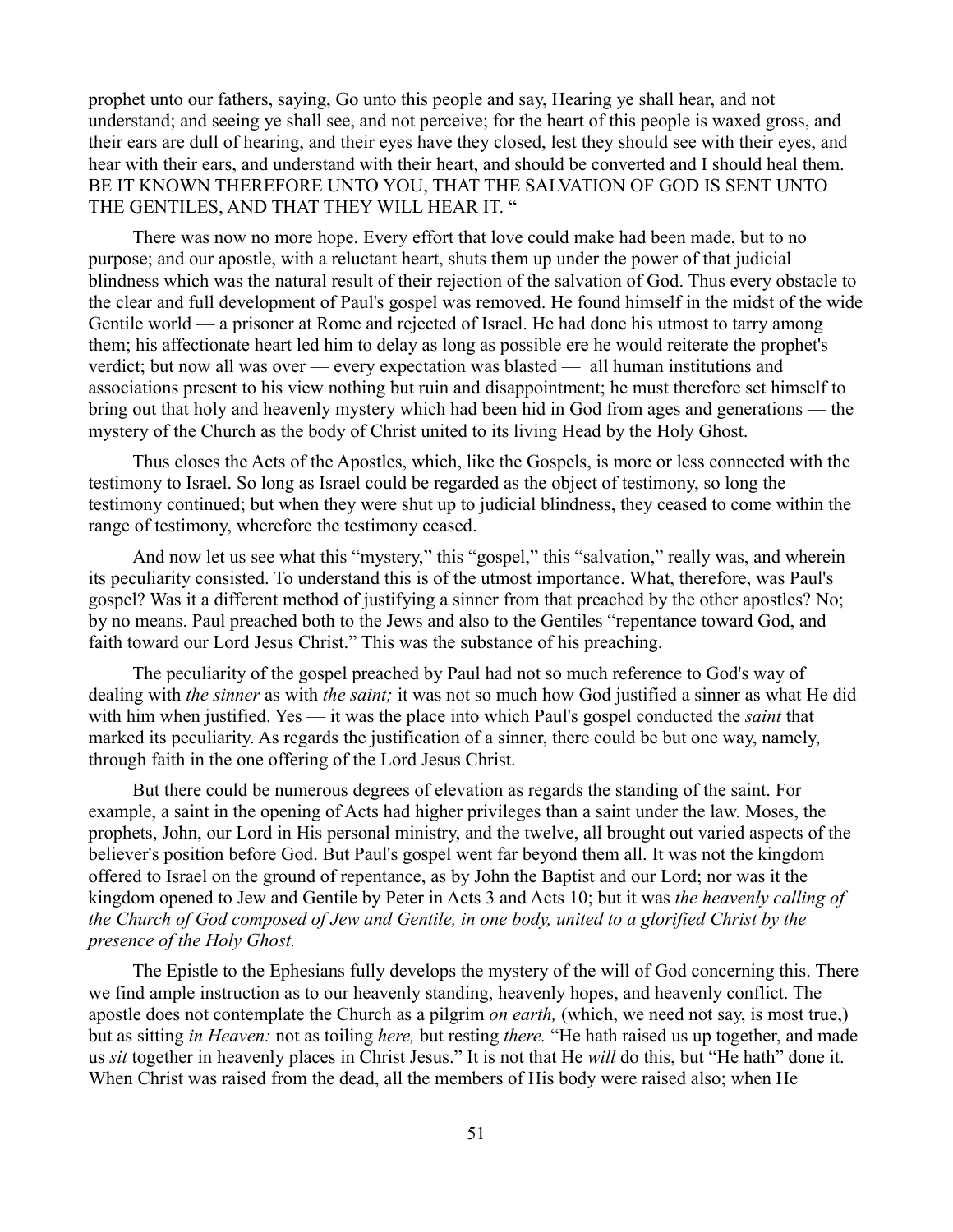prophet unto our fathers, saying, Go unto this people and say, Hearing ye shall hear, and not understand; and seeing ye shall see, and not perceive; for the heart of this people is waxed gross, and their ears are dull of hearing, and their eyes have they closed, lest they should see with their eyes, and hear with their ears, and understand with their heart, and should be converted and I should heal them. BE IT KNOWN THEREFORE UNTO YOU, THAT THE SALVATION OF GOD IS SENT UNTO THE GENTILES, AND THAT THEY WILL HEAR IT. "

There was now no more hope. Every effort that love could make had been made, but to no purpose; and our apostle, with a reluctant heart, shuts them up under the power of that judicial blindness which was the natural result of their rejection of the salvation of God. Thus every obstacle to the clear and full development of Paul's gospel was removed. He found himself in the midst of the wide Gentile world — a prisoner at Rome and rejected of Israel. He had done his utmost to tarry among them; his affectionate heart led him to delay as long as possible ere he would reiterate the prophet's verdict; but now all was over — every expectation was blasted — all human institutions and associations present to his view nothing but ruin and disappointment; he must therefore set himself to bring out that holy and heavenly mystery which had been hid in God from ages and generations — the mystery of the Church as the body of Christ united to its living Head by the Holy Ghost.

Thus closes the Acts of the Apostles, which, like the Gospels, is more or less connected with the testimony to Israel. So long as Israel could be regarded as the object of testimony, so long the testimony continued; but when they were shut up to judicial blindness, they ceased to come within the range of testimony, wherefore the testimony ceased.

And now let us see what this "mystery," this "gospel," this "salvation," really was, and wherein its peculiarity consisted. To understand this is of the utmost importance. What, therefore, was Paul's gospel? Was it a different method of justifying a sinner from that preached by the other apostles? No; by no means. Paul preached both to the Jews and also to the Gentiles "repentance toward God, and faith toward our Lord Jesus Christ." This was the substance of his preaching.

The peculiarity of the gospel preached by Paul had not so much reference to God's way of dealing with *the sinner* as with *the saint;* it was not so much how God justified a sinner as what He did with him when justified. Yes — it was the place into which Paul's gospel conducted the *saint* that marked its peculiarity. As regards the justification of a sinner, there could be but one way, namely, through faith in the one offering of the Lord Jesus Christ.

But there could be numerous degrees of elevation as regards the standing of the saint. For example, a saint in the opening of Acts had higher privileges than a saint under the law. Moses, the prophets, John, our Lord in His personal ministry, and the twelve, all brought out varied aspects of the believer's position before God. But Paul's gospel went far beyond them all. It was not the kingdom offered to Israel on the ground of repentance, as by John the Baptist and our Lord; nor was it the kingdom opened to Jew and Gentile by Peter in Acts 3 and Acts 10; but it was *the heavenly calling of the Church of God composed of Jew and Gentile, in one body, united to a glorified Christ by the presence of the Holy Ghost.*

The Epistle to the Ephesians fully develops the mystery of the will of God concerning this. There we find ample instruction as to our heavenly standing, heavenly hopes, and heavenly conflict. The apostle does not contemplate the Church as a pilgrim *on earth,* (which, we need not say, is most true,) but as sitting *in Heaven:* not as toiling *here,* but resting *there.* "He hath raised us up together, and made us *sit* together in heavenly places in Christ Jesus." It is not that He *will* do this, but "He hath" done it. When Christ was raised from the dead, all the members of His body were raised also; when He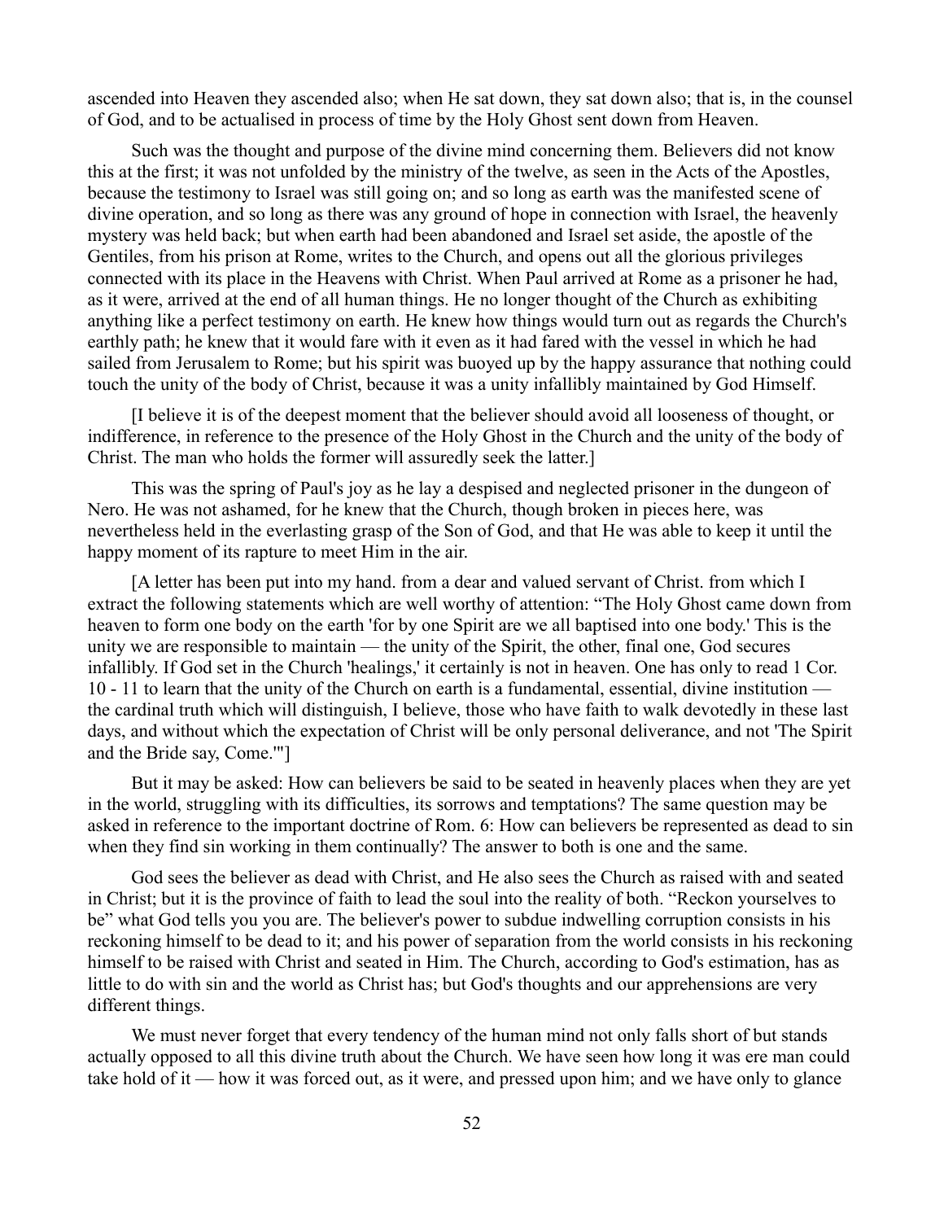ascended into Heaven they ascended also; when He sat down, they sat down also; that is, in the counsel of God, and to be actualised in process of time by the Holy Ghost sent down from Heaven.

Such was the thought and purpose of the divine mind concerning them. Believers did not know this at the first; it was not unfolded by the ministry of the twelve, as seen in the Acts of the Apostles, because the testimony to Israel was still going on; and so long as earth was the manifested scene of divine operation, and so long as there was any ground of hope in connection with Israel, the heavenly mystery was held back; but when earth had been abandoned and Israel set aside, the apostle of the Gentiles, from his prison at Rome, writes to the Church, and opens out all the glorious privileges connected with its place in the Heavens with Christ. When Paul arrived at Rome as a prisoner he had, as it were, arrived at the end of all human things. He no longer thought of the Church as exhibiting anything like a perfect testimony on earth. He knew how things would turn out as regards the Church's earthly path; he knew that it would fare with it even as it had fared with the vessel in which he had sailed from Jerusalem to Rome; but his spirit was buoyed up by the happy assurance that nothing could touch the unity of the body of Christ, because it was a unity infallibly maintained by God Himself.

[I believe it is of the deepest moment that the believer should avoid all looseness of thought, or indifference, in reference to the presence of the Holy Ghost in the Church and the unity of the body of Christ. The man who holds the former will assuredly seek the latter.]

This was the spring of Paul's joy as he lay a despised and neglected prisoner in the dungeon of Nero. He was not ashamed, for he knew that the Church, though broken in pieces here, was nevertheless held in the everlasting grasp of the Son of God, and that He was able to keep it until the happy moment of its rapture to meet Him in the air.

[A letter has been put into my hand. from a dear and valued servant of Christ. from which I extract the following statements which are well worthy of attention: "The Holy Ghost came down from heaven to form one body on the earth 'for by one Spirit are we all baptised into one body.' This is the unity we are responsible to maintain — the unity of the Spirit, the other, final one, God secures infallibly. If God set in the Church 'healings,' it certainly is not in heaven. One has only to read 1 Cor. 10 - 11 to learn that the unity of the Church on earth is a fundamental, essential, divine institution — the cardinal truth which will distinguish, I believe, those who have faith to walk devotedly in these last days, and without which the expectation of Christ will be only personal deliverance, and not 'The Spirit and the Bride say, Come.'"]

But it may be asked: How can believers be said to be seated in heavenly places when they are yet in the world, struggling with its difficulties, its sorrows and temptations? The same question may be asked in reference to the important doctrine of Rom. 6: How can believers be represented as dead to sin when they find sin working in them continually? The answer to both is one and the same.

God sees the believer as dead with Christ, and He also sees the Church as raised with and seated in Christ; but it is the province of faith to lead the soul into the reality of both. "Reckon yourselves to be" what God tells you you are. The believer's power to subdue indwelling corruption consists in his reckoning himself to be dead to it; and his power of separation from the world consists in his reckoning himself to be raised with Christ and seated in Him. The Church, according to God's estimation, has as little to do with sin and the world as Christ has; but God's thoughts and our apprehensions are very different things.

We must never forget that every tendency of the human mind not only falls short of but stands actually opposed to all this divine truth about the Church. We have seen how long it was ere man could take hold of it — how it was forced out, as it were, and pressed upon him; and we have only to glance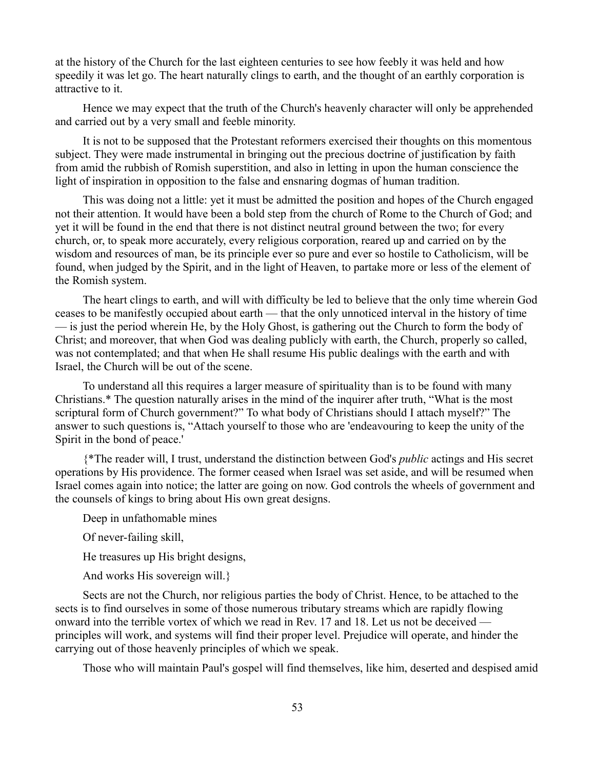at the history of the Church for the last eighteen centuries to see how feebly it was held and how speedily it was let go. The heart naturally clings to earth, and the thought of an earthly corporation is attractive to it.

Hence we may expect that the truth of the Church's heavenly character will only be apprehended and carried out by a very small and feeble minority.

It is not to be supposed that the Protestant reformers exercised their thoughts on this momentous subject. They were made instrumental in bringing out the precious doctrine of justification by faith from amid the rubbish of Romish superstition, and also in letting in upon the human conscience the light of inspiration in opposition to the false and ensnaring dogmas of human tradition.

This was doing not a little: yet it must be admitted the position and hopes of the Church engaged not their attention. It would have been a bold step from the church of Rome to the Church of God; and yet it will be found in the end that there is not distinct neutral ground between the two; for every church, or, to speak more accurately, every religious corporation, reared up and carried on by the wisdom and resources of man, be its principle ever so pure and ever so hostile to Catholicism, will be found, when judged by the Spirit, and in the light of Heaven, to partake more or less of the element of the Romish system.

The heart clings to earth, and will with difficulty be led to believe that the only time wherein God ceases to be manifestly occupied about earth — that the only unnoticed interval in the history of time — is just the period wherein He, by the Holy Ghost, is gathering out the Church to form the body of Christ; and moreover, that when God was dealing publicly with earth, the Church, properly so called, was not contemplated; and that when He shall resume His public dealings with the earth and with Israel, the Church will be out of the scene.

To understand all this requires a larger measure of spirituality than is to be found with many Christians.* The question naturally arises in the mind of the inquirer after truth, "What is the most scriptural form of Church government?" To what body of Christians should I attach myself?" The answer to such questions is, "Attach yourself to those who are 'endeavouring to keep the unity of the Spirit in the bond of peace.'

{*The reader will, I trust, understand the distinction between God's *public* actings and His secret operations by His providence. The former ceased when Israel was set aside, and will be resumed when Israel comes again into notice; the latter are going on now. God controls the wheels of government and the counsels of kings to bring about His own great designs.

Deep in unfathomable mines

Of never-failing skill,

He treasures up His bright designs,

And works His sovereign will.}

Sects are not the Church, nor religious parties the body of Christ. Hence, to be attached to the sects is to find ourselves in some of those numerous tributary streams which are rapidly flowing onward into the terrible vortex of which we read in Rev. 17 and 18. Let us not be deceived — principles will work, and systems will find their proper level. Prejudice will operate, and hinder the carrying out of those heavenly principles of which we speak.

Those who will maintain Paul's gospel will find themselves, like him, deserted and despised amid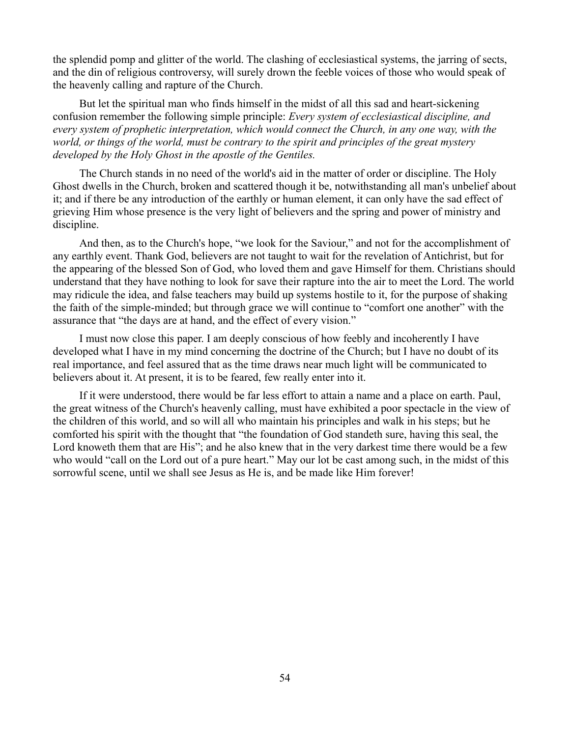the splendid pomp and glitter of the world. The clashing of ecclesiastical systems, the jarring of sects, and the din of religious controversy, will surely drown the feeble voices of those who would speak of the heavenly calling and rapture of the Church.

But let the spiritual man who finds himself in the midst of all this sad and heart-sickening confusion remember the following simple principle: *Every system of ecclesiastical discipline, and every system of prophetic interpretation, which would connect the Church, in any one way, with the world, or things of the world, must be contrary to the spirit and principles of the great mystery developed by the Holy Ghost in the apostle of the Gentiles.*

The Church stands in no need of the world's aid in the matter of order or discipline. The Holy Ghost dwells in the Church, broken and scattered though it be, notwithstanding all man's unbelief about it; and if there be any introduction of the earthly or human element, it can only have the sad effect of grieving Him whose presence is the very light of believers and the spring and power of ministry and discipline.

And then, as to the Church's hope, "we look for the Saviour," and not for the accomplishment of any earthly event. Thank God, believers are not taught to wait for the revelation of Antichrist, but for the appearing of the blessed Son of God, who loved them and gave Himself for them. Christians should understand that they have nothing to look for save their rapture into the air to meet the Lord. The world may ridicule the idea, and false teachers may build up systems hostile to it, for the purpose of shaking the faith of the simple-minded; but through grace we will continue to "comfort one another" with the assurance that "the days are at hand, and the effect of every vision."

I must now close this paper. I am deeply conscious of how feebly and incoherently I have developed what I have in my mind concerning the doctrine of the Church; but I have no doubt of its real importance, and feel assured that as the time draws near much light will be communicated to believers about it. At present, it is to be feared, few really enter into it.

If it were understood, there would be far less effort to attain a name and a place on earth. Paul, the great witness of the Church's heavenly calling, must have exhibited a poor spectacle in the view of the children of this world, and so will all who maintain his principles and walk in his steps; but he comforted his spirit with the thought that "the foundation of God standeth sure, having this seal, the Lord knoweth them that are His"; and he also knew that in the very darkest time there would be a few who would "call on the Lord out of a pure heart." May our lot be cast among such, in the midst of this sorrowful scene, until we shall see Jesus as He is, and be made like Him forever!